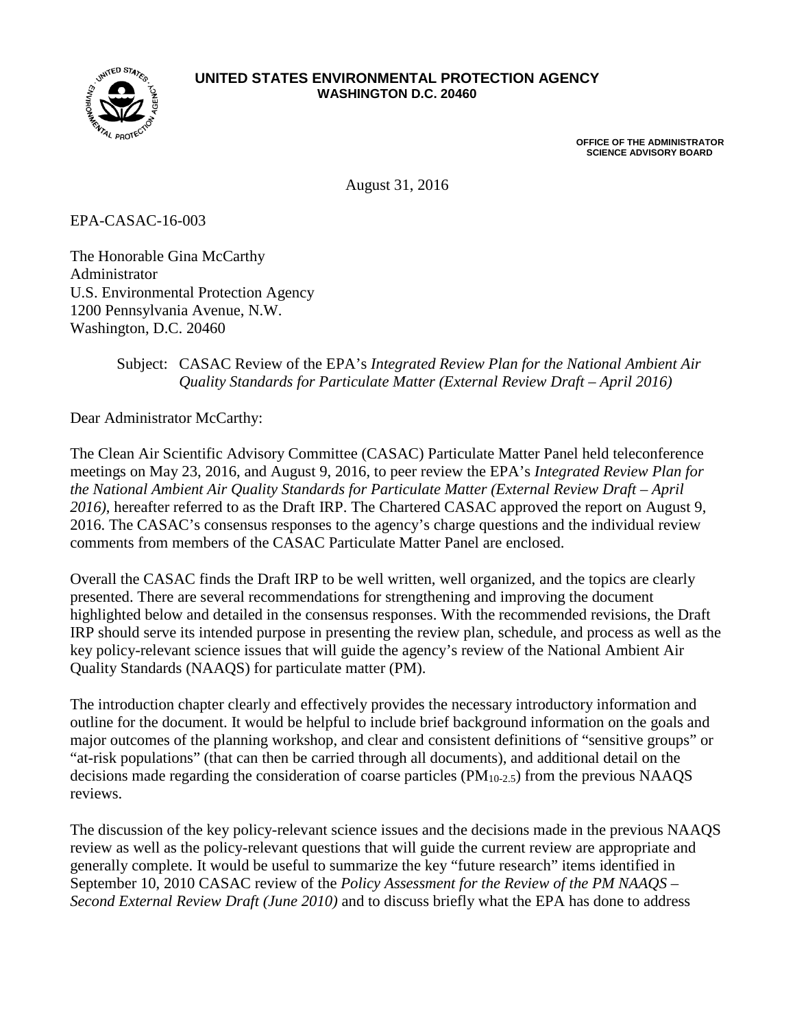**UNITED STATES ENVIRONMENTAL PROTECTION AGENCY**
**WASHINGTON D.C. 20460**

**OFFICE OF THE ADMINISTRATOR**
**SCIENCE ADVISORY BOARD**

August 31, 2016

EPA-CASAC-16-003

The Honorable Gina McCarthy
Administrator
U.S. Environmental Protection Agency
1200 Pennsylvania Avenue, N.W.
Washington, D.C. 20460

Subject: CASAC Review of the EPA's *Integrated Review Plan for the National Ambient Air Quality Standards for Particulate Matter (External Review Draft – April 2016)*

Dear Administrator McCarthy:

The Clean Air Scientific Advisory Committee (CASAC) Particulate Matter Panel held teleconference meetings on May 23, 2016, and August 9, 2016, to peer review the EPA's *Integrated Review Plan for the National Ambient Air Quality Standards for Particulate Matter (External Review Draft – April 2016)*, hereafter referred to as the Draft IRP. The Chartered CASAC approved the report on August 9, 2016. The CASAC's consensus responses to the agency's charge questions and the individual review comments from members of the CASAC Particulate Matter Panel are enclosed.

Overall the CASAC finds the Draft IRP to be well written, well organized, and the topics are clearly presented. There are several recommendations for strengthening and improving the document highlighted below and detailed in the consensus responses. With the recommended revisions, the Draft IRP should serve its intended purpose in presenting the review plan, schedule, and process as well as the key policy-relevant science issues that will guide the agency's review of the National Ambient Air Quality Standards (NAAQS) for particulate matter (PM).

The introduction chapter clearly and effectively provides the necessary introductory information and outline for the document. It would be helpful to include brief background information on the goals and major outcomes of the planning workshop, and clear and consistent definitions of "sensitive groups" or "at-risk populations" (that can then be carried through all documents), and additional detail on the decisions made regarding the consideration of coarse particles ($PM_{10-2.5}$) from the previous NAAQS reviews.

The discussion of the key policy-relevant science issues and the decisions made in the previous NAAQS review as well as the policy-relevant questions that will guide the current review are appropriate and generally complete. It would be useful to summarize the key "future research" items identified in September 10, 2010 CASAC review of the *Policy Assessment for the Review of the PM NAAQS – Second External Review Draft (June 2010)* and to discuss briefly what the EPA has done to address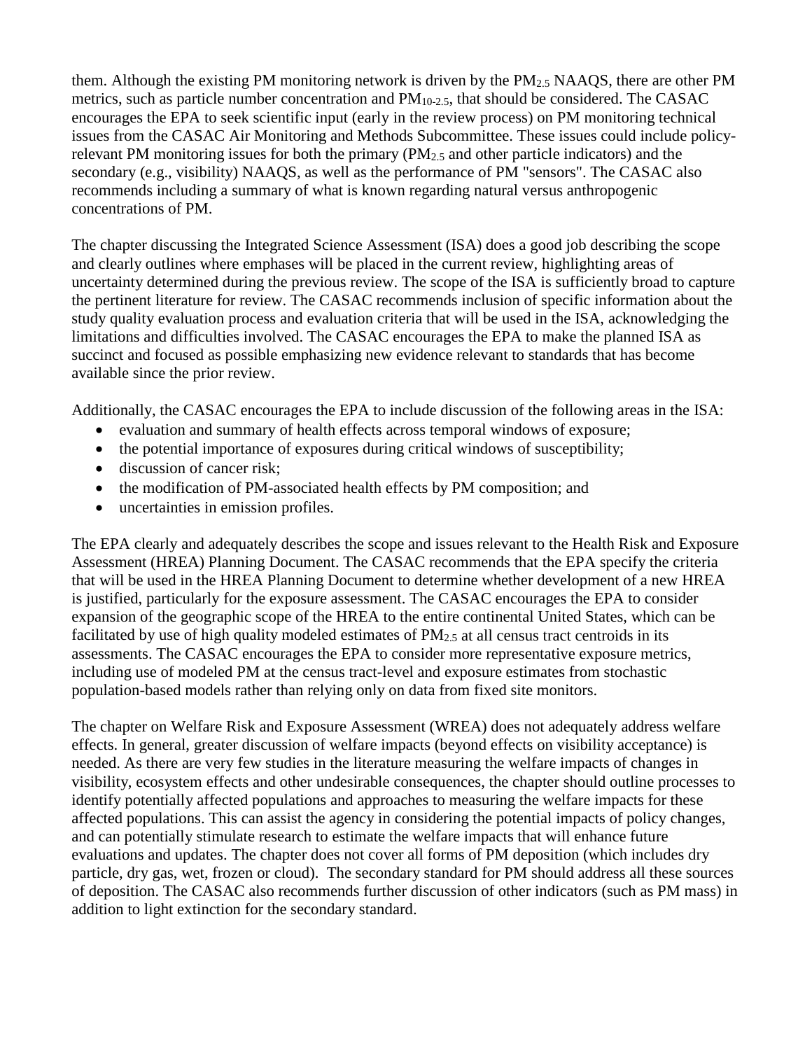them. Although the existing PM monitoring network is driven by the $PM_{2.5}$ NAAQS, there are other PM metrics, such as particle number concentration and $PM_{10-2.5}$, that should be considered. The CASAC encourages the EPA to seek scientific input (early in the review process) on PM monitoring technical issues from the CASAC Air Monitoring and Methods Subcommittee. These issues could include policy-relevant PM monitoring issues for both the primary ($PM_{2.5}$ and other particle indicators) and the secondary (e.g., visibility) NAAQS, as well as the performance of PM "sensors". The CASAC also recommends including a summary of what is known regarding natural versus anthropogenic concentrations of PM.

The chapter discussing the Integrated Science Assessment (ISA) does a good job describing the scope and clearly outlines where emphases will be placed in the current review, highlighting areas of uncertainty determined during the previous review. The scope of the ISA is sufficiently broad to capture the pertinent literature for review. The CASAC recommends inclusion of specific information about the study quality evaluation process and evaluation criteria that will be used in the ISA, acknowledging the limitations and difficulties involved. The CASAC encourages the EPA to make the planned ISA as succinct and focused as possible emphasizing new evidence relevant to standards that has become available since the prior review.

Additionally, the CASAC encourages the EPA to include discussion of the following areas in the ISA:

- evaluation and summary of health effects across temporal windows of exposure;
- the potential importance of exposures during critical windows of susceptibility;
- discussion of cancer risk;
- the modification of PM-associated health effects by PM composition; and
- uncertainties in emission profiles.

The EPA clearly and adequately describes the scope and issues relevant to the Health Risk and Exposure Assessment (HREA) Planning Document. The CASAC recommends that the EPA specify the criteria that will be used in the HREA Planning Document to determine whether development of a new HREA is justified, particularly for the exposure assessment. The CASAC encourages the EPA to consider expansion of the geographic scope of the HREA to the entire continental United States, which can be facilitated by use of high quality modeled estimates of $PM_{2.5}$ at all census tract centroids in its assessments. The CASAC encourages the EPA to consider more representative exposure metrics, including use of modeled PM at the census tract-level and exposure estimates from stochastic population-based models rather than relying only on data from fixed site monitors.

The chapter on Welfare Risk and Exposure Assessment (WREA) does not adequately address welfare effects. In general, greater discussion of welfare impacts (beyond effects on visibility acceptance) is needed. As there are very few studies in the literature measuring the welfare impacts of changes in visibility, ecosystem effects and other undesirable consequences, the chapter should outline processes to identify potentially affected populations and approaches to measuring the welfare impacts for these affected populations. This can assist the agency in considering the potential impacts of policy changes, and can potentially stimulate research to estimate the welfare impacts that will enhance future evaluations and updates. The chapter does not cover all forms of PM deposition (which includes dry particle, dry gas, wet, frozen or cloud). The secondary standard for PM should address all these sources of deposition. The CASAC also recommends further discussion of other indicators (such as PM mass) in addition to light extinction for the secondary standard.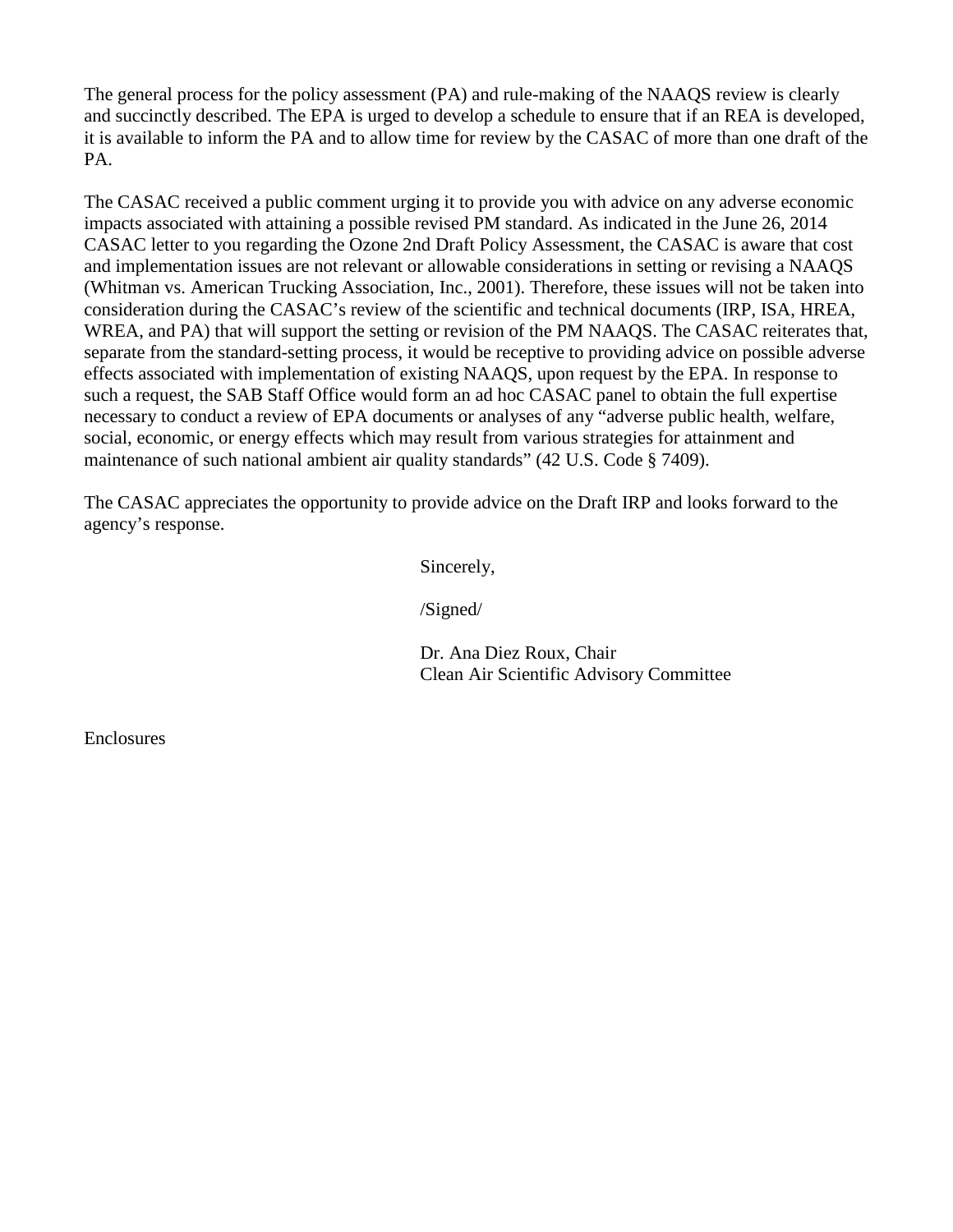The general process for the policy assessment (PA) and rule-making of the NAAQS review is clearly and succinctly described. The EPA is urged to develop a schedule to ensure that if an REA is developed, it is available to inform the PA and to allow time for review by the CASAC of more than one draft of the PA.

The CASAC received a public comment urging it to provide you with advice on any adverse economic impacts associated with attaining a possible revised PM standard. As indicated in the June 26, 2014 CASAC letter to you regarding the Ozone 2nd Draft Policy Assessment, the CASAC is aware that cost and implementation issues are not relevant or allowable considerations in setting or revising a NAAQS (Whitman vs. American Trucking Association, Inc., 2001). Therefore, these issues will not be taken into consideration during the CASAC's review of the scientific and technical documents (IRP, ISA, HREA, WREA, and PA) that will support the setting or revision of the PM NAAQS. The CASAC reiterates that, separate from the standard-setting process, it would be receptive to providing advice on possible adverse effects associated with implementation of existing NAAQS, upon request by the EPA. In response to such a request, the SAB Staff Office would form an ad hoc CASAC panel to obtain the full expertise necessary to conduct a review of EPA documents or analyses of any "adverse public health, welfare, social, economic, or energy effects which may result from various strategies for attainment and maintenance of such national ambient air quality standards" (42 U.S. Code § 7409).

The CASAC appreciates the opportunity to provide advice on the Draft IRP and looks forward to the agency's response.

Sincerely,

/Signed/

Dr. Ana Diez Roux, Chair
Clean Air Scientific Advisory Committee

Enclosures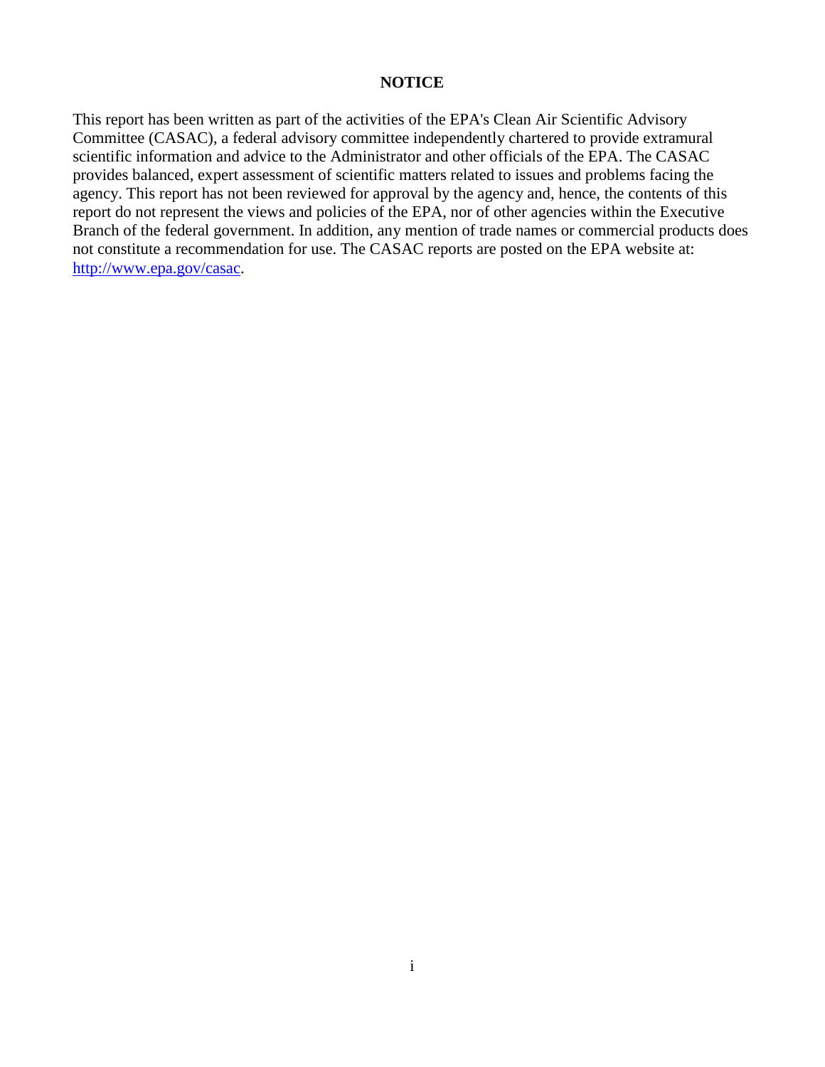**NOTICE**

This report has been written as part of the activities of the EPA's Clean Air Scientific Advisory Committee (CASAC), a federal advisory committee independently chartered to provide extramural scientific information and advice to the Administrator and other officials of the EPA. The CASAC provides balanced, expert assessment of scientific matters related to issues and problems facing the agency. This report has not been reviewed for approval by the agency and, hence, the contents of this report do not represent the views and policies of the EPA, nor of other agencies within the Executive Branch of the federal government. In addition, any mention of trade names or commercial products does not constitute a recommendation for use. The CASAC reports are posted on the EPA website at: [http://www.epa.gov/casac](http://www.epa.gov/casac).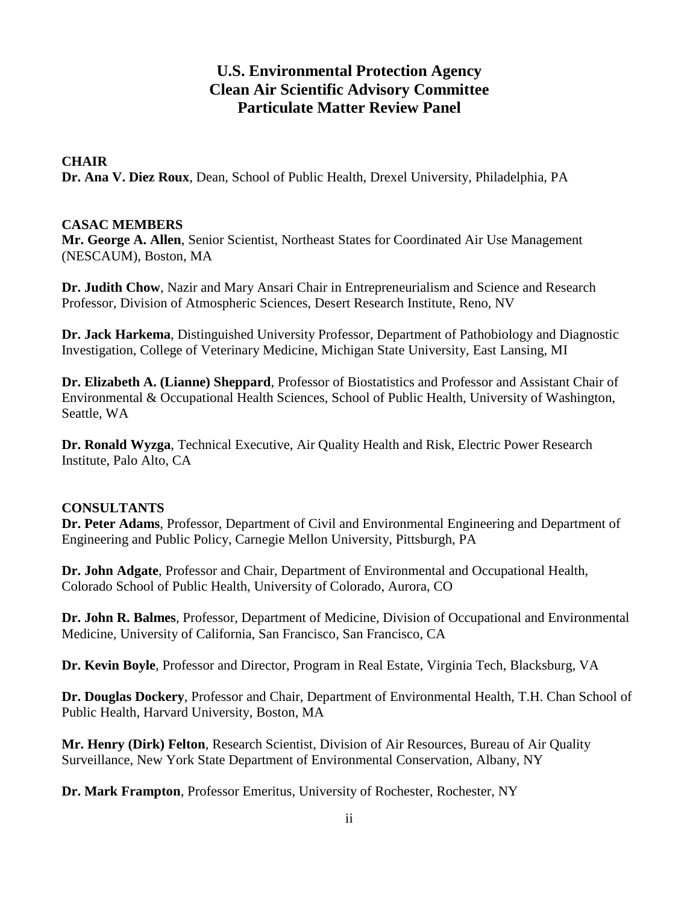# U.S. Environmental Protection Agency
# Clean Air Scientific Advisory Committee
# Particulate Matter Review Panel

**CHAIR**
**Dr. Ana V. Diez Roux**, Dean, School of Public Health, Drexel University, Philadelphia, PA

**CASAC MEMBERS**
**Mr. George A. Allen**, Senior Scientist, Northeast States for Coordinated Air Use Management (NESCAUM), Boston, MA

**Dr. Judith Chow**, Nazir and Mary Ansari Chair in Entrepreneurialism and Science and Research Professor, Division of Atmospheric Sciences, Desert Research Institute, Reno, NV

**Dr. Jack Harkema**, Distinguished University Professor, Department of Pathobiology and Diagnostic Investigation, College of Veterinary Medicine, Michigan State University, East Lansing, MI

**Dr. Elizabeth A. (Lianne) Sheppard**, Professor of Biostatistics and Professor and Assistant Chair of Environmental & Occupational Health Sciences, School of Public Health, University of Washington, Seattle, WA

**Dr. Ronald Wyzga**, Technical Executive, Air Quality Health and Risk, Electric Power Research Institute, Palo Alto, CA

**CONSULTANTS**
**Dr. Peter Adams**, Professor, Department of Civil and Environmental Engineering and Department of Engineering and Public Policy, Carnegie Mellon University, Pittsburgh, PA

**Dr. John Adgate**, Professor and Chair, Department of Environmental and Occupational Health, Colorado School of Public Health, University of Colorado, Aurora, CO

**Dr. John R. Balmes**, Professor, Department of Medicine, Division of Occupational and Environmental Medicine, University of California, San Francisco, San Francisco, CA

**Dr. Kevin Boyle**, Professor and Director, Program in Real Estate, Virginia Tech, Blacksburg, VA

**Dr. Douglas Dockery**, Professor and Chair, Department of Environmental Health, T.H. Chan School of Public Health, Harvard University, Boston, MA

**Mr. Henry (Dirk) Felton**, Research Scientist, Division of Air Resources, Bureau of Air Quality Surveillance, New York State Department of Environmental Conservation, Albany, NY

**Dr. Mark Frampton**, Professor Emeritus, University of Rochester, Rochester, NY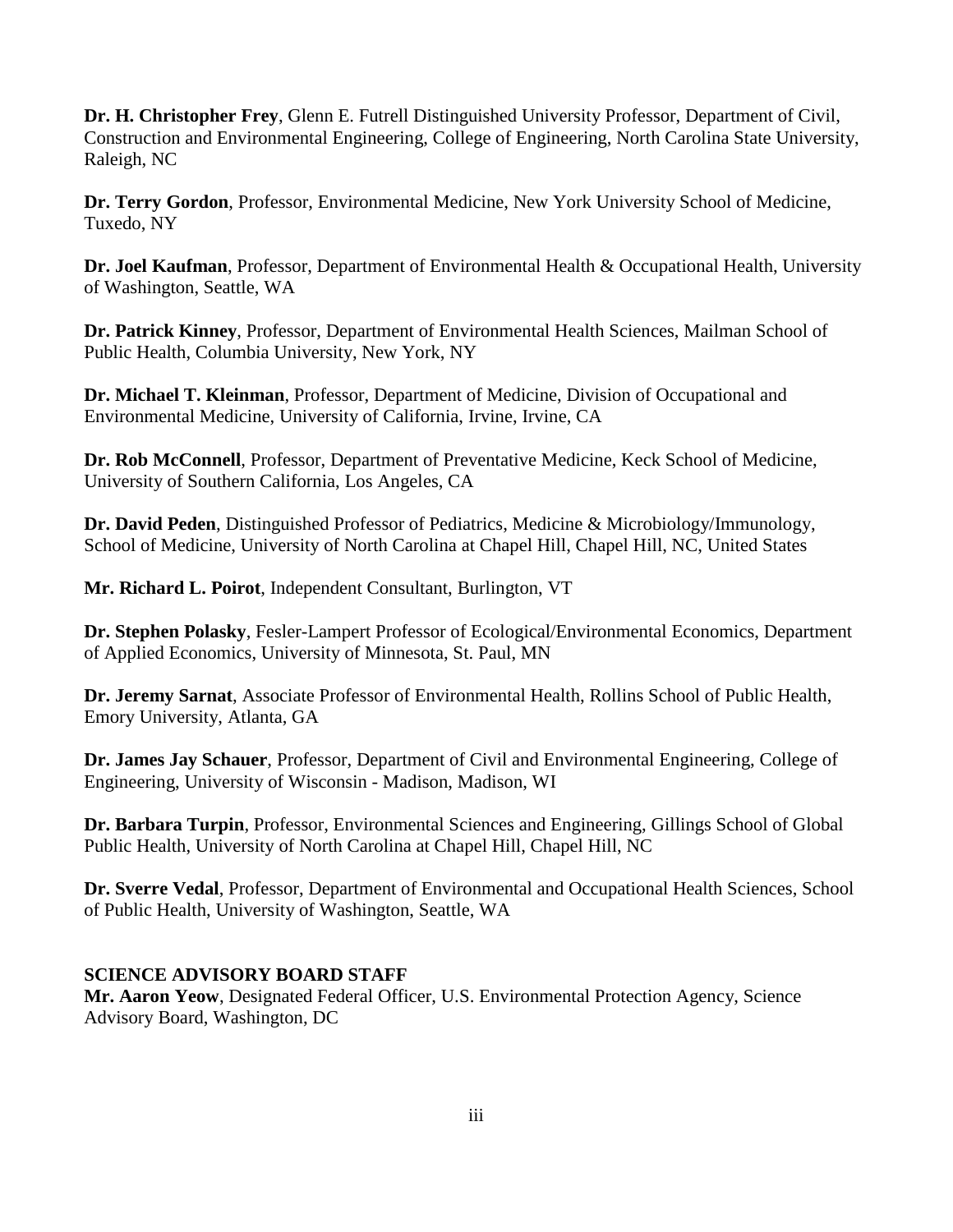**Dr. H. Christopher Frey**, Glenn E. Futrell Distinguished University Professor, Department of Civil, Construction and Environmental Engineering, College of Engineering, North Carolina State University, Raleigh, NC

**Dr. Terry Gordon**, Professor, Environmental Medicine, New York University School of Medicine, Tuxedo, NY

**Dr. Joel Kaufman**, Professor, Department of Environmental Health & Occupational Health, University of Washington, Seattle, WA

**Dr. Patrick Kinney**, Professor, Department of Environmental Health Sciences, Mailman School of Public Health, Columbia University, New York, NY

**Dr. Michael T. Kleinman**, Professor, Department of Medicine, Division of Occupational and Environmental Medicine, University of California, Irvine, Irvine, CA

**Dr. Rob McConnell**, Professor, Department of Preventative Medicine, Keck School of Medicine, University of Southern California, Los Angeles, CA

**Dr. David Peden**, Distinguished Professor of Pediatrics, Medicine & Microbiology/Immunology, School of Medicine, University of North Carolina at Chapel Hill, Chapel Hill, NC, United States

**Mr. Richard L. Poirot**, Independent Consultant, Burlington, VT

**Dr. Stephen Polasky**, Fesler-Lampert Professor of Ecological/Environmental Economics, Department of Applied Economics, University of Minnesota, St. Paul, MN

**Dr. Jeremy Sarnat**, Associate Professor of Environmental Health, Rollins School of Public Health, Emory University, Atlanta, GA

**Dr. James Jay Schauer**, Professor, Department of Civil and Environmental Engineering, College of Engineering, University of Wisconsin - Madison, Madison, WI

**Dr. Barbara Turpin**, Professor, Environmental Sciences and Engineering, Gillings School of Global Public Health, University of North Carolina at Chapel Hill, Chapel Hill, NC

**Dr. Sverre Vedal**, Professor, Department of Environmental and Occupational Health Sciences, School of Public Health, University of Washington, Seattle, WA

**SCIENCE ADVISORY BOARD STAFF**

**Mr. Aaron Yeow**, Designated Federal Officer, U.S. Environmental Protection Agency, Science Advisory Board, Washington, DC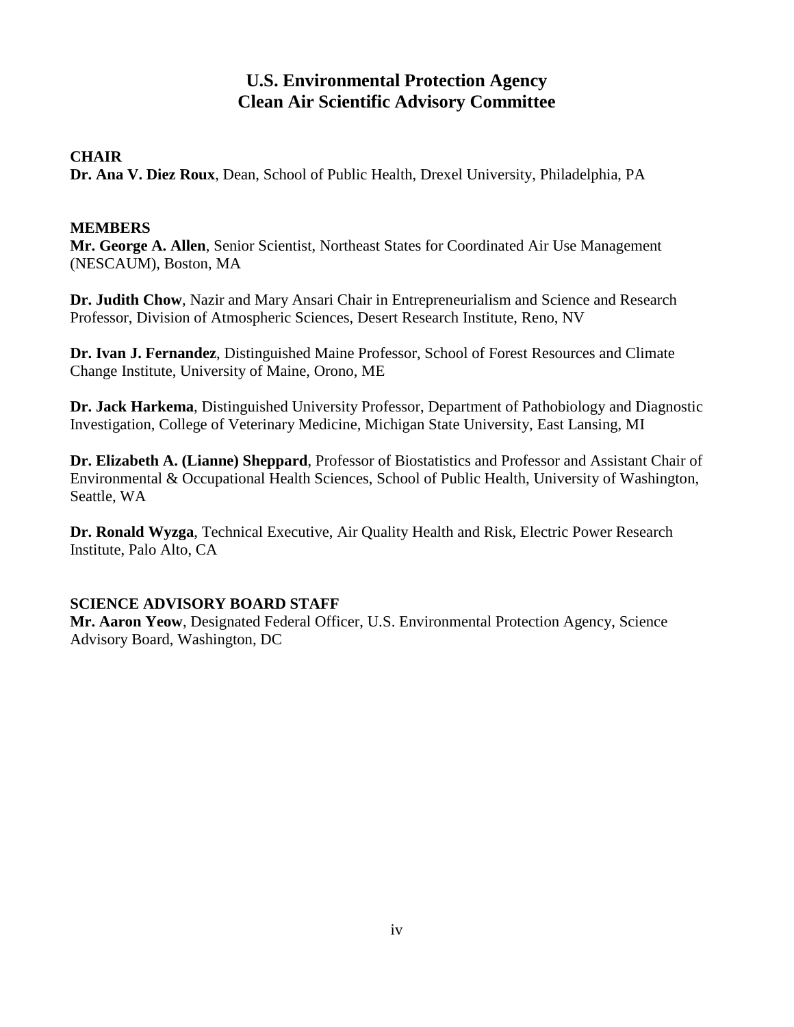# U.S. Environmental Protection Agency
# Clean Air Scientific Advisory Committee

**CHAIR**
**Dr. Ana V. Diez Roux**, Dean, School of Public Health, Drexel University, Philadelphia, PA

**MEMBERS**
**Mr. George A. Allen**, Senior Scientist, Northeast States for Coordinated Air Use Management (NESCAUM), Boston, MA

**Dr. Judith Chow**, Nazir and Mary Ansari Chair in Entrepreneurialism and Science and Research Professor, Division of Atmospheric Sciences, Desert Research Institute, Reno, NV

**Dr. Ivan J. Fernandez**, Distinguished Maine Professor, School of Forest Resources and Climate Change Institute, University of Maine, Orono, ME

**Dr. Jack Harkema**, Distinguished University Professor, Department of Pathobiology and Diagnostic Investigation, College of Veterinary Medicine, Michigan State University, East Lansing, MI

**Dr. Elizabeth A. (Lianne) Sheppard**, Professor of Biostatistics and Professor and Assistant Chair of Environmental & Occupational Health Sciences, School of Public Health, University of Washington, Seattle, WA

**Dr. Ronald Wyzga**, Technical Executive, Air Quality Health and Risk, Electric Power Research Institute, Palo Alto, CA

**SCIENCE ADVISORY BOARD STAFF**
**Mr. Aaron Yeow**, Designated Federal Officer, U.S. Environmental Protection Agency, Science Advisory Board, Washington, DC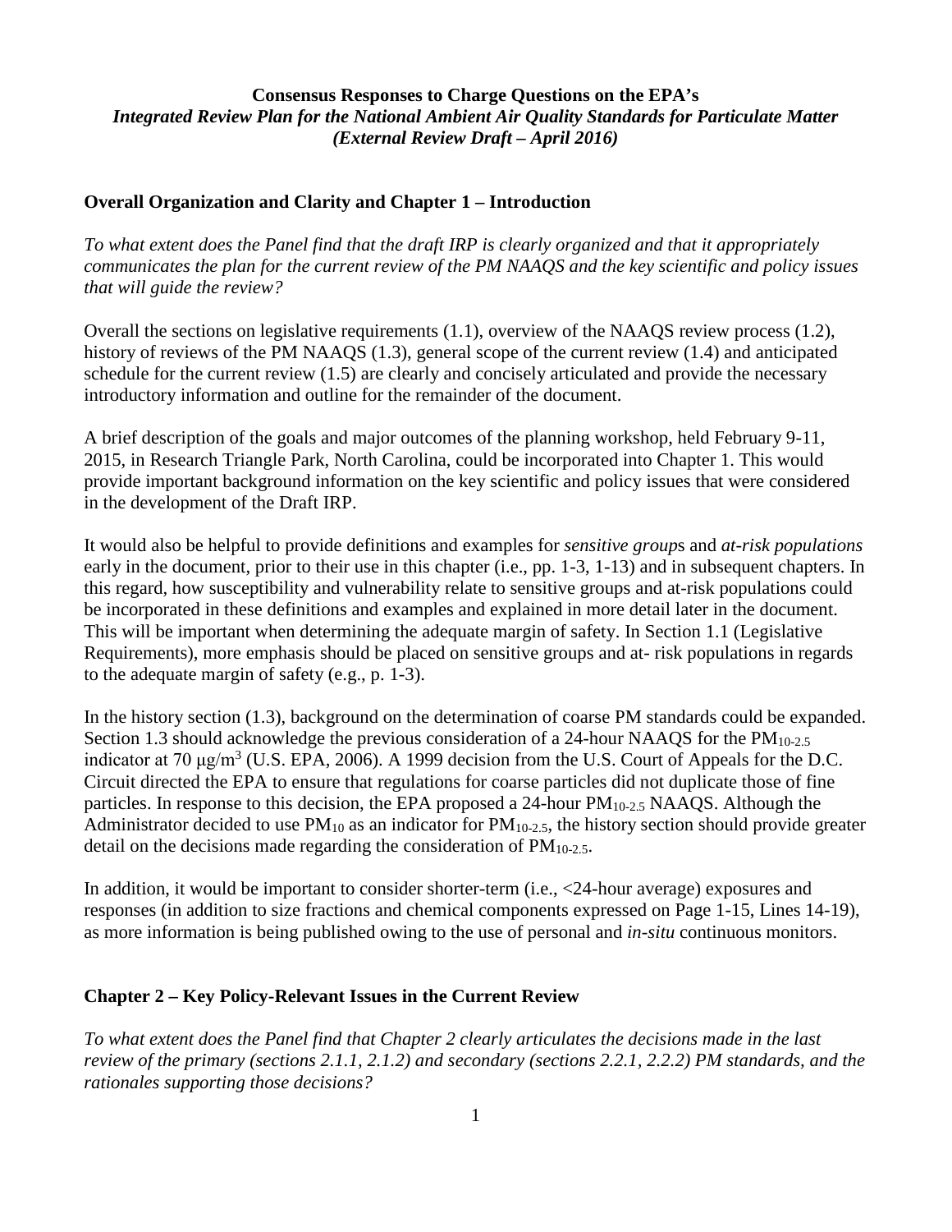**Consensus Responses to Charge Questions on the EPA's**
***Integrated Review Plan for the National Ambient Air Quality Standards for Particulate Matter (External Review Draft – April 2016)***

## Overall Organization and Clarity and Chapter 1 – Introduction

*To what extent does the Panel find that the draft IRP is clearly organized and that it appropriately communicates the plan for the current review of the PM NAAQS and the key scientific and policy issues that will guide the review?*

Overall the sections on legislative requirements (1.1), overview of the NAAQS review process (1.2), history of reviews of the PM NAAQS (1.3), general scope of the current review (1.4) and anticipated schedule for the current review (1.5) are clearly and concisely articulated and provide the necessary introductory information and outline for the remainder of the document.

A brief description of the goals and major outcomes of the planning workshop, held February 9-11, 2015, in Research Triangle Park, North Carolina, could be incorporated into Chapter 1. This would provide important background information on the key scientific and policy issues that were considered in the development of the Draft IRP.

It would also be helpful to provide definitions and examples for *sensitive group*s and *at-risk populations* early in the document, prior to their use in this chapter (i.e., pp. 1-3, 1-13) and in subsequent chapters. In this regard, how susceptibility and vulnerability relate to sensitive groups and at-risk populations could be incorporated in these definitions and examples and explained in more detail later in the document. This will be important when determining the adequate margin of safety. In Section 1.1 (Legislative Requirements), more emphasis should be placed on sensitive groups and at- risk populations in regards to the adequate margin of safety (e.g., p. 1-3).

In the history section (1.3), background on the determination of coarse PM standards could be expanded. Section 1.3 should acknowledge the previous consideration of a 24-hour NAAQS for the $PM_{10-2.5}$ indicator at 70 μg/m$^3$ (U.S. EPA, 2006). A 1999 decision from the U.S. Court of Appeals for the D.C. Circuit directed the EPA to ensure that regulations for coarse particles did not duplicate those of fine particles. In response to this decision, the EPA proposed a 24-hour $PM_{10-2.5}$ NAAQS. Although the Administrator decided to use $PM_{10}$ as an indicator for $PM_{10-2.5}$, the history section should provide greater detail on the decisions made regarding the consideration of $PM_{10-2.5}$.

In addition, it would be important to consider shorter-term (i.e., <24-hour average) exposures and responses (in addition to size fractions and chemical components expressed on Page 1-15, Lines 14-19), as more information is being published owing to the use of personal and *in-situ* continuous monitors.

## Chapter 2 – Key Policy-Relevant Issues in the Current Review

*To what extent does the Panel find that Chapter 2 clearly articulates the decisions made in the last review of the primary (sections 2.1.1, 2.1.2) and secondary (sections 2.2.1, 2.2.2) PM standards, and the rationales supporting those decisions?*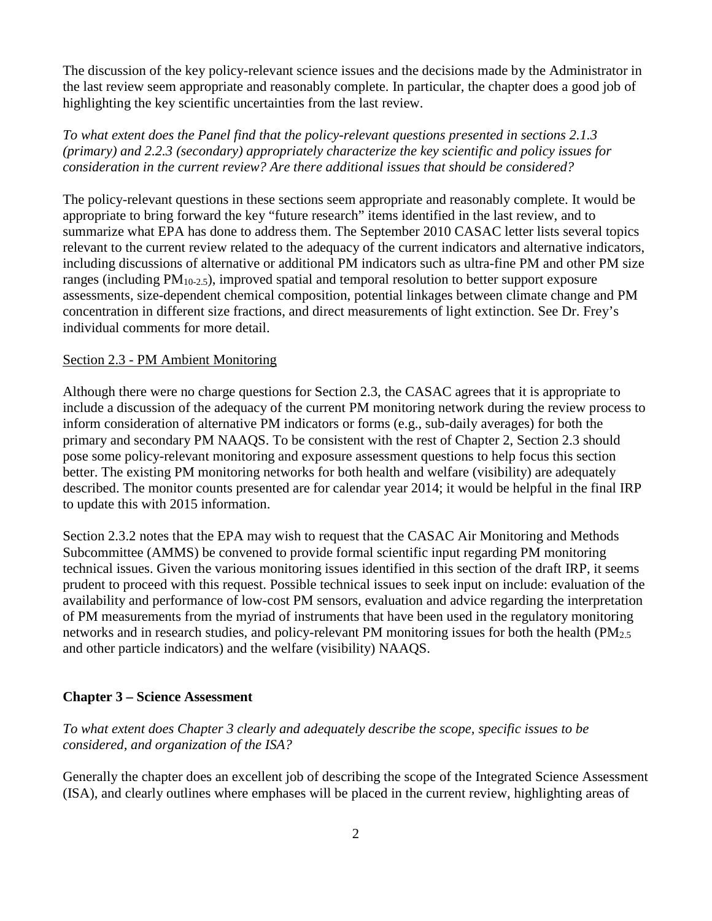The discussion of the key policy-relevant science issues and the decisions made by the Administrator in the last review seem appropriate and reasonably complete. In particular, the chapter does a good job of highlighting the key scientific uncertainties from the last review.

*To what extent does the Panel find that the policy-relevant questions presented in sections 2.1.3 (primary) and 2.2.3 (secondary) appropriately characterize the key scientific and policy issues for consideration in the current review? Are there additional issues that should be considered?*

The policy-relevant questions in these sections seem appropriate and reasonably complete. It would be appropriate to bring forward the key "future research" items identified in the last review, and to summarize what EPA has done to address them. The September 2010 CASAC letter lists several topics relevant to the current review related to the adequacy of the current indicators and alternative indicators, including discussions of alternative or additional PM indicators such as ultra-fine PM and other PM size ranges (including $PM_{10-2.5}$), improved spatial and temporal resolution to better support exposure assessments, size-dependent chemical composition, potential linkages between climate change and PM concentration in different size fractions, and direct measurements of light extinction. See Dr. Frey's individual comments for more detail.

Section 2.3 - PM Ambient Monitoring

Although there were no charge questions for Section 2.3, the CASAC agrees that it is appropriate to include a discussion of the adequacy of the current PM monitoring network during the review process to inform consideration of alternative PM indicators or forms (e.g., sub-daily averages) for both the primary and secondary PM NAAQS. To be consistent with the rest of Chapter 2, Section 2.3 should pose some policy-relevant monitoring and exposure assessment questions to help focus this section better. The existing PM monitoring networks for both health and welfare (visibility) are adequately described. The monitor counts presented are for calendar year 2014; it would be helpful in the final IRP to update this with 2015 information.

Section 2.3.2 notes that the EPA may wish to request that the CASAC Air Monitoring and Methods Subcommittee (AMMS) be convened to provide formal scientific input regarding PM monitoring technical issues. Given the various monitoring issues identified in this section of the draft IRP, it seems prudent to proceed with this request. Possible technical issues to seek input on include: evaluation of the availability and performance of low-cost PM sensors, evaluation and advice regarding the interpretation of PM measurements from the myriad of instruments that have been used in the regulatory monitoring networks and in research studies, and policy-relevant PM monitoring issues for both the health ($PM_{2.5}$ and other particle indicators) and the welfare (visibility) NAAQS.

## Chapter 3 – Science Assessment

*To what extent does Chapter 3 clearly and adequately describe the scope, specific issues to be considered, and organization of the ISA?*

Generally the chapter does an excellent job of describing the scope of the Integrated Science Assessment (ISA), and clearly outlines where emphases will be placed in the current review, highlighting areas of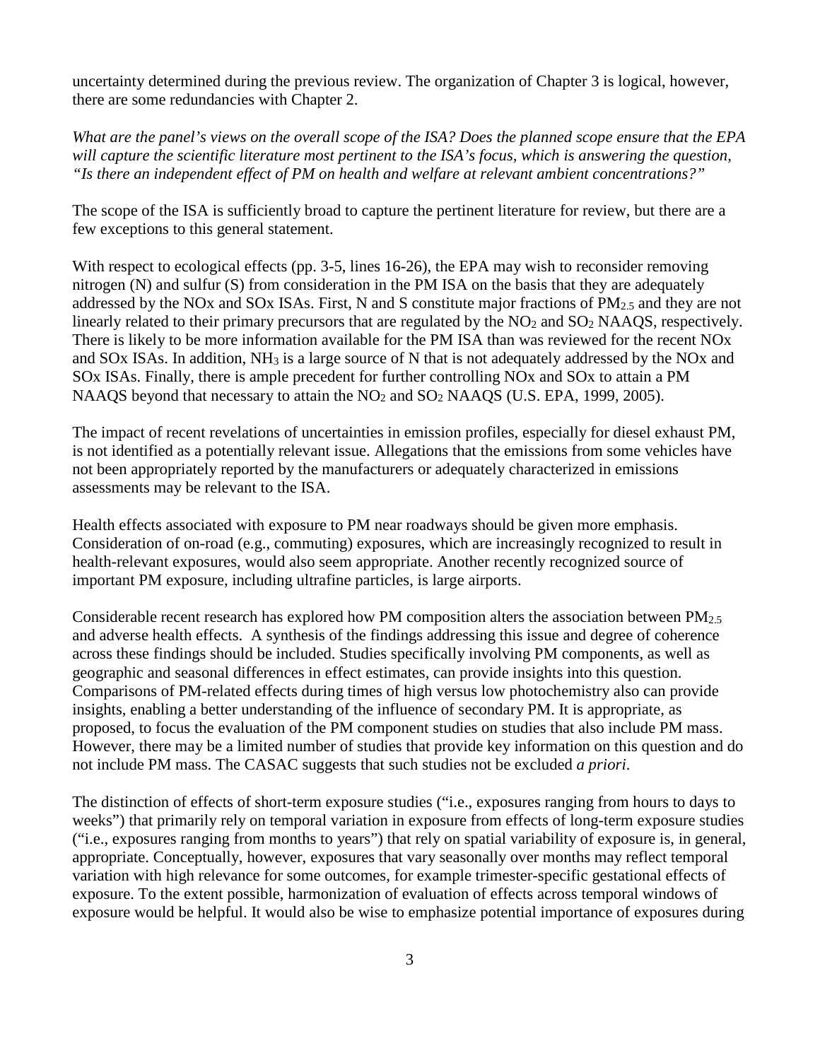uncertainty determined during the previous review. The organization of Chapter 3 is logical, however, there are some redundancies with Chapter 2.

*What are the panel's views on the overall scope of the ISA? Does the planned scope ensure that the EPA will capture the scientific literature most pertinent to the ISA's focus, which is answering the question, "Is there an independent effect of PM on health and welfare at relevant ambient concentrations?"*

The scope of the ISA is sufficiently broad to capture the pertinent literature for review, but there are a few exceptions to this general statement.

With respect to ecological effects (pp. 3-5, lines 16-26), the EPA may wish to reconsider removing nitrogen (N) and sulfur (S) from consideration in the PM ISA on the basis that they are adequately addressed by the NOx and SOx ISAs. First, N and S constitute major fractions of $PM_{2.5}$ and they are not linearly related to their primary precursors that are regulated by the $NO_2$ and $SO_2$ NAAQS, respectively. There is likely to be more information available for the PM ISA than was reviewed for the recent NOx and SOx ISAs. In addition, $NH_3$ is a large source of N that is not adequately addressed by the NOx and SOx ISAs. Finally, there is ample precedent for further controlling NOx and SOx to attain a PM NAAQS beyond that necessary to attain the $NO_2$ and $SO_2$ NAAQS (U.S. EPA, 1999, 2005).

The impact of recent revelations of uncertainties in emission profiles, especially for diesel exhaust PM, is not identified as a potentially relevant issue. Allegations that the emissions from some vehicles have not been appropriately reported by the manufacturers or adequately characterized in emissions assessments may be relevant to the ISA.

Health effects associated with exposure to PM near roadways should be given more emphasis. Consideration of on-road (e.g., commuting) exposures, which are increasingly recognized to result in health-relevant exposures, would also seem appropriate. Another recently recognized source of important PM exposure, including ultrafine particles, is large airports.

Considerable recent research has explored how PM composition alters the association between $PM_{2.5}$ and adverse health effects. A synthesis of the findings addressing this issue and degree of coherence across these findings should be included. Studies specifically involving PM components, as well as geographic and seasonal differences in effect estimates, can provide insights into this question. Comparisons of PM-related effects during times of high versus low photochemistry also can provide insights, enabling a better understanding of the influence of secondary PM. It is appropriate, as proposed, to focus the evaluation of the PM component studies on studies that also include PM mass. However, there may be a limited number of studies that provide key information on this question and do not include PM mass. The CASAC suggests that such studies not be excluded *a priori*.

The distinction of effects of short-term exposure studies ("i.e., exposures ranging from hours to days to weeks") that primarily rely on temporal variation in exposure from effects of long-term exposure studies ("i.e., exposures ranging from months to years") that rely on spatial variability of exposure is, in general, appropriate. Conceptually, however, exposures that vary seasonally over months may reflect temporal variation with high relevance for some outcomes, for example trimester-specific gestational effects of exposure. To the extent possible, harmonization of evaluation of effects across temporal windows of exposure would be helpful. It would also be wise to emphasize potential importance of exposures during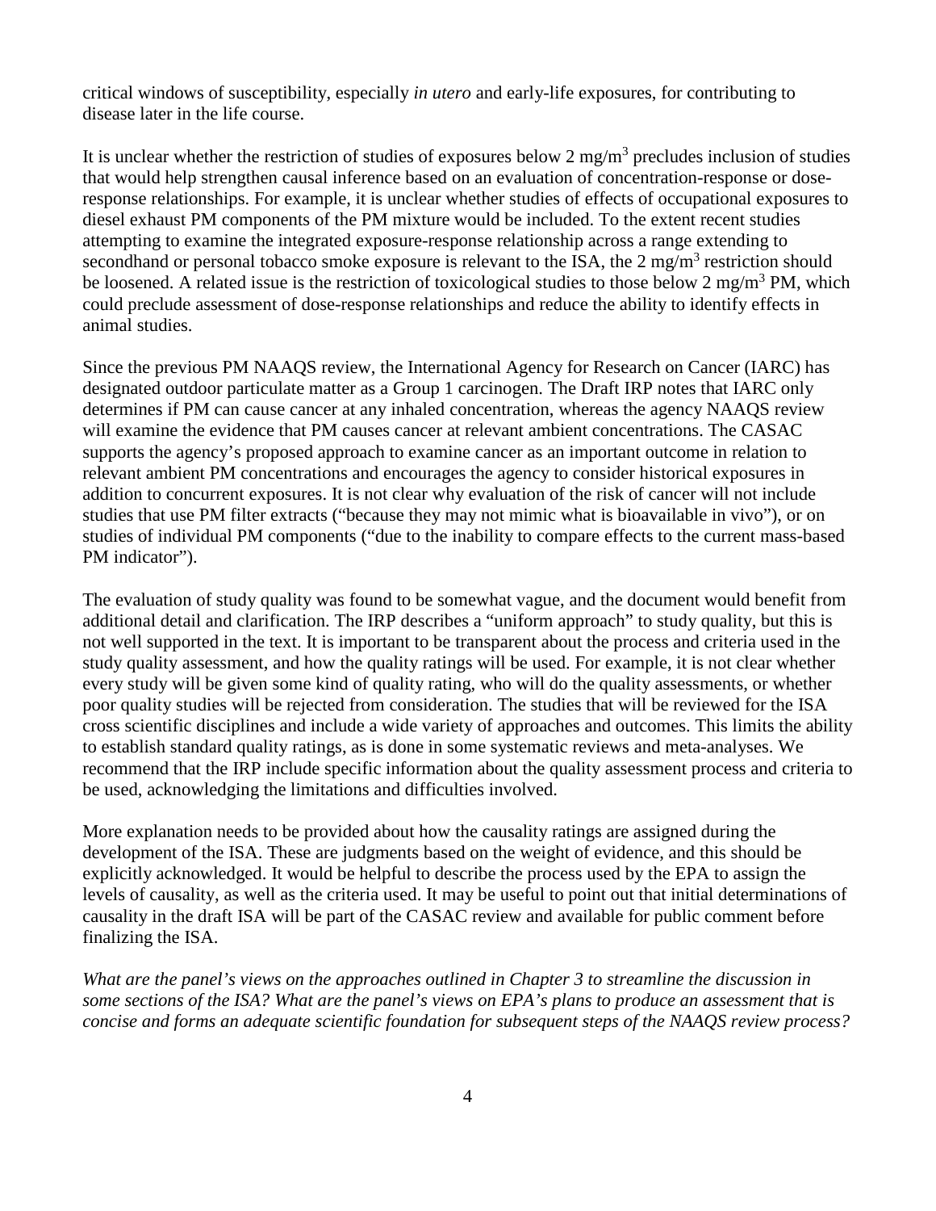critical windows of susceptibility, especially *in utero* and early-life exposures, for contributing to disease later in the life course.

It is unclear whether the restriction of studies of exposures below 2 $mg/m^3$ precludes inclusion of studies that would help strengthen causal inference based on an evaluation of concentration-response or dose-response relationships. For example, it is unclear whether studies of effects of occupational exposures to diesel exhaust PM components of the PM mixture would be included. To the extent recent studies attempting to examine the integrated exposure-response relationship across a range extending to secondhand or personal tobacco smoke exposure is relevant to the ISA, the 2 $mg/m^3$ restriction should be loosened. A related issue is the restriction of toxicological studies to those below 2 $mg/m^3$ PM, which could preclude assessment of dose-response relationships and reduce the ability to identify effects in animal studies.

Since the previous PM NAAQS review, the International Agency for Research on Cancer (IARC) has designated outdoor particulate matter as a Group 1 carcinogen. The Draft IRP notes that IARC only determines if PM can cause cancer at any inhaled concentration, whereas the agency NAAQS review will examine the evidence that PM causes cancer at relevant ambient concentrations. The CASAC supports the agency's proposed approach to examine cancer as an important outcome in relation to relevant ambient PM concentrations and encourages the agency to consider historical exposures in addition to concurrent exposures. It is not clear why evaluation of the risk of cancer will not include studies that use PM filter extracts ("because they may not mimic what is bioavailable in vivo"), or on studies of individual PM components ("due to the inability to compare effects to the current mass-based PM indicator").

The evaluation of study quality was found to be somewhat vague, and the document would benefit from additional detail and clarification. The IRP describes a "uniform approach" to study quality, but this is not well supported in the text. It is important to be transparent about the process and criteria used in the study quality assessment, and how the quality ratings will be used. For example, it is not clear whether every study will be given some kind of quality rating, who will do the quality assessments, or whether poor quality studies will be rejected from consideration. The studies that will be reviewed for the ISA cross scientific disciplines and include a wide variety of approaches and outcomes. This limits the ability to establish standard quality ratings, as is done in some systematic reviews and meta-analyses. We recommend that the IRP include specific information about the quality assessment process and criteria to be used, acknowledging the limitations and difficulties involved.

More explanation needs to be provided about how the causality ratings are assigned during the development of the ISA. These are judgments based on the weight of evidence, and this should be explicitly acknowledged. It would be helpful to describe the process used by the EPA to assign the levels of causality, as well as the criteria used. It may be useful to point out that initial determinations of causality in the draft ISA will be part of the CASAC review and available for public comment before finalizing the ISA.

*What are the panel's views on the approaches outlined in Chapter 3 to streamline the discussion in some sections of the ISA? What are the panel's views on EPA's plans to produce an assessment that is concise and forms an adequate scientific foundation for subsequent steps of the NAAQS review process?*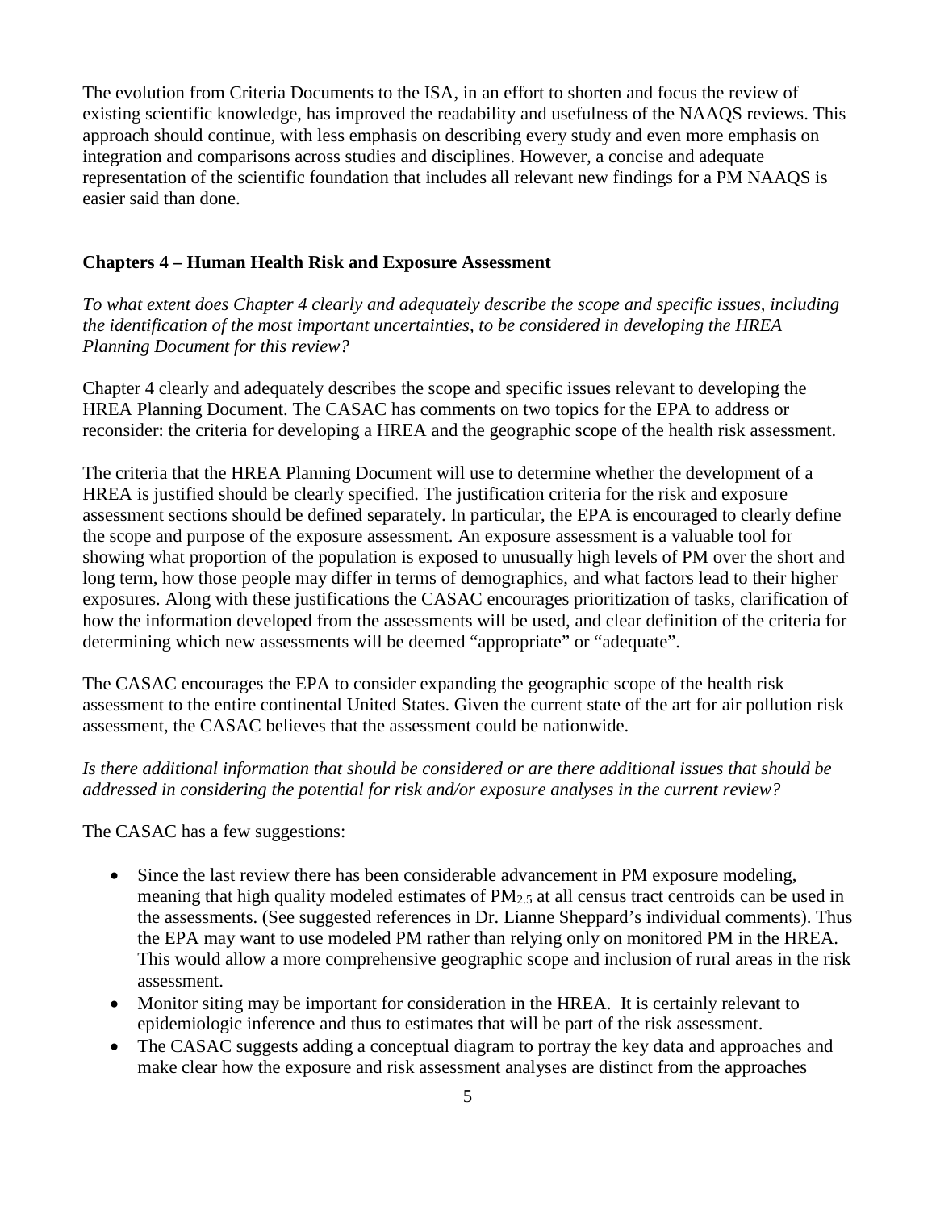The evolution from Criteria Documents to the ISA, in an effort to shorten and focus the review of existing scientific knowledge, has improved the readability and usefulness of the NAAQS reviews. This approach should continue, with less emphasis on describing every study and even more emphasis on integration and comparisons across studies and disciplines. However, a concise and adequate representation of the scientific foundation that includes all relevant new findings for a PM NAAQS is easier said than done.

**Chapters 4 – Human Health Risk and Exposure Assessment**

*To what extent does Chapter 4 clearly and adequately describe the scope and specific issues, including the identification of the most important uncertainties, to be considered in developing the HREA Planning Document for this review?*

Chapter 4 clearly and adequately describes the scope and specific issues relevant to developing the HREA Planning Document. The CASAC has comments on two topics for the EPA to address or reconsider: the criteria for developing a HREA and the geographic scope of the health risk assessment.

The criteria that the HREA Planning Document will use to determine whether the development of a HREA is justified should be clearly specified. The justification criteria for the risk and exposure assessment sections should be defined separately. In particular, the EPA is encouraged to clearly define the scope and purpose of the exposure assessment. An exposure assessment is a valuable tool for showing what proportion of the population is exposed to unusually high levels of PM over the short and long term, how those people may differ in terms of demographics, and what factors lead to their higher exposures. Along with these justifications the CASAC encourages prioritization of tasks, clarification of how the information developed from the assessments will be used, and clear definition of the criteria for determining which new assessments will be deemed "appropriate" or "adequate".

The CASAC encourages the EPA to consider expanding the geographic scope of the health risk assessment to the entire continental United States. Given the current state of the art for air pollution risk assessment, the CASAC believes that the assessment could be nationwide.

*Is there additional information that should be considered or are there additional issues that should be addressed in considering the potential for risk and/or exposure analyses in the current review?*

The CASAC has a few suggestions:

- Since the last review there has been considerable advancement in PM exposure modeling, meaning that high quality modeled estimates of $PM_{2.5}$ at all census tract centroids can be used in the assessments. (See suggested references in Dr. Lianne Sheppard's individual comments). Thus the EPA may want to use modeled PM rather than relying only on monitored PM in the HREA. This would allow a more comprehensive geographic scope and inclusion of rural areas in the risk assessment.
- Monitor siting may be important for consideration in the HREA. It is certainly relevant to epidemiologic inference and thus to estimates that will be part of the risk assessment.
- The CASAC suggests adding a conceptual diagram to portray the key data and approaches and make clear how the exposure and risk assessment analyses are distinct from the approaches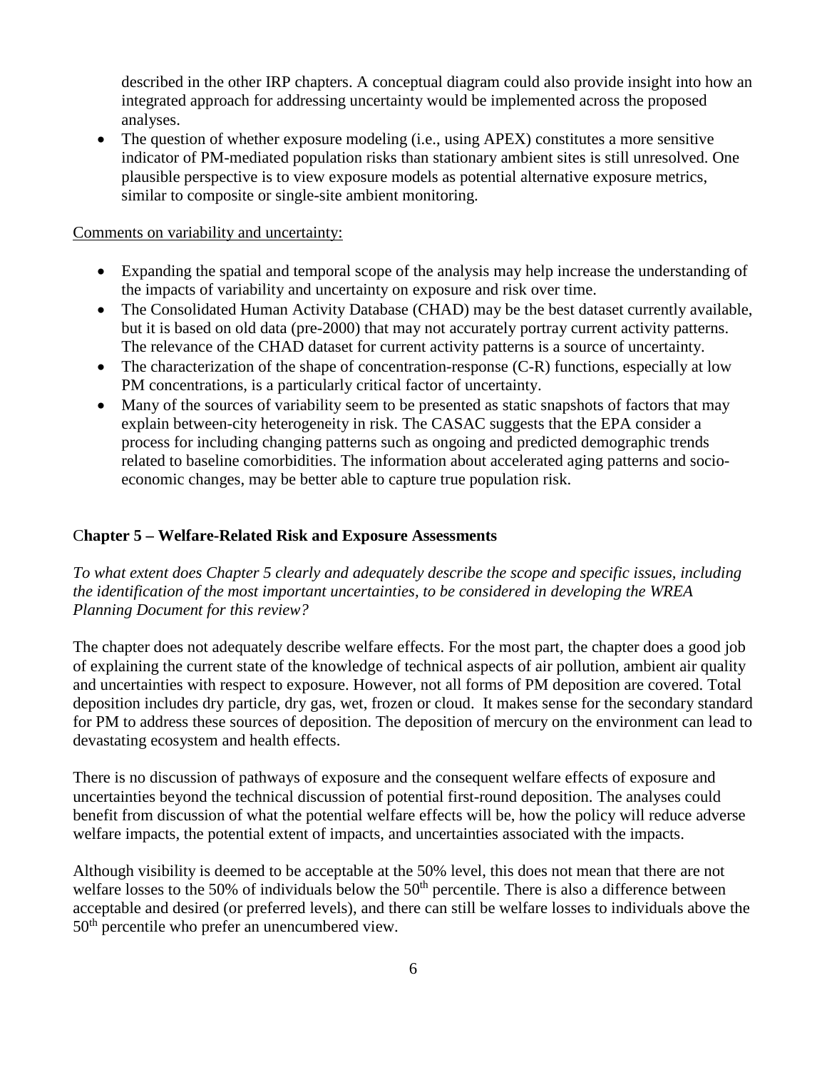described in the other IRP chapters. A conceptual diagram could also provide insight into how an integrated approach for addressing uncertainty would be implemented across the proposed analyses.

- The question of whether exposure modeling (i.e., using APEX) constitutes a more sensitive indicator of PM-mediated population risks than stationary ambient sites is still unresolved. One plausible perspective is to view exposure models as potential alternative exposure metrics, similar to composite or single-site ambient monitoring.

Comments on variability and uncertainty:

- Expanding the spatial and temporal scope of the analysis may help increase the understanding of the impacts of variability and uncertainty on exposure and risk over time.
- The Consolidated Human Activity Database (CHAD) may be the best dataset currently available, but it is based on old data (pre-2000) that may not accurately portray current activity patterns. The relevance of the CHAD dataset for current activity patterns is a source of uncertainty.
- The characterization of the shape of concentration-response (C-R) functions, especially at low PM concentrations, is a particularly critical factor of uncertainty.
- Many of the sources of variability seem to be presented as static snapshots of factors that may explain between-city heterogeneity in risk. The CASAC suggests that the EPA consider a process for including changing patterns such as ongoing and predicted demographic trends related to baseline comorbidities. The information about accelerated aging patterns and socio-economic changes, may be better able to capture true population risk.

## Chapter 5 – Welfare-Related Risk and Exposure Assessments

*To what extent does Chapter 5 clearly and adequately describe the scope and specific issues, including the identification of the most important uncertainties, to be considered in developing the WREA Planning Document for this review?*

The chapter does not adequately describe welfare effects. For the most part, the chapter does a good job of explaining the current state of the knowledge of technical aspects of air pollution, ambient air quality and uncertainties with respect to exposure. However, not all forms of PM deposition are covered. Total deposition includes dry particle, dry gas, wet, frozen or cloud. It makes sense for the secondary standard for PM to address these sources of deposition. The deposition of mercury on the environment can lead to devastating ecosystem and health effects.

There is no discussion of pathways of exposure and the consequent welfare effects of exposure and uncertainties beyond the technical discussion of potential first-round deposition. The analyses could benefit from discussion of what the potential welfare effects will be, how the policy will reduce adverse welfare impacts, the potential extent of impacts, and uncertainties associated with the impacts.

Although visibility is deemed to be acceptable at the 50% level, this does not mean that there are not welfare losses to the 50% of individuals below the 50$^{th}$ percentile. There is also a difference between acceptable and desired (or preferred levels), and there can still be welfare losses to individuals above the 50$^{th}$ percentile who prefer an unencumbered view.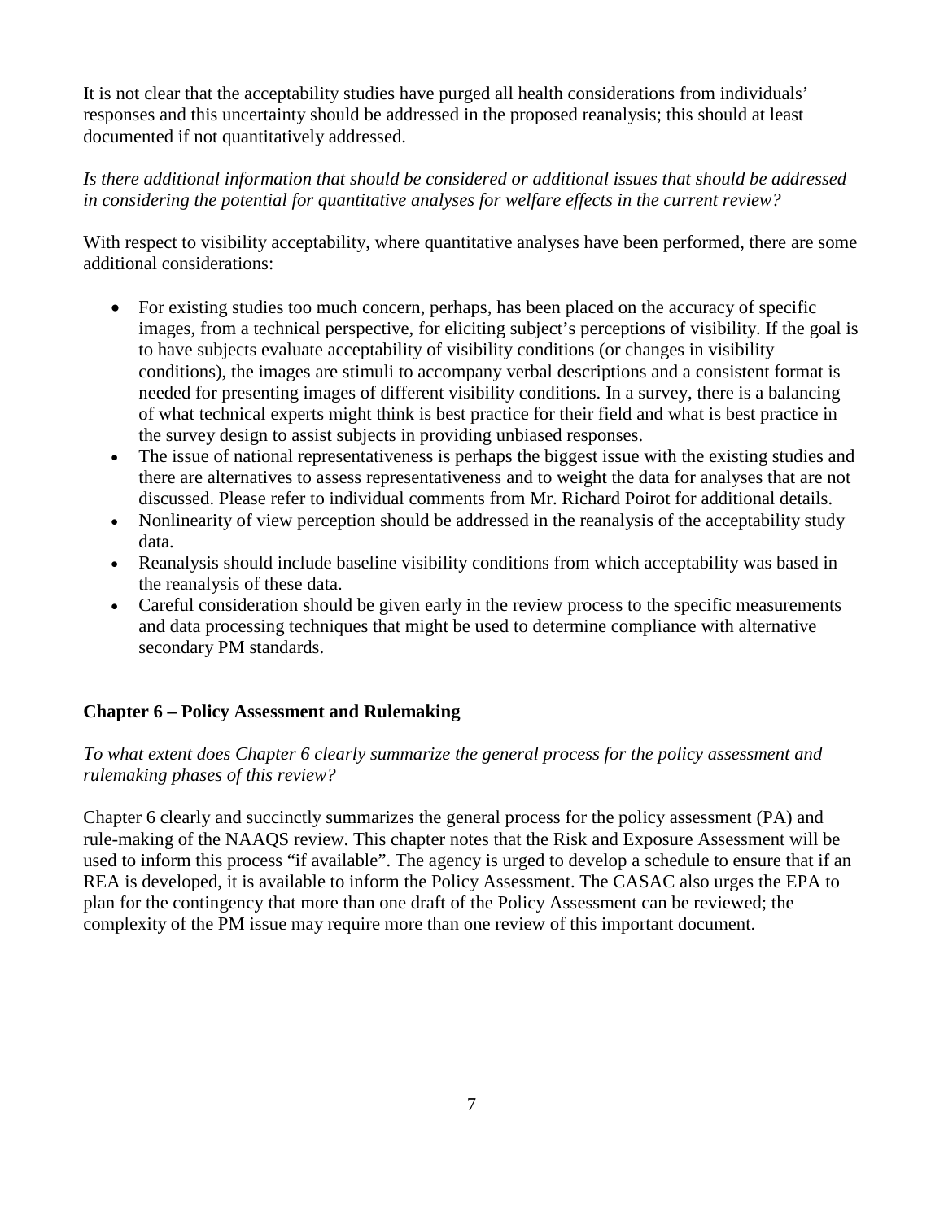It is not clear that the acceptability studies have purged all health considerations from individuals' responses and this uncertainty should be addressed in the proposed reanalysis; this should at least documented if not quantitatively addressed.

*Is there additional information that should be considered or additional issues that should be addressed in considering the potential for quantitative analyses for welfare effects in the current review?*

With respect to visibility acceptability, where quantitative analyses have been performed, there are some additional considerations:

- For existing studies too much concern, perhaps, has been placed on the accuracy of specific images, from a technical perspective, for eliciting subject's perceptions of visibility. If the goal is to have subjects evaluate acceptability of visibility conditions (or changes in visibility conditions), the images are stimuli to accompany verbal descriptions and a consistent format is needed for presenting images of different visibility conditions. In a survey, there is a balancing of what technical experts might think is best practice for their field and what is best practice in the survey design to assist subjects in providing unbiased responses.
- The issue of national representativeness is perhaps the biggest issue with the existing studies and there are alternatives to assess representativeness and to weight the data for analyses that are not discussed. Please refer to individual comments from Mr. Richard Poirot for additional details.
- Nonlinearity of view perception should be addressed in the reanalysis of the acceptability study data.
- Reanalysis should include baseline visibility conditions from which acceptability was based in the reanalysis of these data.
- Careful consideration should be given early in the review process to the specific measurements and data processing techniques that might be used to determine compliance with alternative secondary PM standards.

**Chapter 6 – Policy Assessment and Rulemaking**

*To what extent does Chapter 6 clearly summarize the general process for the policy assessment and rulemaking phases of this review?*

Chapter 6 clearly and succinctly summarizes the general process for the policy assessment (PA) and rule-making of the NAAQS review. This chapter notes that the Risk and Exposure Assessment will be used to inform this process "if available". The agency is urged to develop a schedule to ensure that if an REA is developed, it is available to inform the Policy Assessment. The CASAC also urges the EPA to plan for the contingency that more than one draft of the Policy Assessment can be reviewed; the complexity of the PM issue may require more than one review of this important document.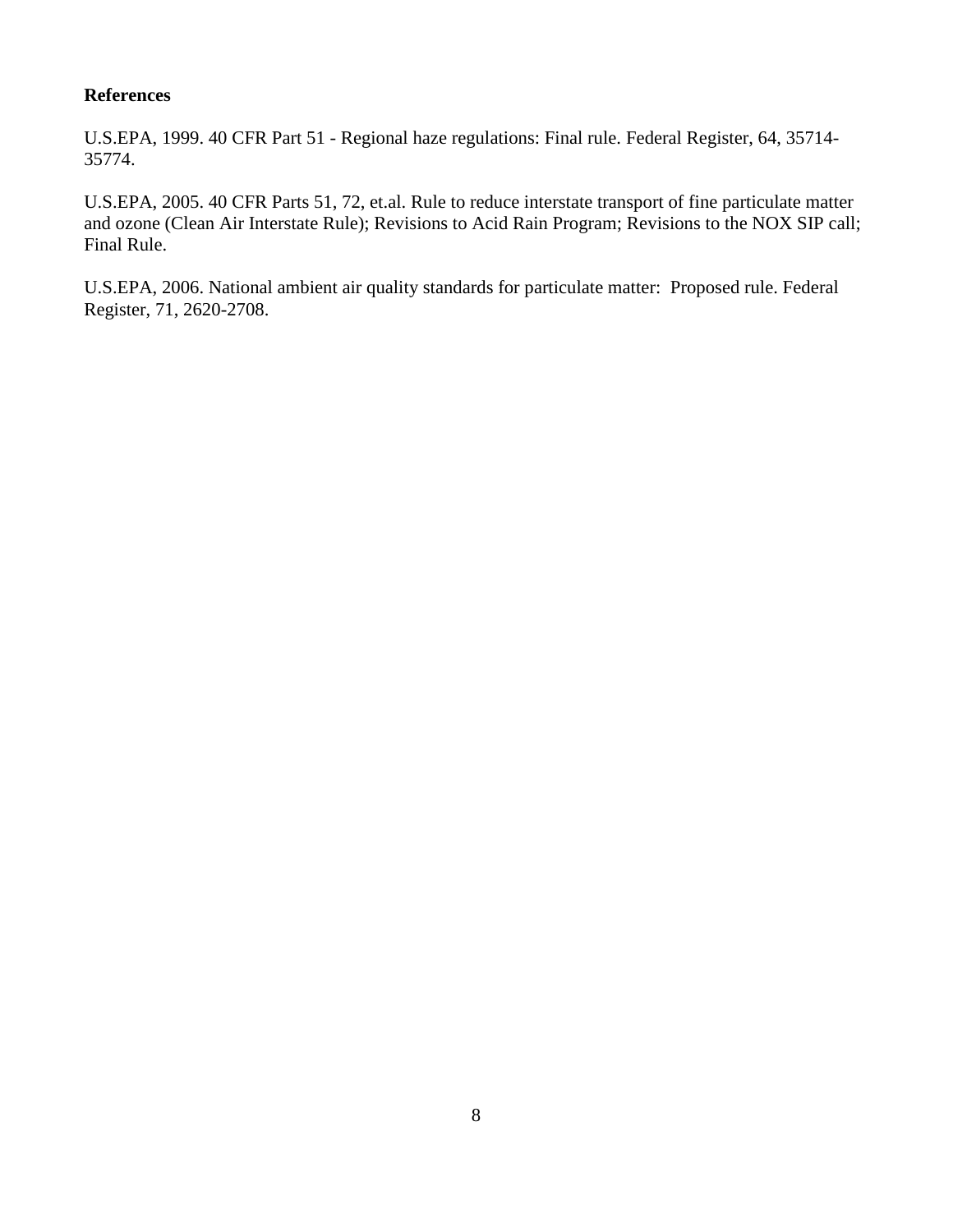**References**

U.S.EPA, 1999. 40 CFR Part 51 - Regional haze regulations: Final rule. Federal Register, 64, 35714-35774.

U.S.EPA, 2005. 40 CFR Parts 51, 72, et.al. Rule to reduce interstate transport of fine particulate matter and ozone (Clean Air Interstate Rule); Revisions to Acid Rain Program; Revisions to the NOX SIP call; Final Rule.

U.S.EPA, 2006. National ambient air quality standards for particulate matter: Proposed rule. Federal Register, 71, 2620-2708.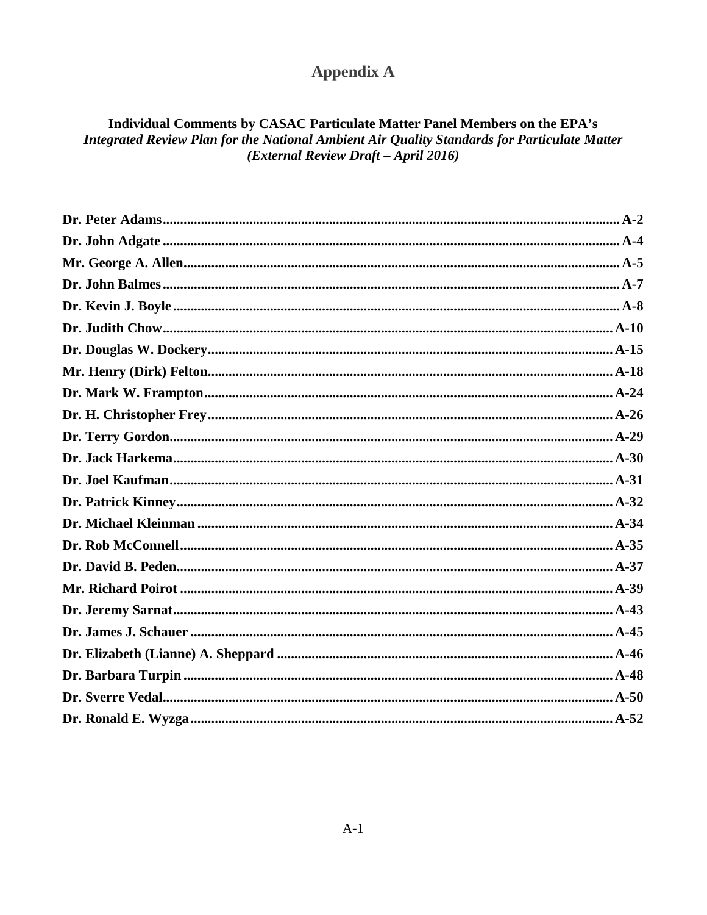# Appendix A

### Individual Comments by CASAC Particulate Matter Panel Members on the EPA's *Integrated Review Plan for the National Ambient Air Quality Standards for Particulate Matter (External Review Draft – April 2016)*

**Dr. Peter Adams** .......... **A-2**
**Dr. John Adgate** .......... **A-4**
**Mr. George A. Allen** .......... **A-5**
**Dr. John Balmes** .......... **A-7**
**Dr. Kevin J. Boyle** .......... **A-8**
**Dr. Judith Chow** .......... **A-10**
**Dr. Douglas W. Dockery** .......... **A-15**
**Mr. Henry (Dirk) Felton** .......... **A-18**
**Dr. Mark W. Frampton** .......... **A-24**
**Dr. H. Christopher Frey** .......... **A-26**
**Dr. Terry Gordon** .......... **A-29**
**Dr. Jack Harkema** .......... **A-30**
**Dr. Joel Kaufman** .......... **A-31**
**Dr. Patrick Kinney** .......... **A-32**
**Dr. Michael Kleinman** .......... **A-34**
**Dr. Rob McConnell** .......... **A-35**
**Dr. David B. Peden** .......... **A-37**
**Mr. Richard Poirot** .......... **A-39**
**Dr. Jeremy Sarnat** .......... **A-43**
**Dr. James J. Schauer** .......... **A-45**
**Dr. Elizabeth (Lianne) A. Sheppard** .......... **A-46**
**Dr. Barbara Turpin** .......... **A-48**
**Dr. Sverre Vedal** .......... **A-50**
**Dr. Ronald E. Wyzga** .......... **A-52**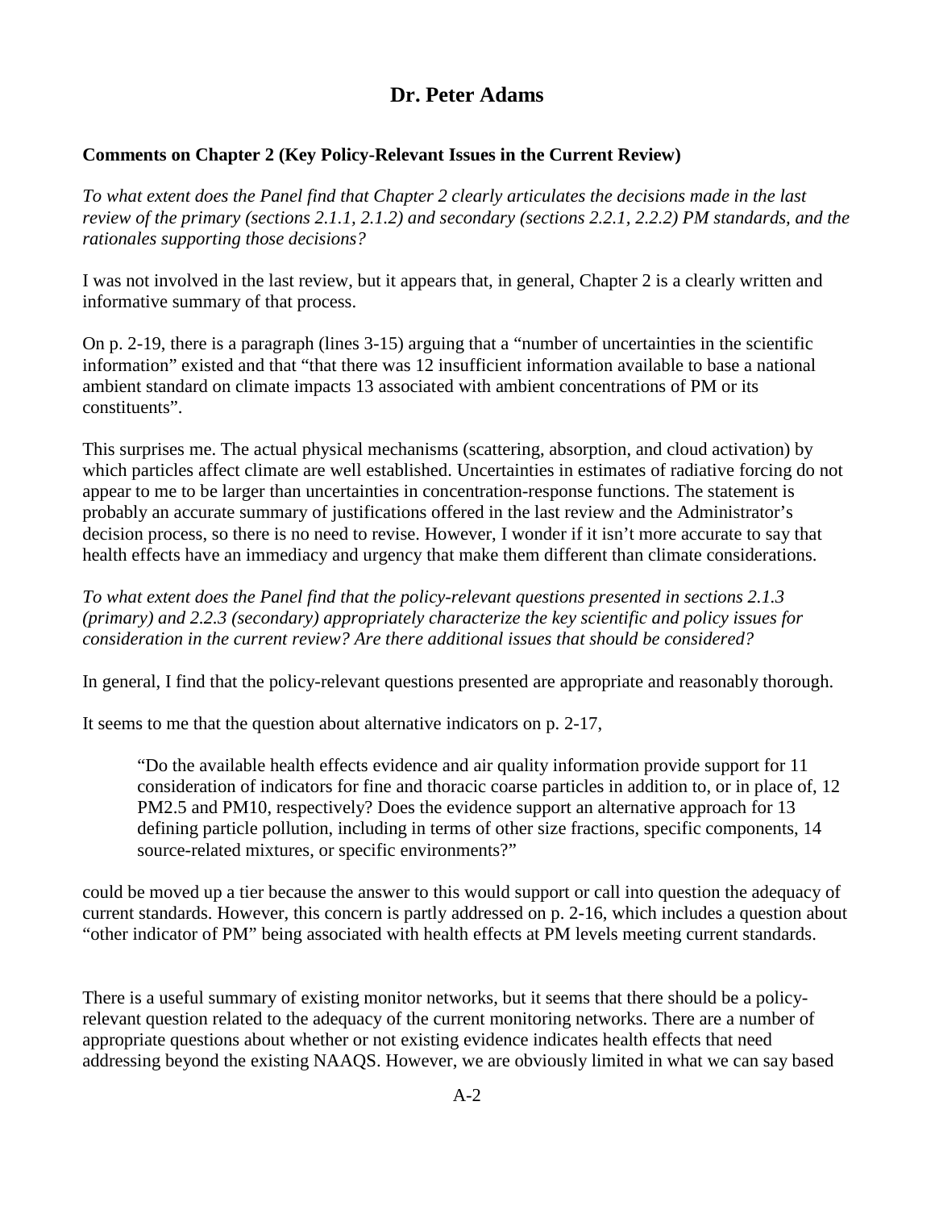## Dr. Peter Adams

**Comments on Chapter 2 (Key Policy-Relevant Issues in the Current Review)**

*To what extent does the Panel find that Chapter 2 clearly articulates the decisions made in the last review of the primary (sections 2.1.1, 2.1.2) and secondary (sections 2.2.1, 2.2.2) PM standards, and the rationales supporting those decisions?*

I was not involved in the last review, but it appears that, in general, Chapter 2 is a clearly written and informative summary of that process.

On p. 2-19, there is a paragraph (lines 3-15) arguing that a "number of uncertainties in the scientific information" existed and that "that there was 12 insufficient information available to base a national ambient standard on climate impacts 13 associated with ambient concentrations of PM or its constituents".

This surprises me. The actual physical mechanisms (scattering, absorption, and cloud activation) by which particles affect climate are well established. Uncertainties in estimates of radiative forcing do not appear to me to be larger than uncertainties in concentration-response functions. The statement is probably an accurate summary of justifications offered in the last review and the Administrator's decision process, so there is no need to revise. However, I wonder if it isn't more accurate to say that health effects have an immediacy and urgency that make them different than climate considerations.

*To what extent does the Panel find that the policy-relevant questions presented in sections 2.1.3 (primary) and 2.2.3 (secondary) appropriately characterize the key scientific and policy issues for consideration in the current review? Are there additional issues that should be considered?*

In general, I find that the policy-relevant questions presented are appropriate and reasonably thorough.

It seems to me that the question about alternative indicators on p. 2-17,

> "Do the available health effects evidence and air quality information provide support for 11 consideration of indicators for fine and thoracic coarse particles in addition to, or in place of, 12 PM2.5 and PM10, respectively? Does the evidence support an alternative approach for 13 defining particle pollution, including in terms of other size fractions, specific components, 14 source-related mixtures, or specific environments?"

could be moved up a tier because the answer to this would support or call into question the adequacy of current standards. However, this concern is partly addressed on p. 2-16, which includes a question about "other indicator of PM" being associated with health effects at PM levels meeting current standards.

There is a useful summary of existing monitor networks, but it seems that there should be a policy-relevant question related to the adequacy of the current monitoring networks. There are a number of appropriate questions about whether or not existing evidence indicates health effects that need addressing beyond the existing NAAQS. However, we are obviously limited in what we can say based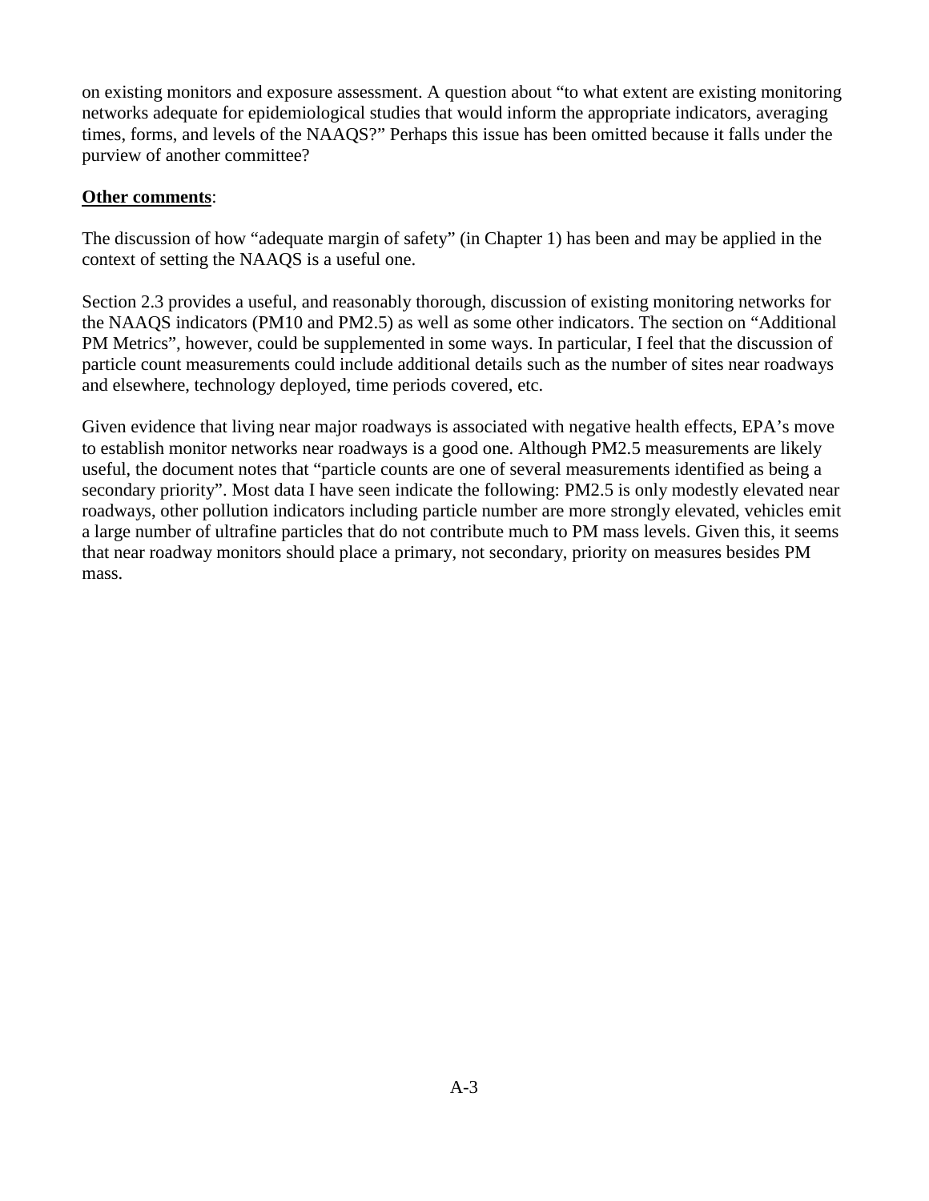on existing monitors and exposure assessment. A question about "to what extent are existing monitoring networks adequate for epidemiological studies that would inform the appropriate indicators, averaging times, forms, and levels of the NAAQS?" Perhaps this issue has been omitted because it falls under the purview of another committee?

**Other comments**:

The discussion of how "adequate margin of safety" (in Chapter 1) has been and may be applied in the context of setting the NAAQS is a useful one.

Section 2.3 provides a useful, and reasonably thorough, discussion of existing monitoring networks for the NAAQS indicators (PM10 and PM2.5) as well as some other indicators. The section on "Additional PM Metrics", however, could be supplemented in some ways. In particular, I feel that the discussion of particle count measurements could include additional details such as the number of sites near roadways and elsewhere, technology deployed, time periods covered, etc.

Given evidence that living near major roadways is associated with negative health effects, EPA's move to establish monitor networks near roadways is a good one. Although PM2.5 measurements are likely useful, the document notes that "particle counts are one of several measurements identified as being a secondary priority". Most data I have seen indicate the following: PM2.5 is only modestly elevated near roadways, other pollution indicators including particle number are more strongly elevated, vehicles emit a large number of ultrafine particles that do not contribute much to PM mass levels. Given this, it seems that near roadway monitors should place a primary, not secondary, priority on measures besides PM mass.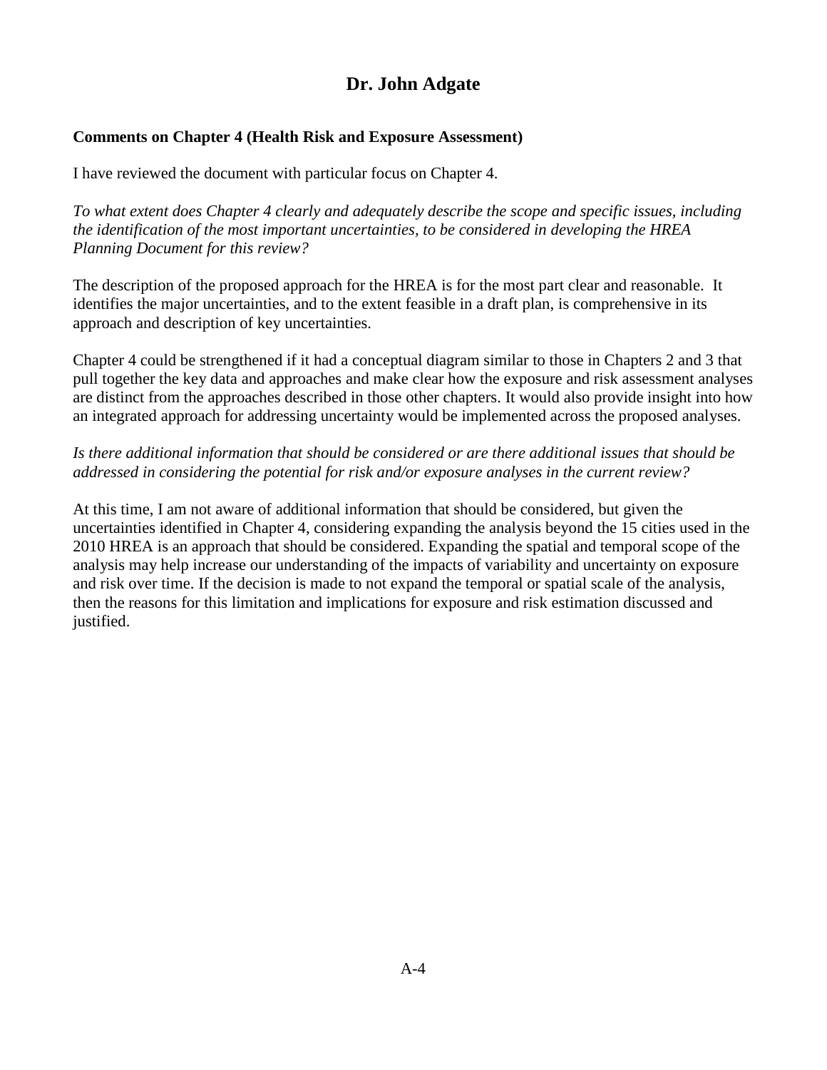# Dr. John Adgate

**Comments on Chapter 4 (Health Risk and Exposure Assessment)**

I have reviewed the document with particular focus on Chapter 4.

*To what extent does Chapter 4 clearly and adequately describe the scope and specific issues, including the identification of the most important uncertainties, to be considered in developing the HREA Planning Document for this review?*

The description of the proposed approach for the HREA is for the most part clear and reasonable. It identifies the major uncertainties, and to the extent feasible in a draft plan, is comprehensive in its approach and description of key uncertainties.

Chapter 4 could be strengthened if it had a conceptual diagram similar to those in Chapters 2 and 3 that pull together the key data and approaches and make clear how the exposure and risk assessment analyses are distinct from the approaches described in those other chapters. It would also provide insight into how an integrated approach for addressing uncertainty would be implemented across the proposed analyses.

*Is there additional information that should be considered or are there additional issues that should be addressed in considering the potential for risk and/or exposure analyses in the current review?*

At this time, I am not aware of additional information that should be considered, but given the uncertainties identified in Chapter 4, considering expanding the analysis beyond the 15 cities used in the 2010 HREA is an approach that should be considered. Expanding the spatial and temporal scope of the analysis may help increase our understanding of the impacts of variability and uncertainty on exposure and risk over time. If the decision is made to not expand the temporal or spatial scale of the analysis, then the reasons for this limitation and implications for exposure and risk estimation discussed and justified.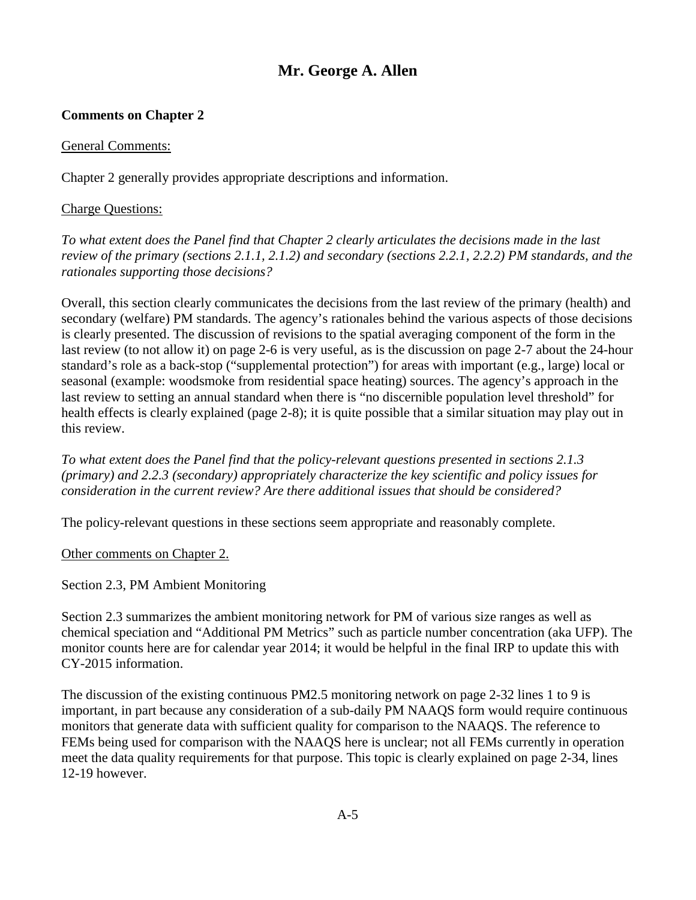# Mr. George A. Allen

**Comments on Chapter 2**

General Comments:

Chapter 2 generally provides appropriate descriptions and information.

Charge Questions:

*To what extent does the Panel find that Chapter 2 clearly articulates the decisions made in the last review of the primary (sections 2.1.1, 2.1.2) and secondary (sections 2.2.1, 2.2.2) PM standards, and the rationales supporting those decisions?*

Overall, this section clearly communicates the decisions from the last review of the primary (health) and secondary (welfare) PM standards. The agency's rationales behind the various aspects of those decisions is clearly presented. The discussion of revisions to the spatial averaging component of the form in the last review (to not allow it) on page 2-6 is very useful, as is the discussion on page 2-7 about the 24-hour standard's role as a back-stop ("supplemental protection") for areas with important (e.g., large) local or seasonal (example: woodsmoke from residential space heating) sources. The agency's approach in the last review to setting an annual standard when there is "no discernible population level threshold" for health effects is clearly explained (page 2-8); it is quite possible that a similar situation may play out in this review.

*To what extent does the Panel find that the policy-relevant questions presented in sections 2.1.3 (primary) and 2.2.3 (secondary) appropriately characterize the key scientific and policy issues for consideration in the current review? Are there additional issues that should be considered?*

The policy-relevant questions in these sections seem appropriate and reasonably complete.

Other comments on Chapter 2.

Section 2.3, PM Ambient Monitoring

Section 2.3 summarizes the ambient monitoring network for PM of various size ranges as well as chemical speciation and "Additional PM Metrics" such as particle number concentration (aka UFP). The monitor counts here are for calendar year 2014; it would be helpful in the final IRP to update this with CY-2015 information.

The discussion of the existing continuous PM2.5 monitoring network on page 2-32 lines 1 to 9 is important, in part because any consideration of a sub-daily PM NAAQS form would require continuous monitors that generate data with sufficient quality for comparison to the NAAQS. The reference to FEMs being used for comparison with the NAAQS here is unclear; not all FEMs currently in operation meet the data quality requirements for that purpose. This topic is clearly explained on page 2-34, lines 12-19 however.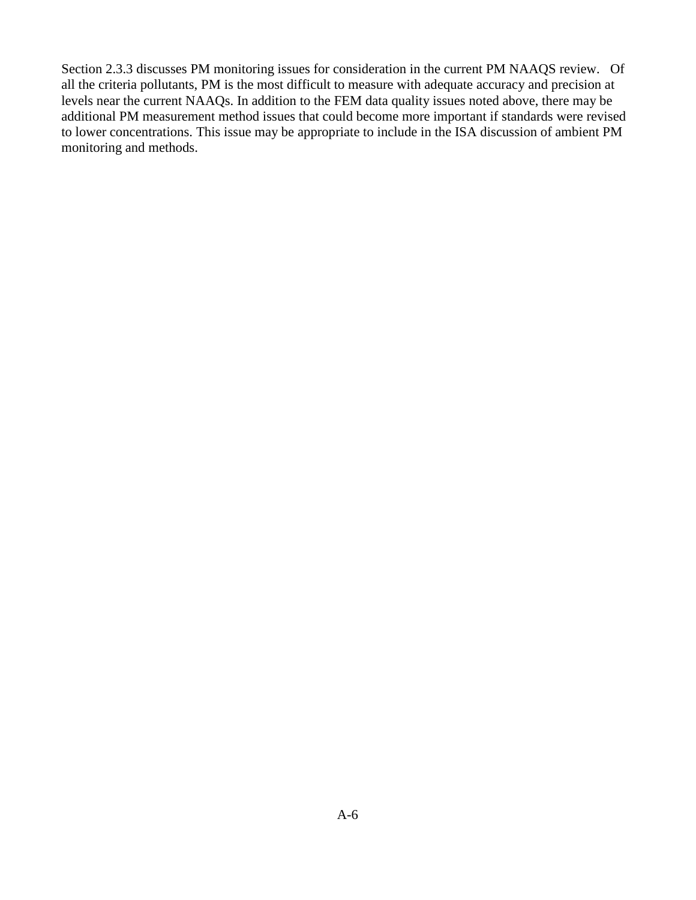Section 2.3.3 discusses PM monitoring issues for consideration in the current PM NAAQS review. Of all the criteria pollutants, PM is the most difficult to measure with adequate accuracy and precision at levels near the current NAAQs. In addition to the FEM data quality issues noted above, there may be additional PM measurement method issues that could become more important if standards were revised to lower concentrations. This issue may be appropriate to include in the ISA discussion of ambient PM monitoring and methods.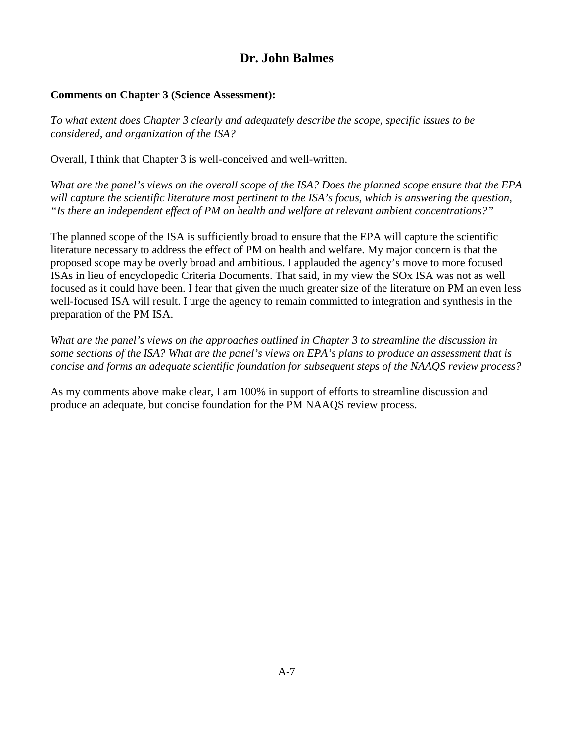## Dr. John Balmes

**Comments on Chapter 3 (Science Assessment):**

*To what extent does Chapter 3 clearly and adequately describe the scope, specific issues to be considered, and organization of the ISA?*

Overall, I think that Chapter 3 is well-conceived and well-written.

*What are the panel's views on the overall scope of the ISA? Does the planned scope ensure that the EPA will capture the scientific literature most pertinent to the ISA's focus, which is answering the question, "Is there an independent effect of PM on health and welfare at relevant ambient concentrations?"*

The planned scope of the ISA is sufficiently broad to ensure that the EPA will capture the scientific literature necessary to address the effect of PM on health and welfare. My major concern is that the proposed scope may be overly broad and ambitious. I applauded the agency's move to more focused ISAs in lieu of encyclopedic Criteria Documents. That said, in my view the SOx ISA was not as well focused as it could have been. I fear that given the much greater size of the literature on PM an even less well-focused ISA will result. I urge the agency to remain committed to integration and synthesis in the preparation of the PM ISA.

*What are the panel's views on the approaches outlined in Chapter 3 to streamline the discussion in some sections of the ISA? What are the panel's views on EPA's plans to produce an assessment that is concise and forms an adequate scientific foundation for subsequent steps of the NAAQS review process?*

As my comments above make clear, I am 100% in support of efforts to streamline discussion and produce an adequate, but concise foundation for the PM NAAQS review process.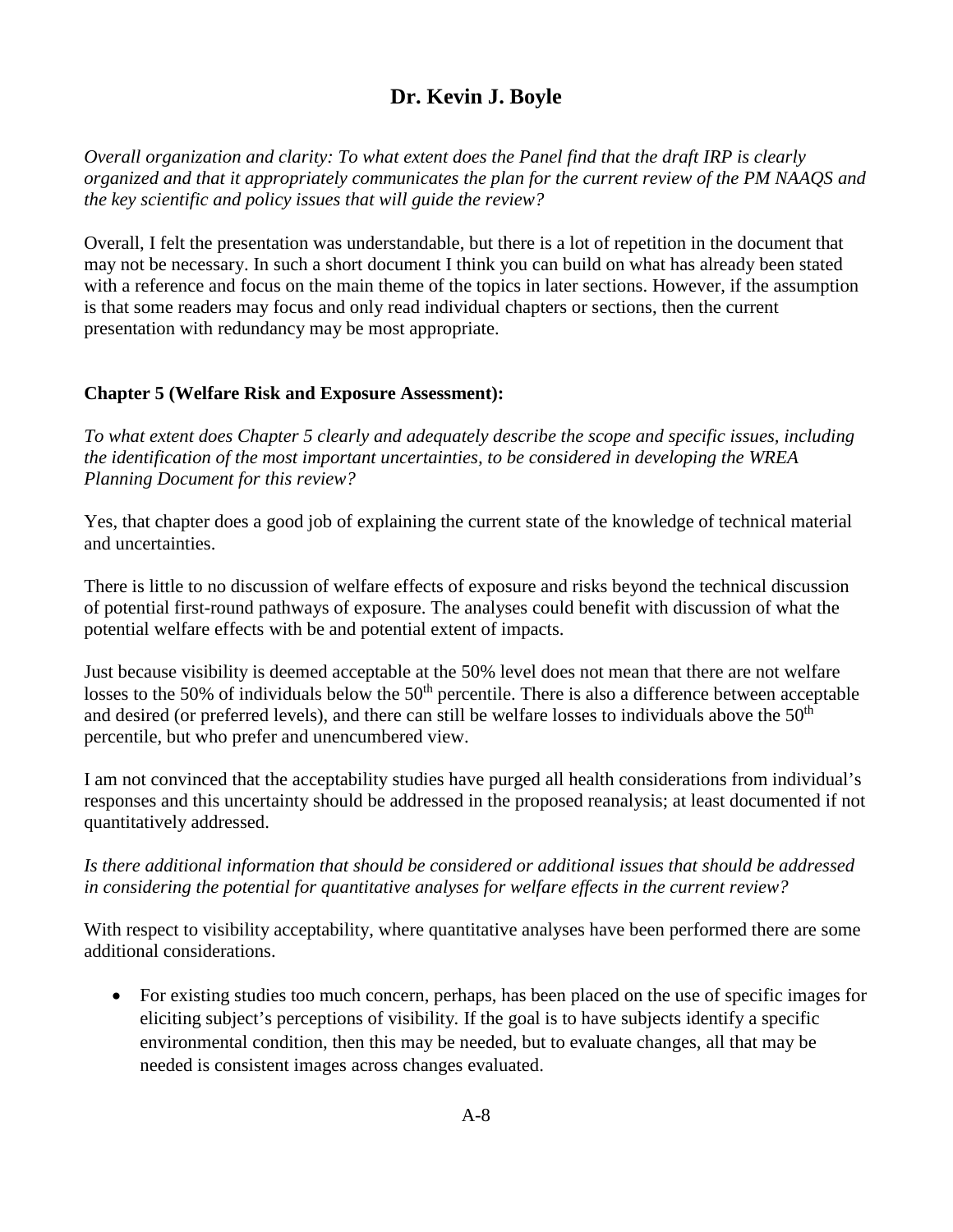## Dr. Kevin J. Boyle

*Overall organization and clarity: To what extent does the Panel find that the draft IRP is clearly organized and that it appropriately communicates the plan for the current review of the PM NAAQS and the key scientific and policy issues that will guide the review?*

Overall, I felt the presentation was understandable, but there is a lot of repetition in the document that may not be necessary. In such a short document I think you can build on what has already been stated with a reference and focus on the main theme of the topics in later sections. However, if the assumption is that some readers may focus and only read individual chapters or sections, then the current presentation with redundancy may be most appropriate.

**Chapter 5 (Welfare Risk and Exposure Assessment):**

*To what extent does Chapter 5 clearly and adequately describe the scope and specific issues, including the identification of the most important uncertainties, to be considered in developing the WREA Planning Document for this review?*

Yes, that chapter does a good job of explaining the current state of the knowledge of technical material and uncertainties.

There is little to no discussion of welfare effects of exposure and risks beyond the technical discussion of potential first-round pathways of exposure. The analyses could benefit with discussion of what the potential welfare effects with be and potential extent of impacts.

Just because visibility is deemed acceptable at the 50% level does not mean that there are not welfare losses to the 50% of individuals below the 50th percentile. There is also a difference between acceptable and desired (or preferred levels), and there can still be welfare losses to individuals above the 50th percentile, but who prefer and unencumbered view.

I am not convinced that the acceptability studies have purged all health considerations from individual's responses and this uncertainty should be addressed in the proposed reanalysis; at least documented if not quantitatively addressed.

*Is there additional information that should be considered or additional issues that should be addressed in considering the potential for quantitative analyses for welfare effects in the current review?*

With respect to visibility acceptability, where quantitative analyses have been performed there are some additional considerations.

- For existing studies too much concern, perhaps, has been placed on the use of specific images for eliciting subject's perceptions of visibility. If the goal is to have subjects identify a specific environmental condition, then this may be needed, but to evaluate changes, all that may be needed is consistent images across changes evaluated.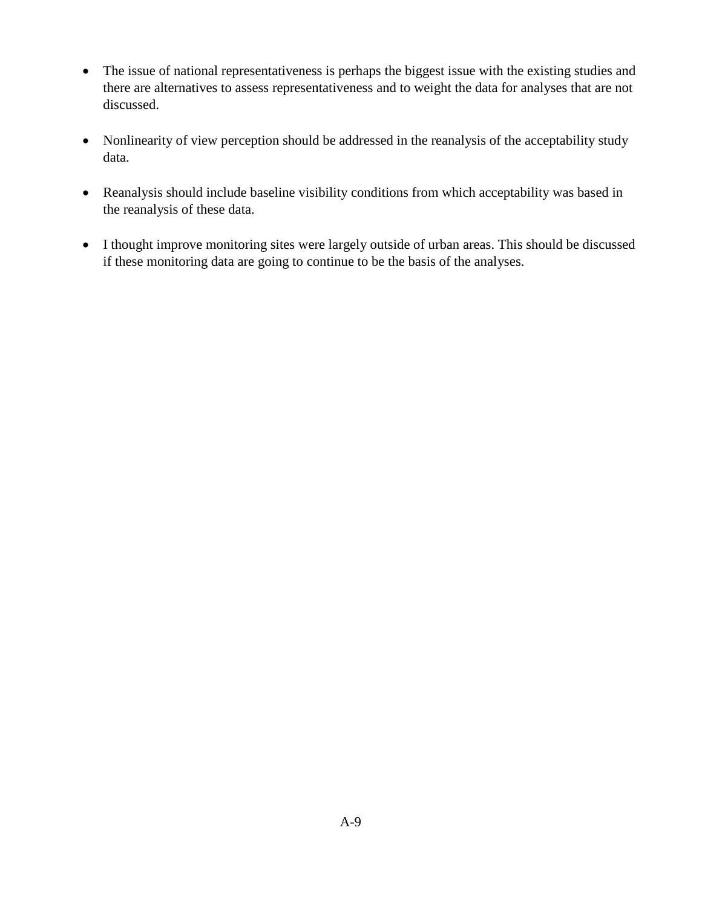- The issue of national representativeness is perhaps the biggest issue with the existing studies and there are alternatives to assess representativeness and to weight the data for analyses that are not discussed.

- Nonlinearity of view perception should be addressed in the reanalysis of the acceptability study data.

- Reanalysis should include baseline visibility conditions from which acceptability was based in the reanalysis of these data.

- I thought improve monitoring sites were largely outside of urban areas. This should be discussed if these monitoring data are going to continue to be the basis of the analyses.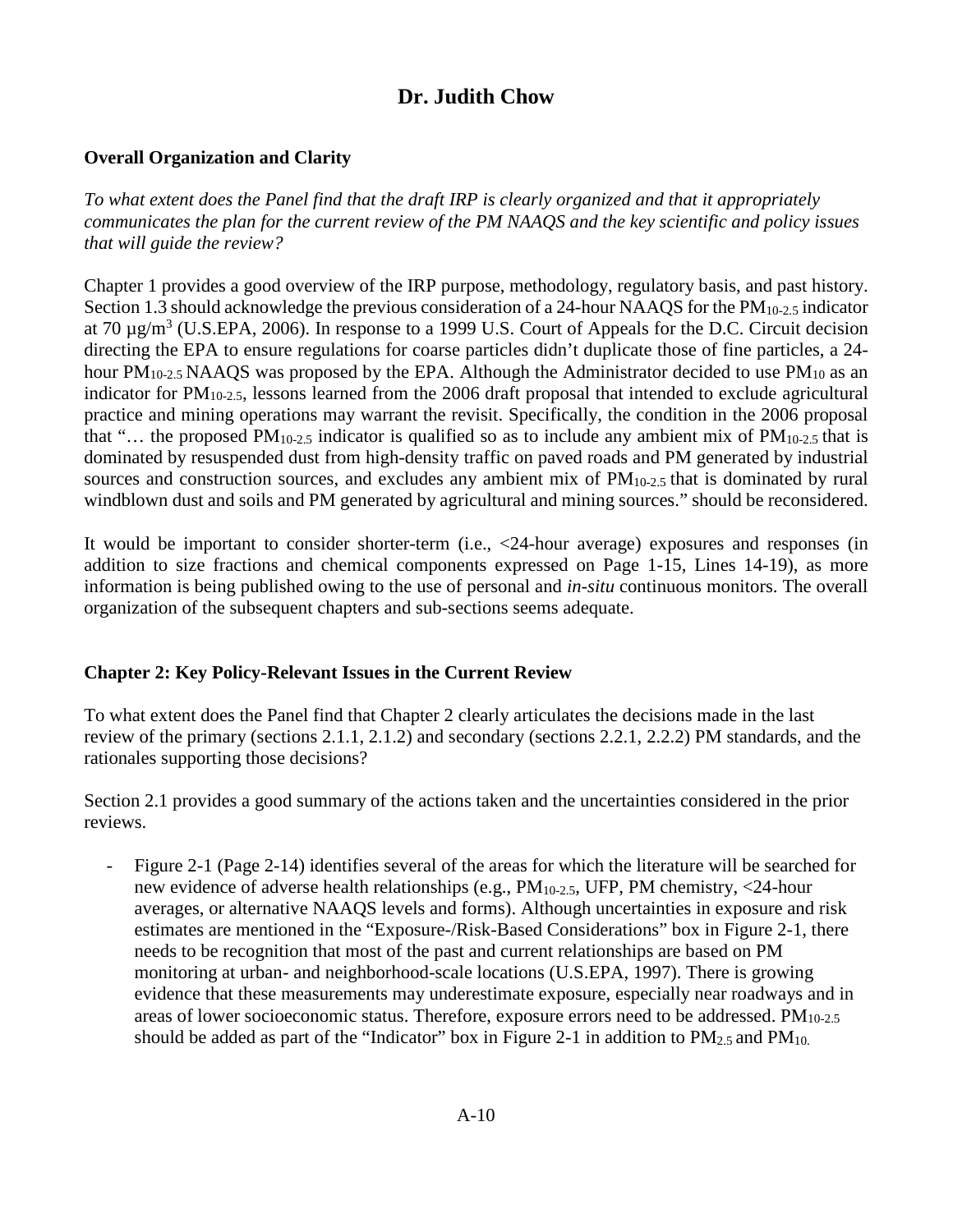## Dr. Judith Chow

### Overall Organization and Clarity

*To what extent does the Panel find that the draft IRP is clearly organized and that it appropriately communicates the plan for the current review of the PM NAAQS and the key scientific and policy issues that will guide the review?*

Chapter 1 provides a good overview of the IRP purpose, methodology, regulatory basis, and past history. Section 1.3 should acknowledge the previous consideration of a 24-hour NAAQS for the $PM_{10-2.5}$ indicator at 70 µg/m$^3$ (U.S.EPA, 2006). In response to a 1999 U.S. Court of Appeals for the D.C. Circuit decision directing the EPA to ensure regulations for coarse particles didn't duplicate those of fine particles, a 24-hour $PM_{10-2.5}$ NAAQS was proposed by the EPA. Although the Administrator decided to use $PM_{10}$ as an indicator for $PM_{10-2.5}$, lessons learned from the 2006 draft proposal that intended to exclude agricultural practice and mining operations may warrant the revisit. Specifically, the condition in the 2006 proposal that "… the proposed $PM_{10-2.5}$ indicator is qualified so as to include any ambient mix of $PM_{10-2.5}$ that is dominated by resuspended dust from high-density traffic on paved roads and PM generated by industrial sources and construction sources, and excludes any ambient mix of $PM_{10-2.5}$ that is dominated by rural windblown dust and soils and PM generated by agricultural and mining sources." should be reconsidered.

It would be important to consider shorter-term (i.e., <24-hour average) exposures and responses (in addition to size fractions and chemical components expressed on Page 1-15, Lines 14-19), as more information is being published owing to the use of personal and *in-situ* continuous monitors. The overall organization of the subsequent chapters and sub-sections seems adequate.

### Chapter 2: Key Policy-Relevant Issues in the Current Review

To what extent does the Panel find that Chapter 2 clearly articulates the decisions made in the last review of the primary (sections 2.1.1, 2.1.2) and secondary (sections 2.2.1, 2.2.2) PM standards, and the rationales supporting those decisions?

Section 2.1 provides a good summary of the actions taken and the uncertainties considered in the prior reviews.

- Figure 2-1 (Page 2-14) identifies several of the areas for which the literature will be searched for new evidence of adverse health relationships (e.g., $PM_{10-2.5}$, UFP, PM chemistry, <24-hour averages, or alternative NAAQS levels and forms). Although uncertainties in exposure and risk estimates are mentioned in the "Exposure-/Risk-Based Considerations" box in Figure 2-1, there needs to be recognition that most of the past and current relationships are based on PM monitoring at urban- and neighborhood-scale locations (U.S.EPA, 1997). There is growing evidence that these measurements may underestimate exposure, especially near roadways and in areas of lower socioeconomic status. Therefore, exposure errors need to be addressed. $PM_{10-2.5}$ should be added as part of the "Indicator" box in Figure 2-1 in addition to $PM_{2.5}$ and $PM_{10}$.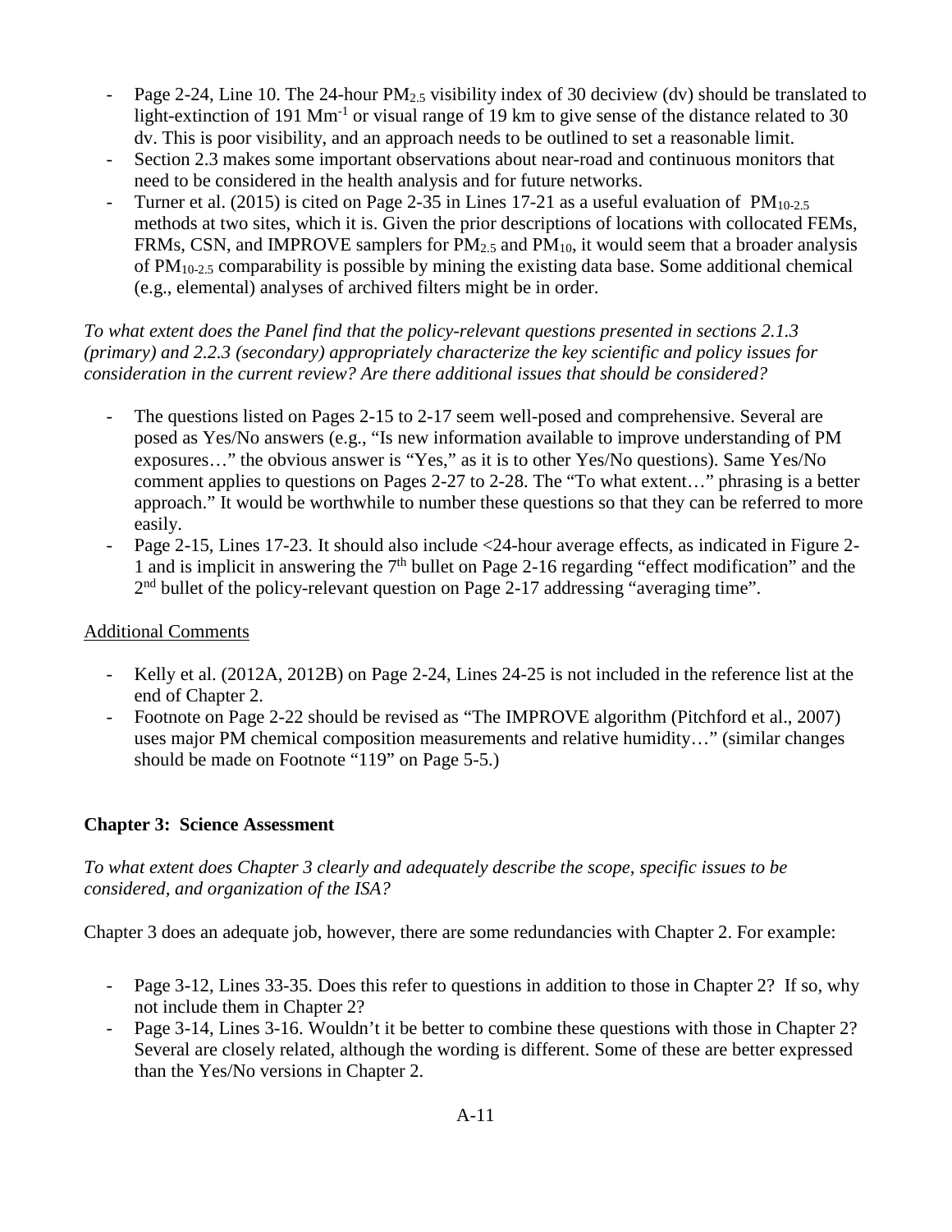- Page 2-24, Line 10. The 24-hour $PM_{2.5}$ visibility index of 30 deciview (dv) should be translated to light-extinction of 191 $Mm^{-1}$ or visual range of 19 km to give sense of the distance related to 30 dv. This is poor visibility, and an approach needs to be outlined to set a reasonable limit.
- Section 2.3 makes some important observations about near-road and continuous monitors that need to be considered in the health analysis and for future networks.
- Turner et al. (2015) is cited on Page 2-35 in Lines 17-21 as a useful evaluation of $PM_{10-2.5}$ methods at two sites, which it is. Given the prior descriptions of locations with collocated FEMs, FRMs, CSN, and IMPROVE samplers for $PM_{2.5}$ and $PM_{10}$, it would seem that a broader analysis of $PM_{10-2.5}$ comparability is possible by mining the existing data base. Some additional chemical (e.g., elemental) analyses of archived filters might be in order.

*To what extent does the Panel find that the policy-relevant questions presented in sections 2.1.3 (primary) and 2.2.3 (secondary) appropriately characterize the key scientific and policy issues for consideration in the current review? Are there additional issues that should be considered?*

- The questions listed on Pages 2-15 to 2-17 seem well-posed and comprehensive. Several are posed as Yes/No answers (e.g., "Is new information available to improve understanding of PM exposures…" the obvious answer is "Yes," as it is to other Yes/No questions). Same Yes/No comment applies to questions on Pages 2-27 to 2-28. The "To what extent…" phrasing is a better approach." It would be worthwhile to number these questions so that they can be referred to more easily.
- Page 2-15, Lines 17-23. It should also include <24-hour average effects, as indicated in Figure 2-1 and is implicit in answering the 7th bullet on Page 2-16 regarding "effect modification" and the 2nd bullet of the policy-relevant question on Page 2-17 addressing "averaging time".

<u>Additional Comments</u>

- Kelly et al. (2012A, 2012B) on Page 2-24, Lines 24-25 is not included in the reference list at the end of Chapter 2.
- Footnote on Page 2-22 should be revised as "The IMPROVE algorithm (Pitchford et al., 2007) uses major PM chemical composition measurements and relative humidity…" (similar changes should be made on Footnote "119" on Page 5-5.)

**Chapter 3: Science Assessment**

*To what extent does Chapter 3 clearly and adequately describe the scope, specific issues to be considered, and organization of the ISA?*

Chapter 3 does an adequate job, however, there are some redundancies with Chapter 2. For example:

- Page 3-12, Lines 33-35. Does this refer to questions in addition to those in Chapter 2? If so, why not include them in Chapter 2?
- Page 3-14, Lines 3-16. Wouldn't it be better to combine these questions with those in Chapter 2? Several are closely related, although the wording is different. Some of these are better expressed than the Yes/No versions in Chapter 2.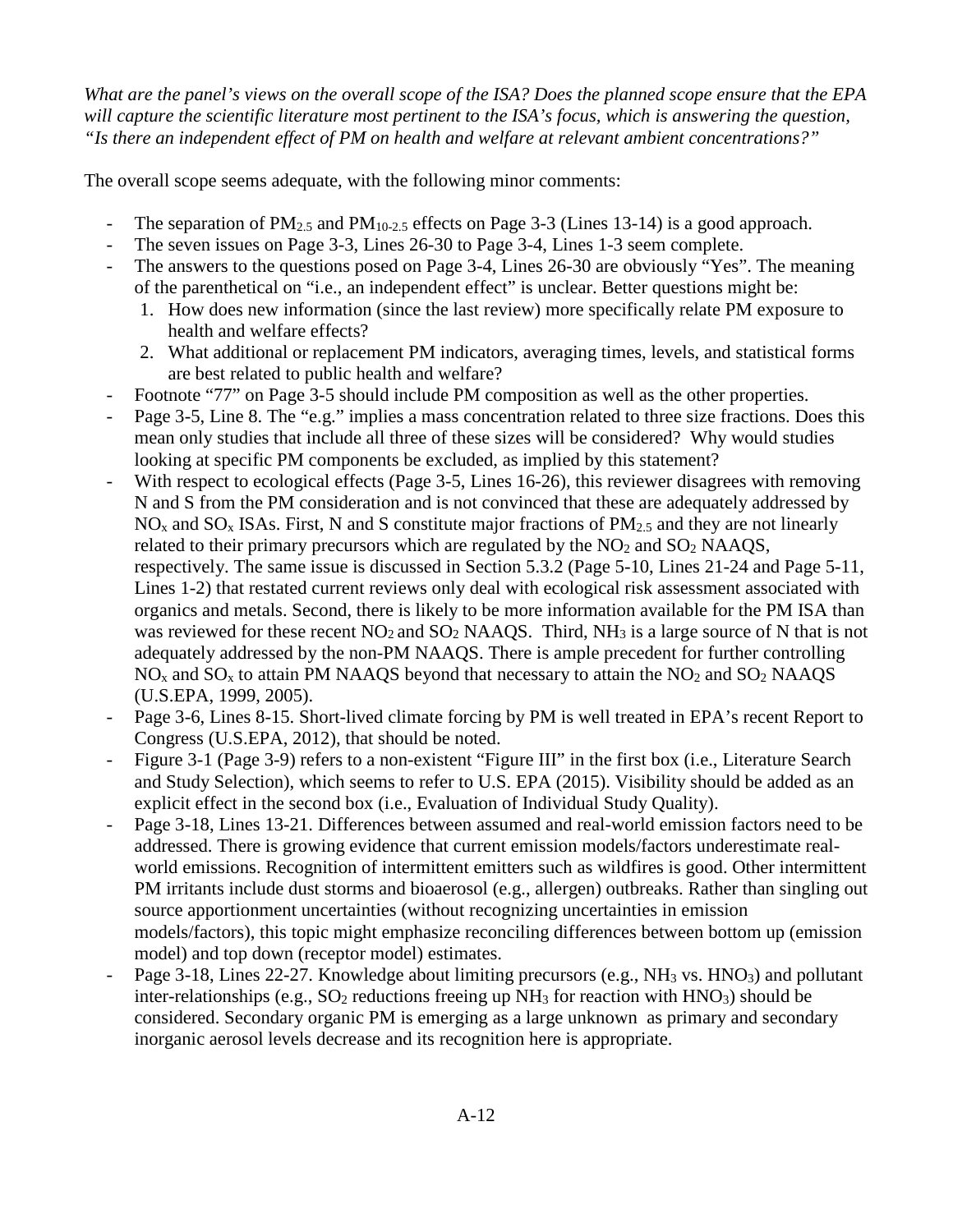*What are the panel's views on the overall scope of the ISA? Does the planned scope ensure that the EPA will capture the scientific literature most pertinent to the ISA's focus, which is answering the question, "Is there an independent effect of PM on health and welfare at relevant ambient concentrations?"*

The overall scope seems adequate, with the following minor comments:

- The separation of $PM_{2.5}$ and $PM_{10-2.5}$ effects on Page 3-3 (Lines 13-14) is a good approach.
- The seven issues on Page 3-3, Lines 26-30 to Page 3-4, Lines 1-3 seem complete.
- The answers to the questions posed on Page 3-4, Lines 26-30 are obviously "Yes". The meaning of the parenthetical on "i.e., an independent effect" is unclear. Better questions might be:
  1. How does new information (since the last review) more specifically relate PM exposure to health and welfare effects?
  2. What additional or replacement PM indicators, averaging times, levels, and statistical forms are best related to public health and welfare?
- Footnote "77" on Page 3-5 should include PM composition as well as the other properties.
- Page 3-5, Line 8. The "e.g." implies a mass concentration related to three size fractions. Does this mean only studies that include all three of these sizes will be considered? Why would studies looking at specific PM components be excluded, as implied by this statement?
- With respect to ecological effects (Page 3-5, Lines 16-26), this reviewer disagrees with removing N and S from the PM consideration and is not convinced that these are adequately addressed by $NO_x$ and $SO_x$ ISAs. First, N and S constitute major fractions of $PM_{2.5}$ and they are not linearly related to their primary precursors which are regulated by the $NO_2$ and $SO_2$ NAAQS, respectively. The same issue is discussed in Section 5.3.2 (Page 5-10, Lines 21-24 and Page 5-11, Lines 1-2) that restated current reviews only deal with ecological risk assessment associated with organics and metals. Second, there is likely to be more information available for the PM ISA than was reviewed for these recent $NO_2$ and $SO_2$ NAAQS. Third, $NH_3$ is a large source of N that is not adequately addressed by the non-PM NAAQS. There is ample precedent for further controlling $NO_x$ and $SO_x$ to attain PM NAAQS beyond that necessary to attain the $NO_2$ and $SO_2$ NAAQS (U.S.EPA, 1999, 2005).
- Page 3-6, Lines 8-15. Short-lived climate forcing by PM is well treated in EPA's recent Report to Congress (U.S.EPA, 2012), that should be noted.
- Figure 3-1 (Page 3-9) refers to a non-existent "Figure III" in the first box (i.e., Literature Search and Study Selection), which seems to refer to U.S. EPA (2015). Visibility should be added as an explicit effect in the second box (i.e., Evaluation of Individual Study Quality).
- Page 3-18, Lines 13-21. Differences between assumed and real-world emission factors need to be addressed. There is growing evidence that current emission models/factors underestimate real-world emissions. Recognition of intermittent emitters such as wildfires is good. Other intermittent PM irritants include dust storms and bioaerosol (e.g., allergen) outbreaks. Rather than singling out source apportionment uncertainties (without recognizing uncertainties in emission models/factors), this topic might emphasize reconciling differences between bottom up (emission model) and top down (receptor model) estimates.
- Page 3-18, Lines 22-27. Knowledge about limiting precursors (e.g., $NH_3$ vs. $HNO_3$) and pollutant inter-relationships (e.g., $SO_2$ reductions freeing up $NH_3$ for reaction with $HNO_3$) should be considered. Secondary organic PM is emerging as a large unknown as primary and secondary inorganic aerosol levels decrease and its recognition here is appropriate.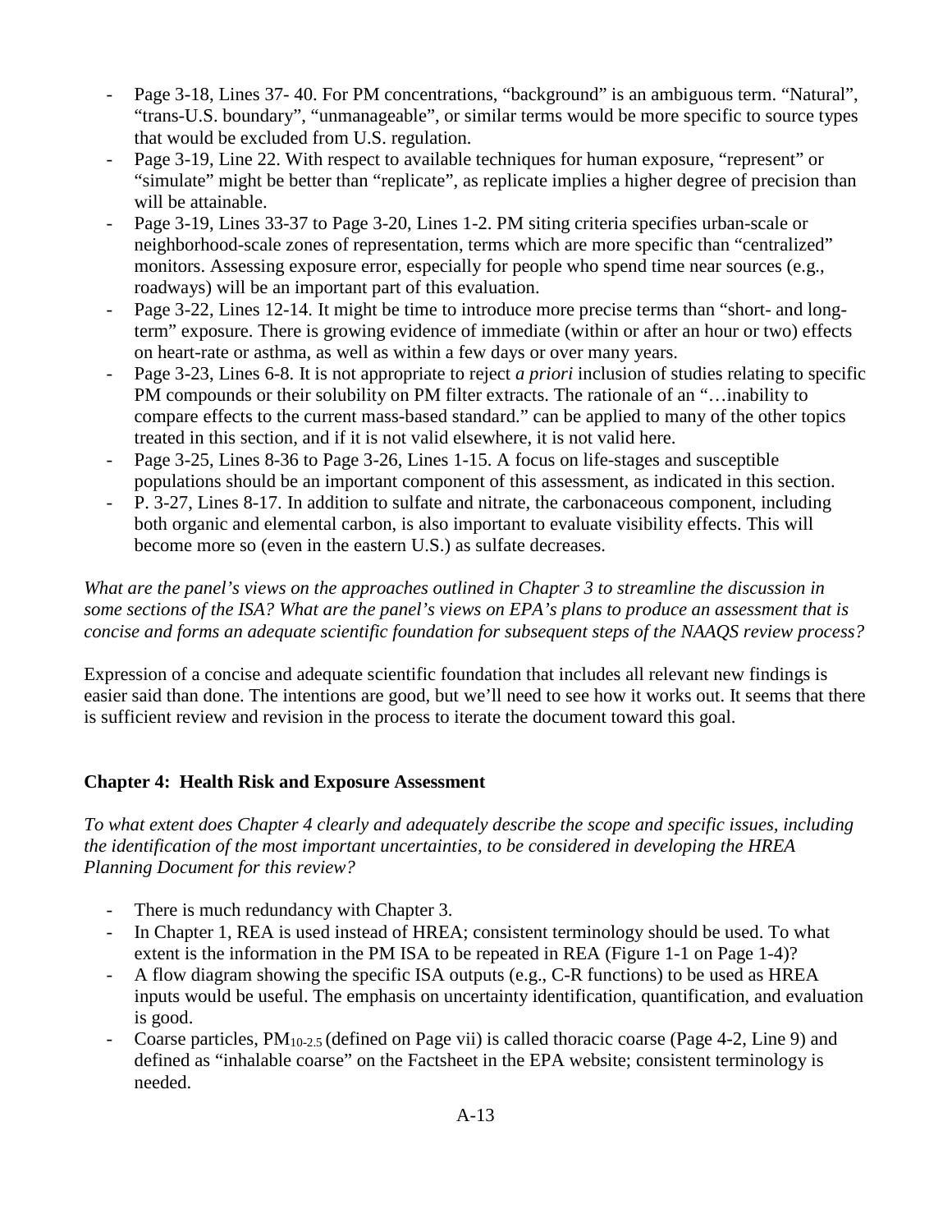- Page 3-18, Lines 37- 40. For PM concentrations, "background" is an ambiguous term. "Natural", "trans-U.S. boundary", "unmanageable", or similar terms would be more specific to source types that would be excluded from U.S. regulation.
- Page 3-19, Line 22. With respect to available techniques for human exposure, "represent" or "simulate" might be better than "replicate", as replicate implies a higher degree of precision than will be attainable.
- Page 3-19, Lines 33-37 to Page 3-20, Lines 1-2. PM siting criteria specifies urban-scale or neighborhood-scale zones of representation, terms which are more specific than "centralized" monitors. Assessing exposure error, especially for people who spend time near sources (e.g., roadways) will be an important part of this evaluation.
- Page 3-22, Lines 12-14. It might be time to introduce more precise terms than "short- and long-term" exposure. There is growing evidence of immediate (within or after an hour or two) effects on heart-rate or asthma, as well as within a few days or over many years.
- Page 3-23, Lines 6-8. It is not appropriate to reject *a priori* inclusion of studies relating to specific PM compounds or their solubility on PM filter extracts. The rationale of an "…inability to compare effects to the current mass-based standard." can be applied to many of the other topics treated in this section, and if it is not valid elsewhere, it is not valid here.
- Page 3-25, Lines 8-36 to Page 3-26, Lines 1-15. A focus on life-stages and susceptible populations should be an important component of this assessment, as indicated in this section.
- P. 3-27, Lines 8-17. In addition to sulfate and nitrate, the carbonaceous component, including both organic and elemental carbon, is also important to evaluate visibility effects. This will become more so (even in the eastern U.S.) as sulfate decreases.

*What are the panel's views on the approaches outlined in Chapter 3 to streamline the discussion in some sections of the ISA? What are the panel's views on EPA's plans to produce an assessment that is concise and forms an adequate scientific foundation for subsequent steps of the NAAQS review process?*

Expression of a concise and adequate scientific foundation that includes all relevant new findings is easier said than done. The intentions are good, but we'll need to see how it works out. It seems that there is sufficient review and revision in the process to iterate the document toward this goal.

**Chapter 4: Health Risk and Exposure Assessment**

*To what extent does Chapter 4 clearly and adequately describe the scope and specific issues, including the identification of the most important uncertainties, to be considered in developing the HREA Planning Document for this review?*

- There is much redundancy with Chapter 3.
- In Chapter 1, REA is used instead of HREA; consistent terminology should be used. To what extent is the information in the PM ISA to be repeated in REA (Figure 1-1 on Page 1-4)?
- A flow diagram showing the specific ISA outputs (e.g., C-R functions) to be used as HREA inputs would be useful. The emphasis on uncertainty identification, quantification, and evaluation is good.
- Coarse particles, $PM_{10-2.5}$ (defined on Page vii) is called thoracic coarse (Page 4-2, Line 9) and defined as "inhalable coarse" on the Factsheet in the EPA website; consistent terminology is needed.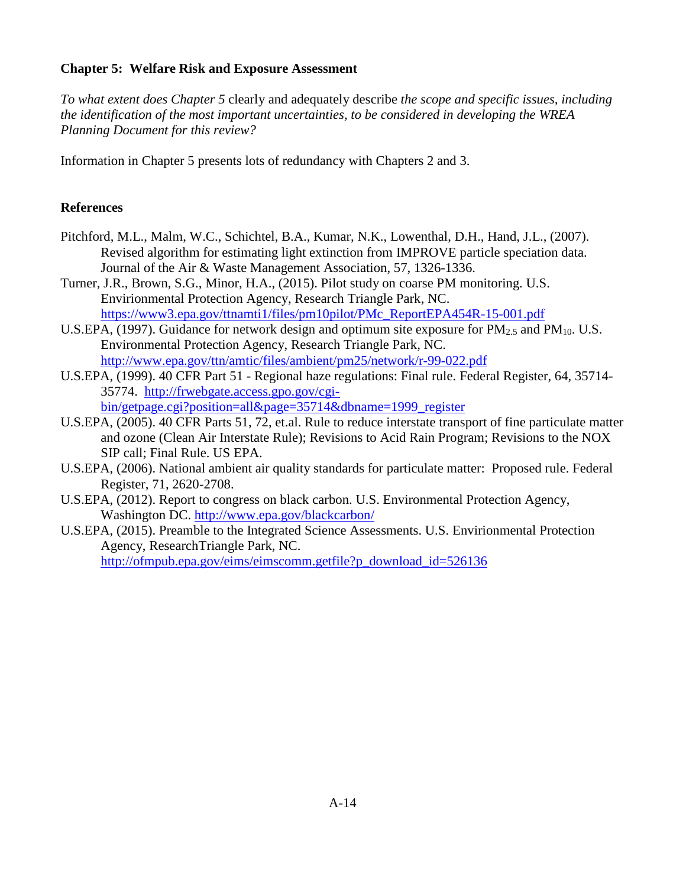**Chapter 5: Welfare Risk and Exposure Assessment**

*To what extent does Chapter 5* clearly and adequately describe *the scope and specific issues, including the identification of the most important uncertainties, to be considered in developing the WREA Planning Document for this review?*

Information in Chapter 5 presents lots of redundancy with Chapters 2 and 3.

**References**

Pitchford, M.L., Malm, W.C., Schichtel, B.A., Kumar, N.K., Lowenthal, D.H., Hand, J.L., (2007). Revised algorithm for estimating light extinction from IMPROVE particle speciation data. Journal of the Air & Waste Management Association, 57, 1326-1336.

Turner, J.R., Brown, S.G., Minor, H.A., (2015). Pilot study on coarse PM monitoring. U.S. Envirionmental Protection Agency, Research Triangle Park, NC. https://www3.epa.gov/ttnamti1/files/pm10pilot/PMc_ReportEPA454R-15-001.pdf

U.S.EPA, (1997). Guidance for network design and optimum site exposure for $PM_{2.5}$ and $PM_{10}$. U.S. Environmental Protection Agency, Research Triangle Park, NC. http://www.epa.gov/ttn/amtic/files/ambient/pm25/network/r-99-022.pdf

U.S.EPA, (1999). 40 CFR Part 51 - Regional haze regulations: Final rule. Federal Register, 64, 35714-35774. http://frwebgate.access.gpo.gov/cgi-bin/getpage.cgi?position=all&page=35714&dbname=1999_register

U.S.EPA, (2005). 40 CFR Parts 51, 72, et.al. Rule to reduce interstate transport of fine particulate matter and ozone (Clean Air Interstate Rule); Revisions to Acid Rain Program; Revisions to the NOX SIP call; Final Rule. US EPA.

U.S.EPA, (2006). National ambient air quality standards for particulate matter: Proposed rule. Federal Register, 71, 2620-2708.

U.S.EPA, (2012). Report to congress on black carbon. U.S. Environmental Protection Agency, Washington DC. http://www.epa.gov/blackcarbon/

U.S.EPA, (2015). Preamble to the Integrated Science Assessments. U.S. Envirionmental Protection Agency, ResearchTriangle Park, NC. http://ofmpub.epa.gov/eims/eimscomm.getfile?p_download_id=526136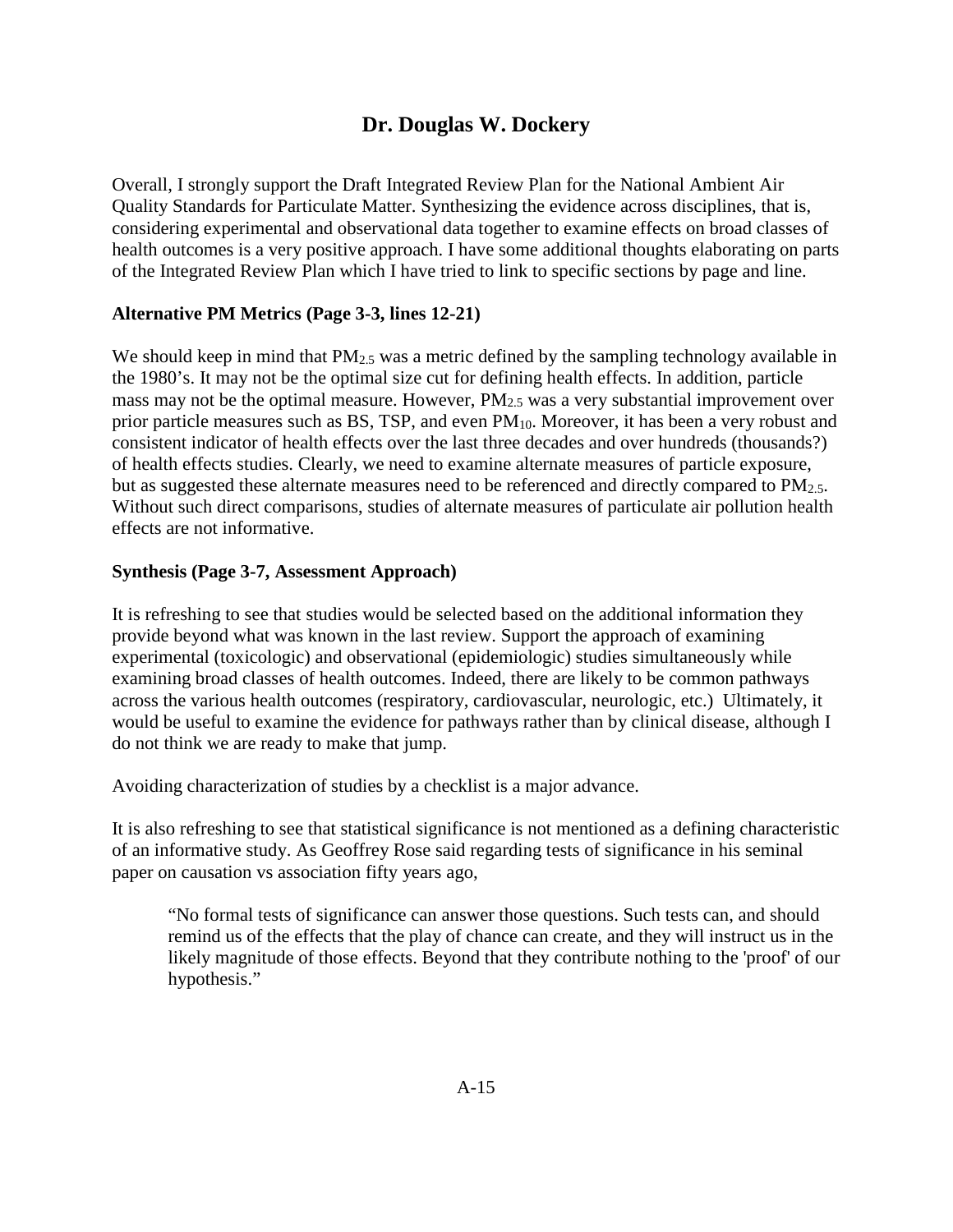# Dr. Douglas W. Dockery

Overall, I strongly support the Draft Integrated Review Plan for the National Ambient Air Quality Standards for Particulate Matter. Synthesizing the evidence across disciplines, that is, considering experimental and observational data together to examine effects on broad classes of health outcomes is a very positive approach. I have some additional thoughts elaborating on parts of the Integrated Review Plan which I have tried to link to specific sections by page and line.

**Alternative PM Metrics (Page 3-3, lines 12-21)**

We should keep in mind that $PM_{2.5}$ was a metric defined by the sampling technology available in the 1980's. It may not be the optimal size cut for defining health effects. In addition, particle mass may not be the optimal measure. However, $PM_{2.5}$ was a very substantial improvement over prior particle measures such as BS, TSP, and even $PM_{10}$. Moreover, it has been a very robust and consistent indicator of health effects over the last three decades and over hundreds (thousands?) of health effects studies. Clearly, we need to examine alternate measures of particle exposure, but as suggested these alternate measures need to be referenced and directly compared to $PM_{2.5}$. Without such direct comparisons, studies of alternate measures of particulate air pollution health effects are not informative.

**Synthesis (Page 3-7, Assessment Approach)**

It is refreshing to see that studies would be selected based on the additional information they provide beyond what was known in the last review. Support the approach of examining experimental (toxicologic) and observational (epidemiologic) studies simultaneously while examining broad classes of health outcomes. Indeed, there are likely to be common pathways across the various health outcomes (respiratory, cardiovascular, neurologic, etc.) Ultimately, it would be useful to examine the evidence for pathways rather than by clinical disease, although I do not think we are ready to make that jump.

Avoiding characterization of studies by a checklist is a major advance.

It is also refreshing to see that statistical significance is not mentioned as a defining characteristic of an informative study. As Geoffrey Rose said regarding tests of significance in his seminal paper on causation vs association fifty years ago,

> "No formal tests of significance can answer those questions. Such tests can, and should remind us of the effects that the play of chance can create, and they will instruct us in the likely magnitude of those effects. Beyond that they contribute nothing to the 'proof' of our hypothesis."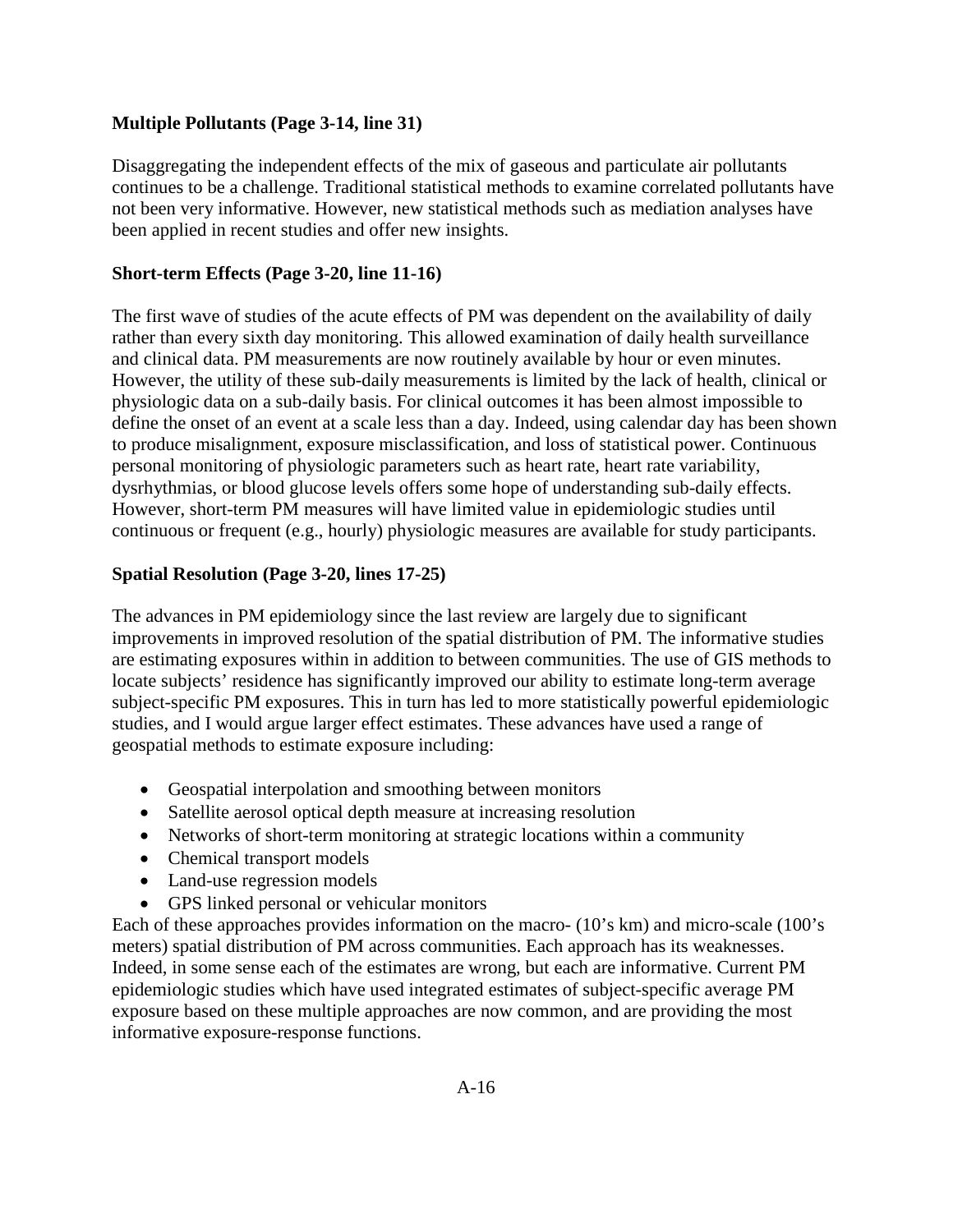**Multiple Pollutants (Page 3-14, line 31)**

Disaggregating the independent effects of the mix of gaseous and particulate air pollutants continues to be a challenge. Traditional statistical methods to examine correlated pollutants have not been very informative. However, new statistical methods such as mediation analyses have been applied in recent studies and offer new insights.

**Short-term Effects (Page 3-20, line 11-16)**

The first wave of studies of the acute effects of PM was dependent on the availability of daily rather than every sixth day monitoring. This allowed examination of daily health surveillance and clinical data. PM measurements are now routinely available by hour or even minutes. However, the utility of these sub-daily measurements is limited by the lack of health, clinical or physiologic data on a sub-daily basis. For clinical outcomes it has been almost impossible to define the onset of an event at a scale less than a day. Indeed, using calendar day has been shown to produce misalignment, exposure misclassification, and loss of statistical power. Continuous personal monitoring of physiologic parameters such as heart rate, heart rate variability, dysrhythmias, or blood glucose levels offers some hope of understanding sub-daily effects. However, short-term PM measures will have limited value in epidemiologic studies until continuous or frequent (e.g., hourly) physiologic measures are available for study participants.

**Spatial Resolution (Page 3-20, lines 17-25)**

The advances in PM epidemiology since the last review are largely due to significant improvements in improved resolution of the spatial distribution of PM. The informative studies are estimating exposures within in addition to between communities. The use of GIS methods to locate subjects' residence has significantly improved our ability to estimate long-term average subject-specific PM exposures. This in turn has led to more statistically powerful epidemiologic studies, and I would argue larger effect estimates. These advances have used a range of geospatial methods to estimate exposure including:

- Geospatial interpolation and smoothing between monitors
- Satellite aerosol optical depth measure at increasing resolution
- Networks of short-term monitoring at strategic locations within a community
- Chemical transport models
- Land-use regression models
- GPS linked personal or vehicular monitors

Each of these approaches provides information on the macro- (10's km) and micro-scale (100's meters) spatial distribution of PM across communities. Each approach has its weaknesses. Indeed, in some sense each of the estimates are wrong, but each are informative. Current PM epidemiologic studies which have used integrated estimates of subject-specific average PM exposure based on these multiple approaches are now common, and are providing the most informative exposure-response functions.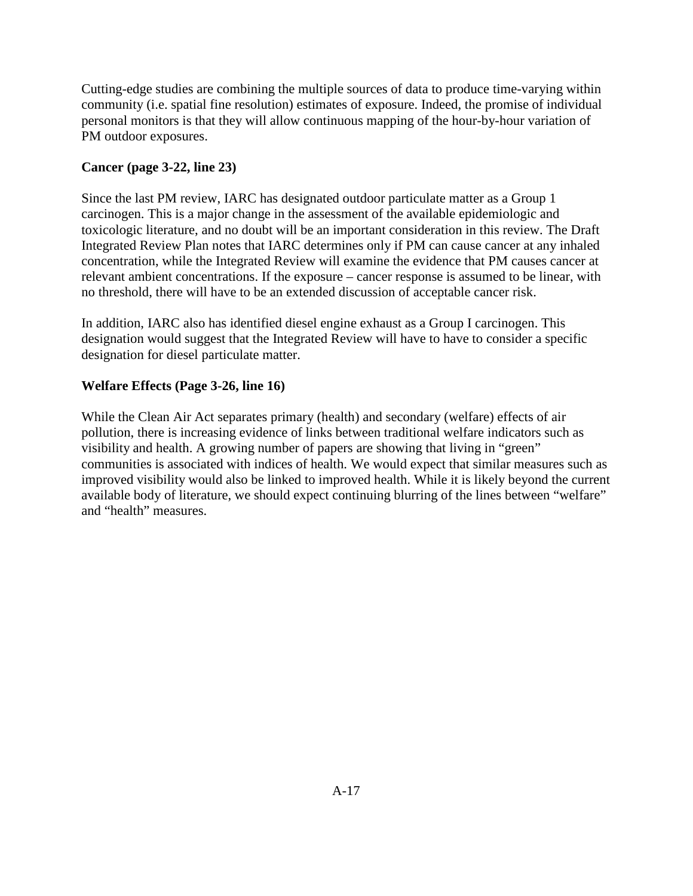Cutting-edge studies are combining the multiple sources of data to produce time-varying within community (i.e. spatial fine resolution) estimates of exposure. Indeed, the promise of individual personal monitors is that they will allow continuous mapping of the hour-by-hour variation of PM outdoor exposures.

**Cancer (page 3-22, line 23)**

Since the last PM review, IARC has designated outdoor particulate matter as a Group 1 carcinogen. This is a major change in the assessment of the available epidemiologic and toxicologic literature, and no doubt will be an important consideration in this review. The Draft Integrated Review Plan notes that IARC determines only if PM can cause cancer at any inhaled concentration, while the Integrated Review will examine the evidence that PM causes cancer at relevant ambient concentrations. If the exposure – cancer response is assumed to be linear, with no threshold, there will have to be an extended discussion of acceptable cancer risk.

In addition, IARC also has identified diesel engine exhaust as a Group I carcinogen. This designation would suggest that the Integrated Review will have to have to consider a specific designation for diesel particulate matter.

**Welfare Effects (Page 3-26, line 16)**

While the Clean Air Act separates primary (health) and secondary (welfare) effects of air pollution, there is increasing evidence of links between traditional welfare indicators such as visibility and health. A growing number of papers are showing that living in "green" communities is associated with indices of health. We would expect that similar measures such as improved visibility would also be linked to improved health. While it is likely beyond the current available body of literature, we should expect continuing blurring of the lines between "welfare" and "health" measures.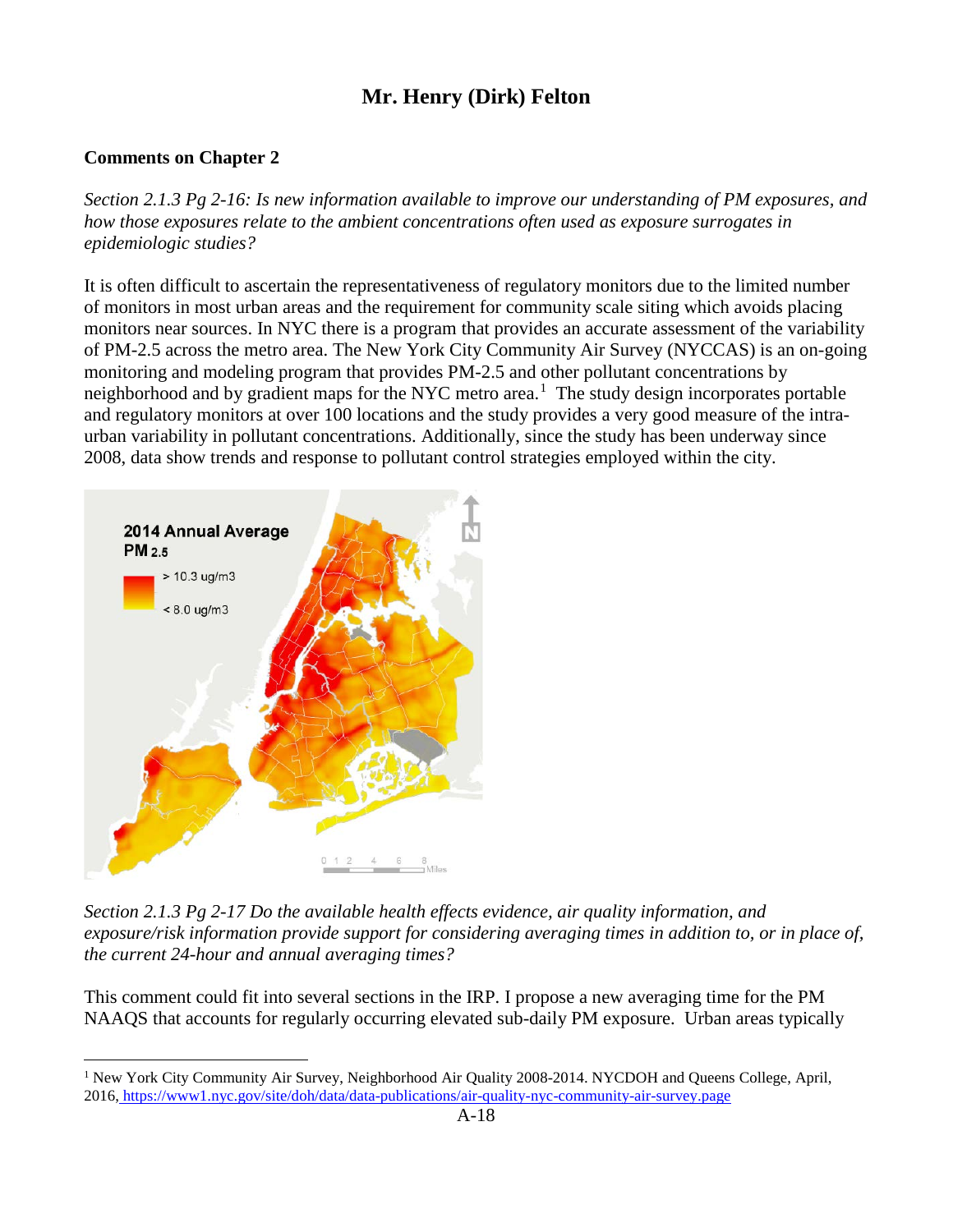# Mr. Henry (Dirk) Felton

**Comments on Chapter 2**

*Section 2.1.3 Pg 2-16: Is new information available to improve our understanding of PM exposures, and how those exposures relate to the ambient concentrations often used as exposure surrogates in epidemiologic studies?*

It is often difficult to ascertain the representativeness of regulatory monitors due to the limited number of monitors in most urban areas and the requirement for community scale siting which avoids placing monitors near sources. In NYC there is a program that provides an accurate assessment of the variability of PM-2.5 across the metro area. The New York City Community Air Survey (NYCCAS) is an on-going monitoring and modeling program that provides PM-2.5 and other pollutant concentrations by neighborhood and by gradient maps for the NYC metro area.[1] The study design incorporates portable and regulatory monitors at over 100 locations and the study provides a very good measure of the intra-urban variability in pollutant concentrations. Additionally, since the study has been underway since 2008, data show trends and response to pollutant control strategies employed within the city.

*Section 2.1.3 Pg 2-17 Do the available health effects evidence, air quality information, and exposure/risk information provide support for considering averaging times in addition to, or in place of, the current 24-hour and annual averaging times?*

This comment could fit into several sections in the IRP. I propose a new averaging time for the PM NAAQS that accounts for regularly occurring elevated sub-daily PM exposure. Urban areas typically

[1] New York City Community Air Survey, Neighborhood Air Quality 2008-2014. NYCDOH and Queens College, April, 2016, https://www1.nyc.gov/site/doh/data/data-publications/air-quality-nyc-community-air-survey.page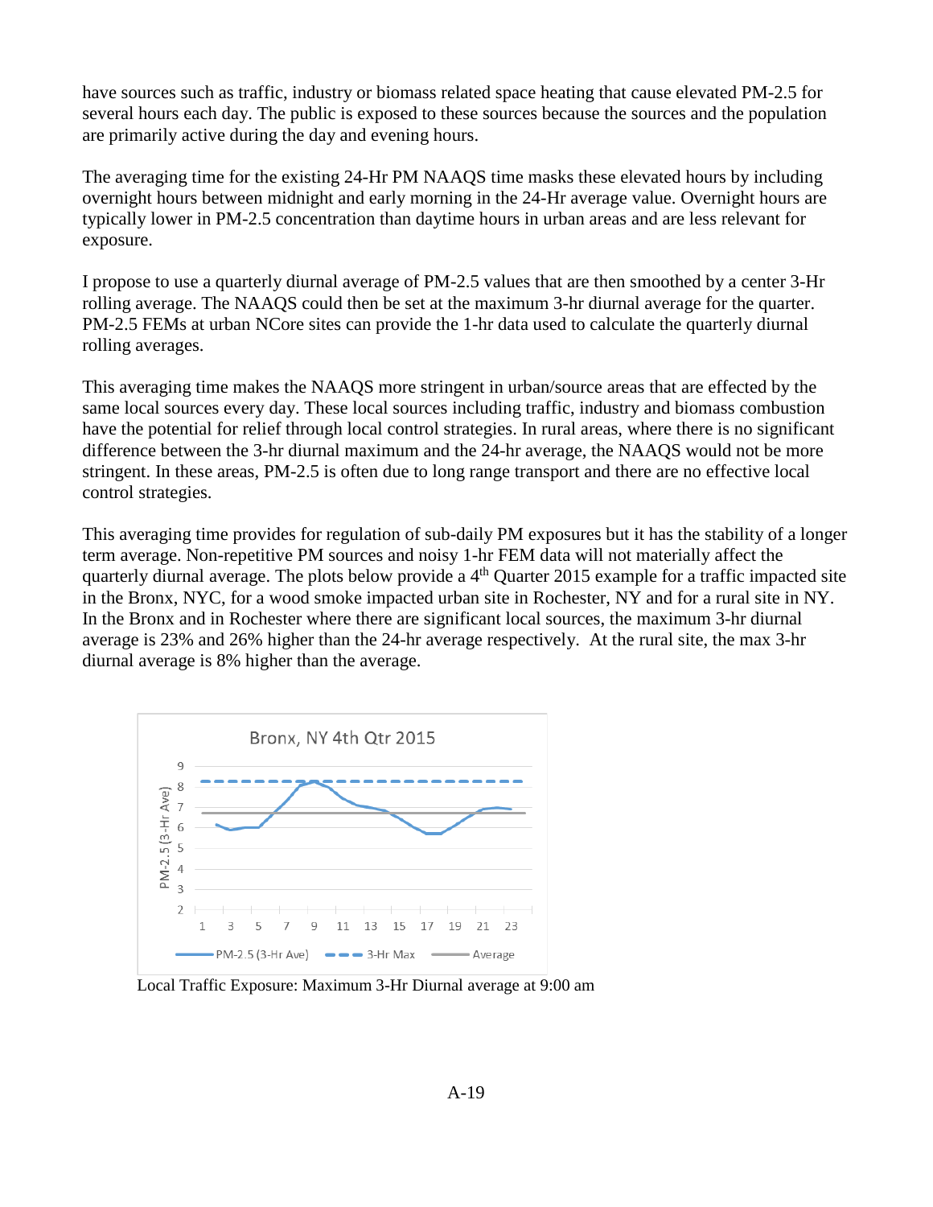have sources such as traffic, industry or biomass related space heating that cause elevated PM-2.5 for several hours each day. The public is exposed to these sources because the sources and the population are primarily active during the day and evening hours.

The averaging time for the existing 24-Hr PM NAAQS time masks these elevated hours by including overnight hours between midnight and early morning in the 24-Hr average value. Overnight hours are typically lower in PM-2.5 concentration than daytime hours in urban areas and are less relevant for exposure.

I propose to use a quarterly diurnal average of PM-2.5 values that are then smoothed by a center 3-Hr rolling average. The NAAQS could then be set at the maximum 3-hr diurnal average for the quarter. PM-2.5 FEMs at urban NCore sites can provide the 1-hr data used to calculate the quarterly diurnal rolling averages.

This averaging time makes the NAAQS more stringent in urban/source areas that are effected by the same local sources every day. These local sources including traffic, industry and biomass combustion have the potential for relief through local control strategies. In rural areas, where there is no significant difference between the 3-hr diurnal maximum and the 24-hr average, the NAAQS would not be more stringent. In these areas, PM-2.5 is often due to long range transport and there are no effective local control strategies.

This averaging time provides for regulation of sub-daily PM exposures but it has the stability of a longer term average. Non-repetitive PM sources and noisy 1-hr FEM data will not materially affect the quarterly diurnal average. The plots below provide a 4th Quarter 2015 example for a traffic impacted site in the Bronx, NYC, for a wood smoke impacted urban site in Rochester, NY and for a rural site in NY. In the Bronx and in Rochester where there are significant local sources, the maximum 3-hr diurnal average is 23% and 26% higher than the 24-hr average respectively. At the rural site, the max 3-hr diurnal average is 8% higher than the average.

Local Traffic Exposure: Maximum 3-Hr Diurnal average at 9:00 am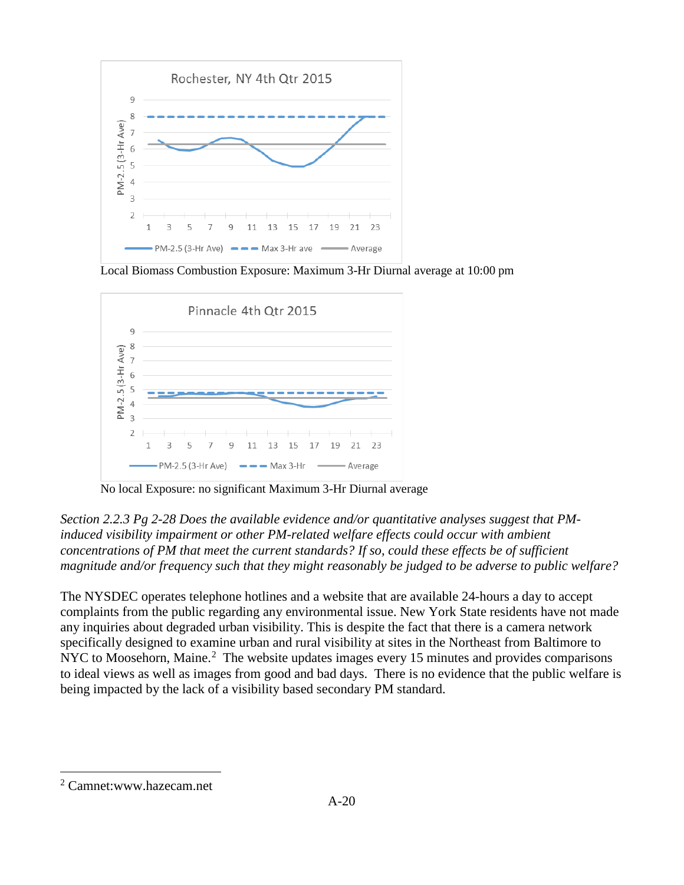Local Biomass Combustion Exposure: Maximum 3-Hr Diurnal average at 10:00 pm

No local Exposure: no significant Maximum 3-Hr Diurnal average

*Section 2.2.3 Pg 2-28 Does the available evidence and/or quantitative analyses suggest that PM-induced visibility impairment or other PM-related welfare effects could occur with ambient concentrations of PM that meet the current standards? If so, could these effects be of sufficient magnitude and/or frequency such that they might reasonably be judged to be adverse to public welfare?*

The NYSDEC operates telephone hotlines and a website that are available 24-hours a day to accept complaints from the public regarding any environmental issue. New York State residents have not made any inquiries about degraded urban visibility. This is despite the fact that there is a camera network specifically designed to examine urban and rural visibility at sites in the Northeast from Baltimore to NYC to Moosehorn, Maine.[2] The website updates images every 15 minutes and provides comparisons to ideal views as well as images from good and bad days. There is no evidence that the public welfare is being impacted by the lack of a visibility based secondary PM standard.

[2] Camnet:www.hazecam.net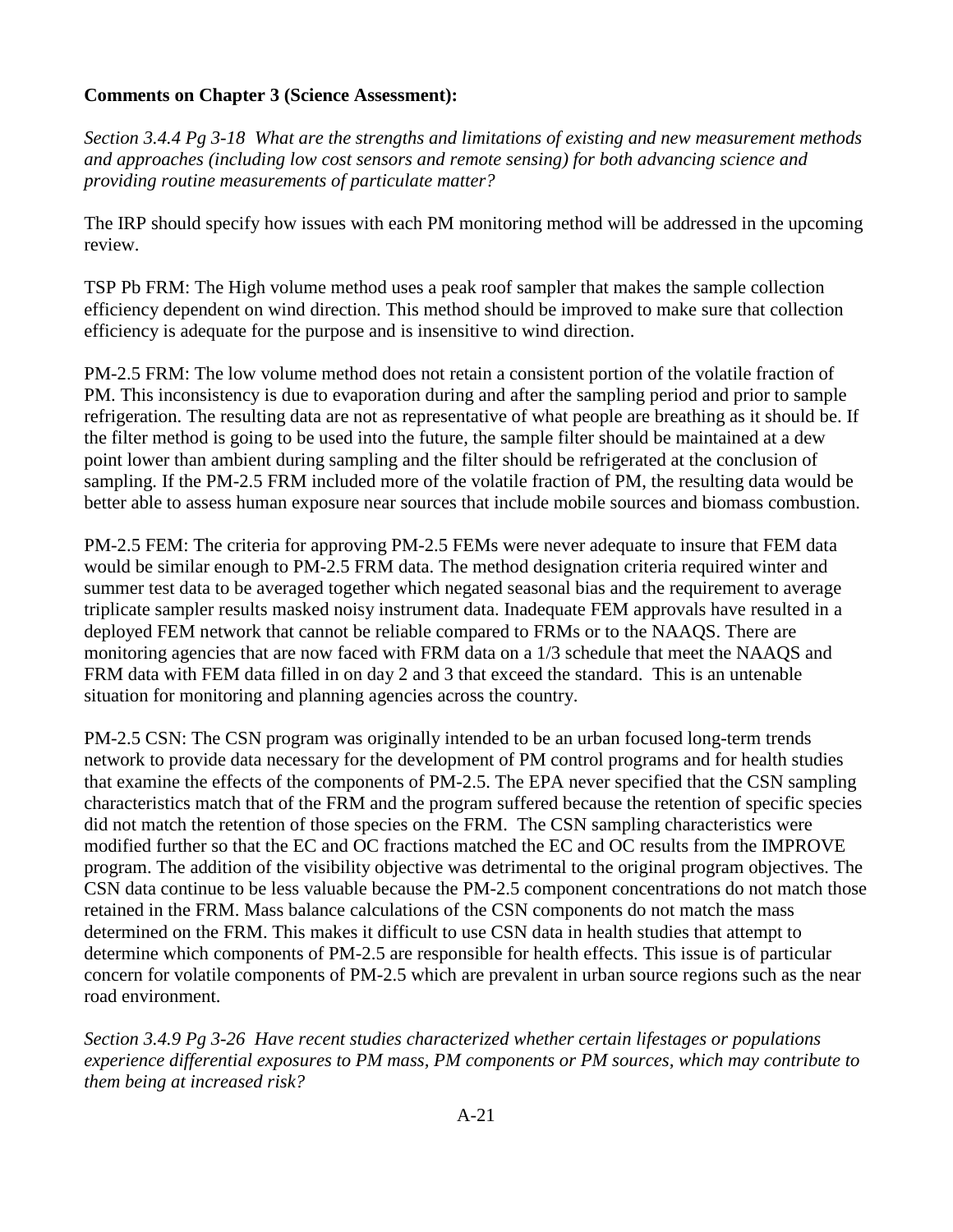**Comments on Chapter 3 (Science Assessment):**

*Section 3.4.4 Pg 3-18  What are the strengths and limitations of existing and new measurement methods and approaches (including low cost sensors and remote sensing) for both advancing science and providing routine measurements of particulate matter?*

The IRP should specify how issues with each PM monitoring method will be addressed in the upcoming review.

TSP Pb FRM: The High volume method uses a peak roof sampler that makes the sample collection efficiency dependent on wind direction. This method should be improved to make sure that collection efficiency is adequate for the purpose and is insensitive to wind direction.

PM-2.5 FRM: The low volume method does not retain a consistent portion of the volatile fraction of PM. This inconsistency is due to evaporation during and after the sampling period and prior to sample refrigeration. The resulting data are not as representative of what people are breathing as it should be. If the filter method is going to be used into the future, the sample filter should be maintained at a dew point lower than ambient during sampling and the filter should be refrigerated at the conclusion of sampling. If the PM-2.5 FRM included more of the volatile fraction of PM, the resulting data would be better able to assess human exposure near sources that include mobile sources and biomass combustion.

PM-2.5 FEM: The criteria for approving PM-2.5 FEMs were never adequate to insure that FEM data would be similar enough to PM-2.5 FRM data. The method designation criteria required winter and summer test data to be averaged together which negated seasonal bias and the requirement to average triplicate sampler results masked noisy instrument data. Inadequate FEM approvals have resulted in a deployed FEM network that cannot be reliable compared to FRMs or to the NAAQS. There are monitoring agencies that are now faced with FRM data on a 1/3 schedule that meet the NAAQS and FRM data with FEM data filled in on day 2 and 3 that exceed the standard.  This is an untenable situation for monitoring and planning agencies across the country.

PM-2.5 CSN: The CSN program was originally intended to be an urban focused long-term trends network to provide data necessary for the development of PM control programs and for health studies that examine the effects of the components of PM-2.5. The EPA never specified that the CSN sampling characteristics match that of the FRM and the program suffered because the retention of specific species did not match the retention of those species on the FRM.  The CSN sampling characteristics were modified further so that the EC and OC fractions matched the EC and OC results from the IMPROVE program. The addition of the visibility objective was detrimental to the original program objectives. The CSN data continue to be less valuable because the PM-2.5 component concentrations do not match those retained in the FRM. Mass balance calculations of the CSN components do not match the mass determined on the FRM. This makes it difficult to use CSN data in health studies that attempt to determine which components of PM-2.5 are responsible for health effects. This issue is of particular concern for volatile components of PM-2.5 which are prevalent in urban source regions such as the near road environment.

*Section 3.4.9 Pg 3-26  Have recent studies characterized whether certain lifestages or populations experience differential exposures to PM mass, PM components or PM sources, which may contribute to them being at increased risk?*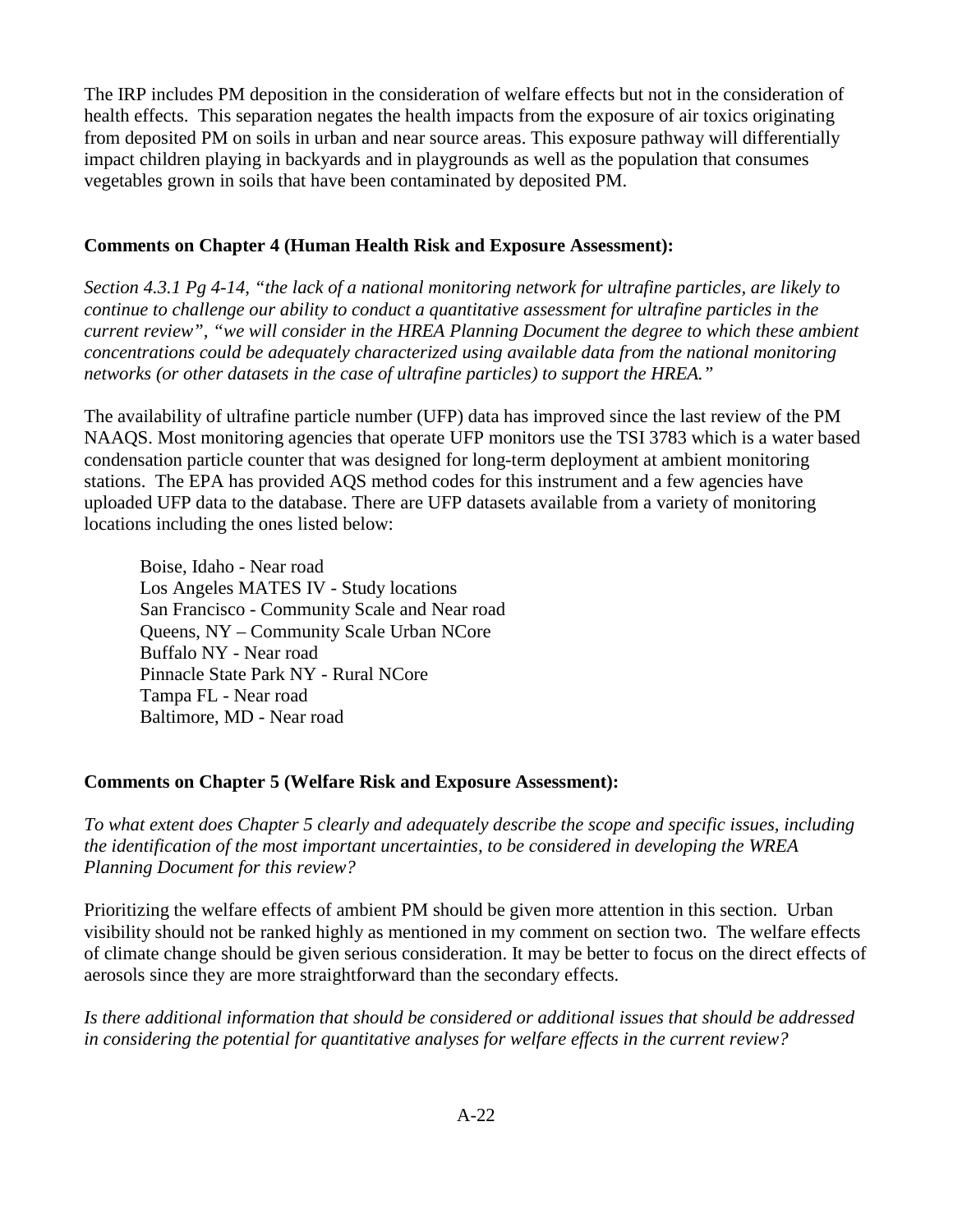The IRP includes PM deposition in the consideration of welfare effects but not in the consideration of health effects. This separation negates the health impacts from the exposure of air toxics originating from deposited PM on soils in urban and near source areas. This exposure pathway will differentially impact children playing in backyards and in playgrounds as well as the population that consumes vegetables grown in soils that have been contaminated by deposited PM.

**Comments on Chapter 4 (Human Health Risk and Exposure Assessment):**

*Section 4.3.1 Pg 4-14, "the lack of a national monitoring network for ultrafine particles, are likely to continue to challenge our ability to conduct a quantitative assessment for ultrafine particles in the current review", "we will consider in the HREA Planning Document the degree to which these ambient concentrations could be adequately characterized using available data from the national monitoring networks (or other datasets in the case of ultrafine particles) to support the HREA."*

The availability of ultrafine particle number (UFP) data has improved since the last review of the PM NAAQS. Most monitoring agencies that operate UFP monitors use the TSI 3783 which is a water based condensation particle counter that was designed for long-term deployment at ambient monitoring stations. The EPA has provided AQS method codes for this instrument and a few agencies have uploaded UFP data to the database. There are UFP datasets available from a variety of monitoring locations including the ones listed below:

Boise, Idaho - Near road
Los Angeles MATES IV - Study locations
San Francisco - Community Scale and Near road
Queens, NY – Community Scale Urban NCore
Buffalo NY - Near road
Pinnacle State Park NY - Rural NCore
Tampa FL - Near road
Baltimore, MD - Near road

**Comments on Chapter 5 (Welfare Risk and Exposure Assessment):**

*To what extent does Chapter 5 clearly and adequately describe the scope and specific issues, including the identification of the most important uncertainties, to be considered in developing the WREA Planning Document for this review?*

Prioritizing the welfare effects of ambient PM should be given more attention in this section. Urban visibility should not be ranked highly as mentioned in my comment on section two. The welfare effects of climate change should be given serious consideration. It may be better to focus on the direct effects of aerosols since they are more straightforward than the secondary effects.

*Is there additional information that should be considered or additional issues that should be addressed in considering the potential for quantitative analyses for welfare effects in the current review?*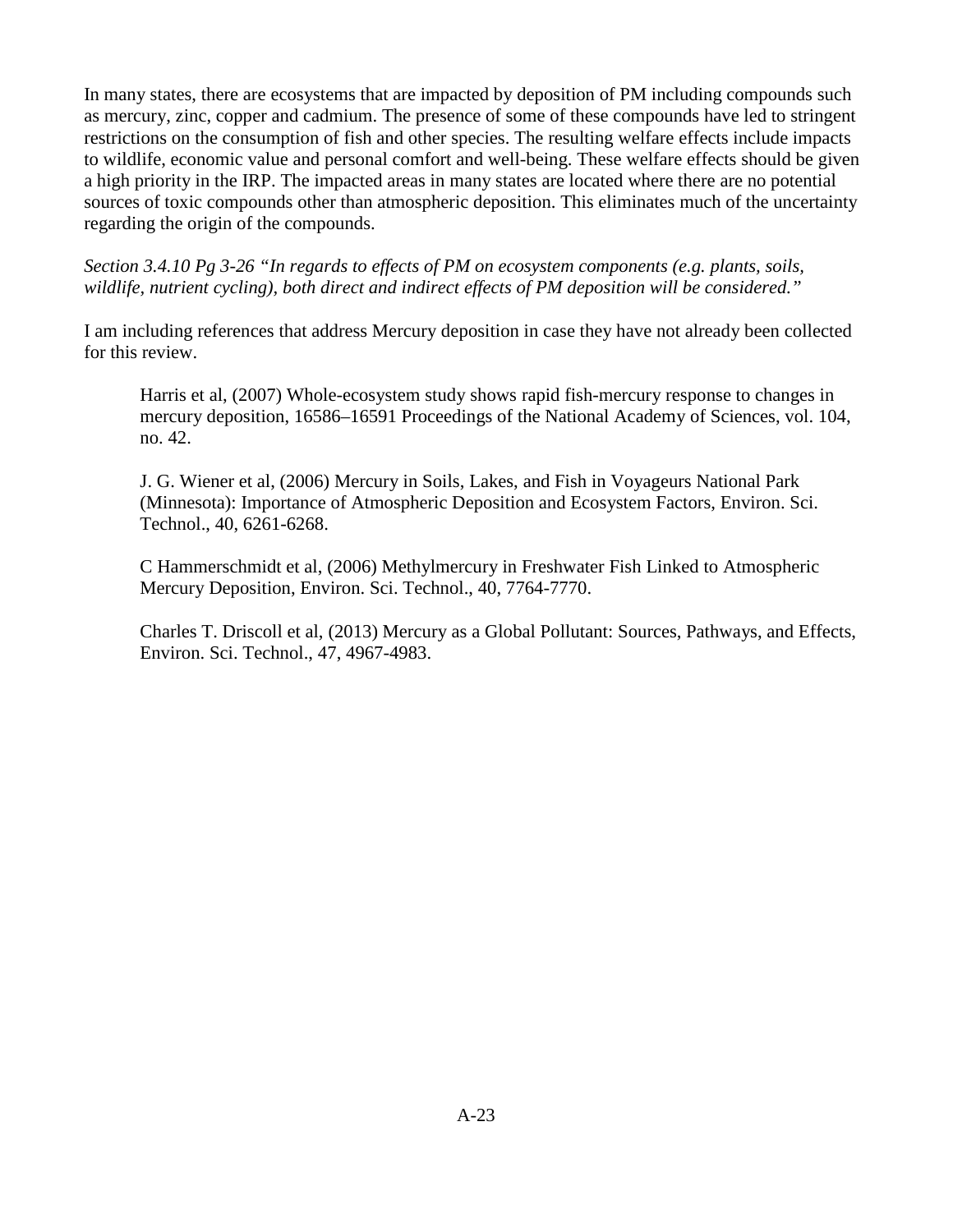In many states, there are ecosystems that are impacted by deposition of PM including compounds such as mercury, zinc, copper and cadmium. The presence of some of these compounds have led to stringent restrictions on the consumption of fish and other species. The resulting welfare effects include impacts to wildlife, economic value and personal comfort and well-being. These welfare effects should be given a high priority in the IRP. The impacted areas in many states are located where there are no potential sources of toxic compounds other than atmospheric deposition. This eliminates much of the uncertainty regarding the origin of the compounds.

*Section 3.4.10 Pg 3-26 "In regards to effects of PM on ecosystem components (e.g. plants, soils, wildlife, nutrient cycling), both direct and indirect effects of PM deposition will be considered."*

I am including references that address Mercury deposition in case they have not already been collected for this review.

> Harris et al, (2007) Whole-ecosystem study shows rapid fish-mercury response to changes in mercury deposition, 16586–16591 Proceedings of the National Academy of Sciences, vol. 104, no. 42.
>
> J. G. Wiener et al, (2006) Mercury in Soils, Lakes, and Fish in Voyageurs National Park (Minnesota): Importance of Atmospheric Deposition and Ecosystem Factors, Environ. Sci. Technol., 40, 6261-6268.
>
> C Hammerschmidt et al, (2006) Methylmercury in Freshwater Fish Linked to Atmospheric Mercury Deposition, Environ. Sci. Technol., 40, 7764-7770.
>
> Charles T. Driscoll et al, (2013) Mercury as a Global Pollutant: Sources, Pathways, and Effects, Environ. Sci. Technol., 47, 4967-4983.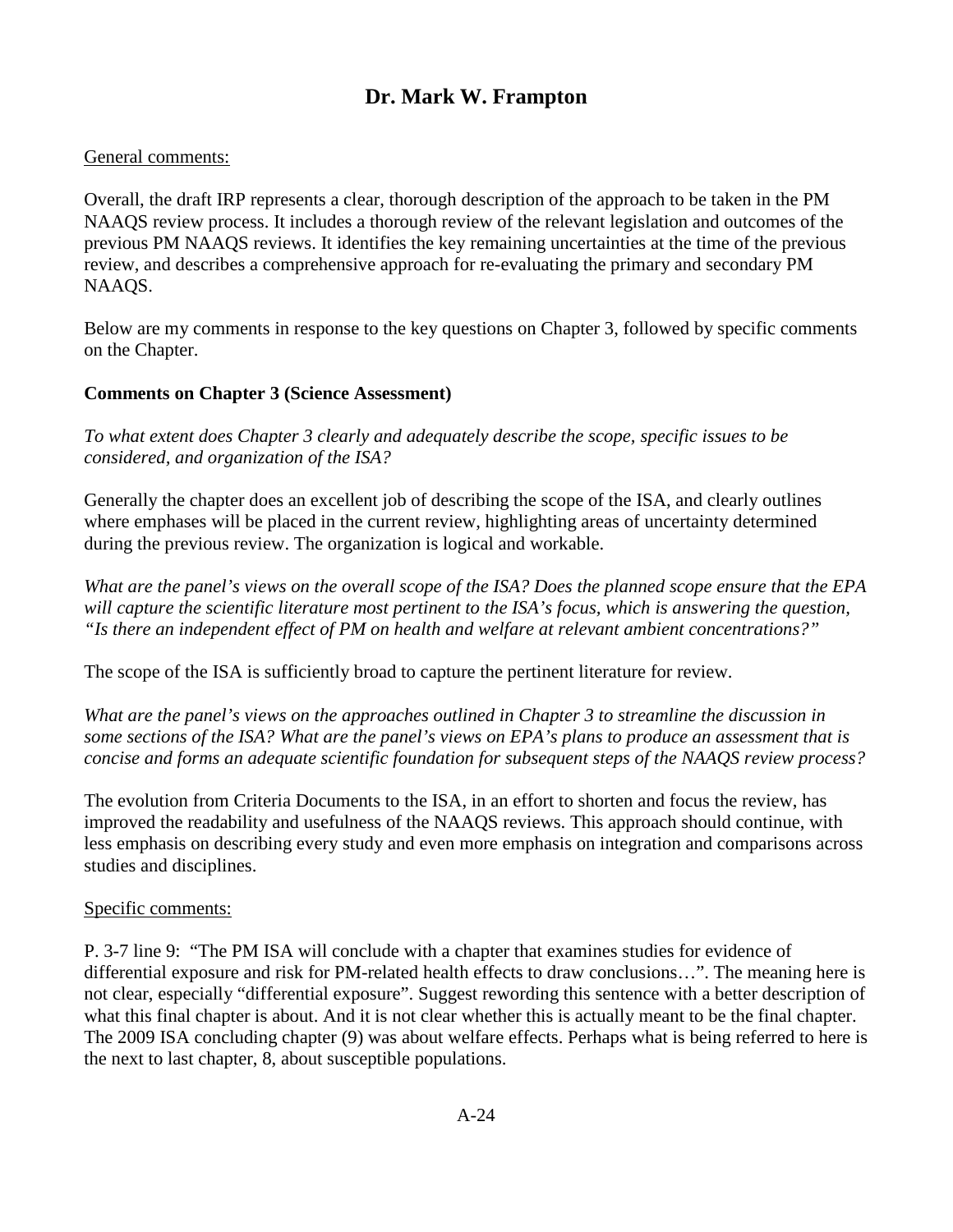# Dr. Mark W. Frampton

General comments:

Overall, the draft IRP represents a clear, thorough description of the approach to be taken in the PM NAAQS review process. It includes a thorough review of the relevant legislation and outcomes of the previous PM NAAQS reviews. It identifies the key remaining uncertainties at the time of the previous review, and describes a comprehensive approach for re-evaluating the primary and secondary PM NAAQS.

Below are my comments in response to the key questions on Chapter 3, followed by specific comments on the Chapter.

**Comments on Chapter 3 (Science Assessment)**

*To what extent does Chapter 3 clearly and adequately describe the scope, specific issues to be considered, and organization of the ISA?*

Generally the chapter does an excellent job of describing the scope of the ISA, and clearly outlines where emphases will be placed in the current review, highlighting areas of uncertainty determined during the previous review. The organization is logical and workable.

*What are the panel's views on the overall scope of the ISA? Does the planned scope ensure that the EPA will capture the scientific literature most pertinent to the ISA's focus, which is answering the question, "Is there an independent effect of PM on health and welfare at relevant ambient concentrations?"*

The scope of the ISA is sufficiently broad to capture the pertinent literature for review.

*What are the panel's views on the approaches outlined in Chapter 3 to streamline the discussion in some sections of the ISA? What are the panel's views on EPA's plans to produce an assessment that is concise and forms an adequate scientific foundation for subsequent steps of the NAAQS review process?*

The evolution from Criteria Documents to the ISA, in an effort to shorten and focus the review, has improved the readability and usefulness of the NAAQS reviews. This approach should continue, with less emphasis on describing every study and even more emphasis on integration and comparisons across studies and disciplines.

Specific comments:

P. 3-7 line 9: "The PM ISA will conclude with a chapter that examines studies for evidence of differential exposure and risk for PM-related health effects to draw conclusions…". The meaning here is not clear, especially "differential exposure". Suggest rewording this sentence with a better description of what this final chapter is about. And it is not clear whether this is actually meant to be the final chapter. The 2009 ISA concluding chapter (9) was about welfare effects. Perhaps what is being referred to here is the next to last chapter, 8, about susceptible populations.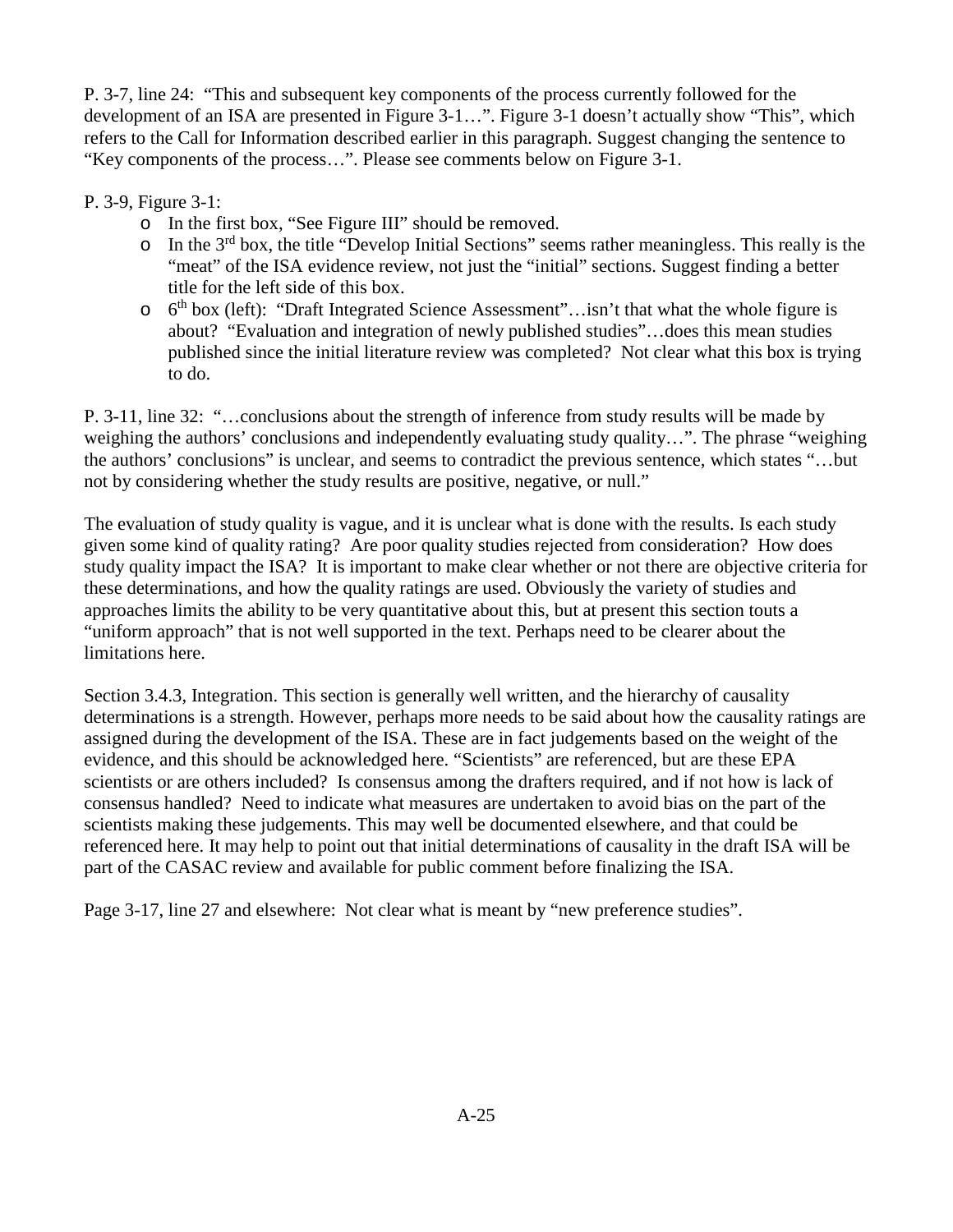P. 3-7, line 24: "This and subsequent key components of the process currently followed for the development of an ISA are presented in Figure 3-1…". Figure 3-1 doesn't actually show "This", which refers to the Call for Information described earlier in this paragraph. Suggest changing the sentence to "Key components of the process…". Please see comments below on Figure 3-1.

P. 3-9, Figure 3-1:

- In the first box, "See Figure III" should be removed.
- In the 3rd box, the title "Develop Initial Sections" seems rather meaningless. This really is the "meat" of the ISA evidence review, not just the "initial" sections. Suggest finding a better title for the left side of this box.
- 6th box (left): "Draft Integrated Science Assessment"…isn't that what the whole figure is about? "Evaluation and integration of newly published studies"…does this mean studies published since the initial literature review was completed? Not clear what this box is trying to do.

P. 3-11, line 32: "…conclusions about the strength of inference from study results will be made by weighing the authors' conclusions and independently evaluating study quality…". The phrase "weighing the authors' conclusions" is unclear, and seems to contradict the previous sentence, which states "…but not by considering whether the study results are positive, negative, or null."

The evaluation of study quality is vague, and it is unclear what is done with the results. Is each study given some kind of quality rating? Are poor quality studies rejected from consideration? How does study quality impact the ISA? It is important to make clear whether or not there are objective criteria for these determinations, and how the quality ratings are used. Obviously the variety of studies and approaches limits the ability to be very quantitative about this, but at present this section touts a "uniform approach" that is not well supported in the text. Perhaps need to be clearer about the limitations here.

Section 3.4.3, Integration. This section is generally well written, and the hierarchy of causality determinations is a strength. However, perhaps more needs to be said about how the causality ratings are assigned during the development of the ISA. These are in fact judgements based on the weight of the evidence, and this should be acknowledged here. "Scientists" are referenced, but are these EPA scientists or are others included? Is consensus among the drafters required, and if not how is lack of consensus handled? Need to indicate what measures are undertaken to avoid bias on the part of the scientists making these judgements. This may well be documented elsewhere, and that could be referenced here. It may help to point out that initial determinations of causality in the draft ISA will be part of the CASAC review and available for public comment before finalizing the ISA.

Page 3-17, line 27 and elsewhere: Not clear what is meant by "new preference studies".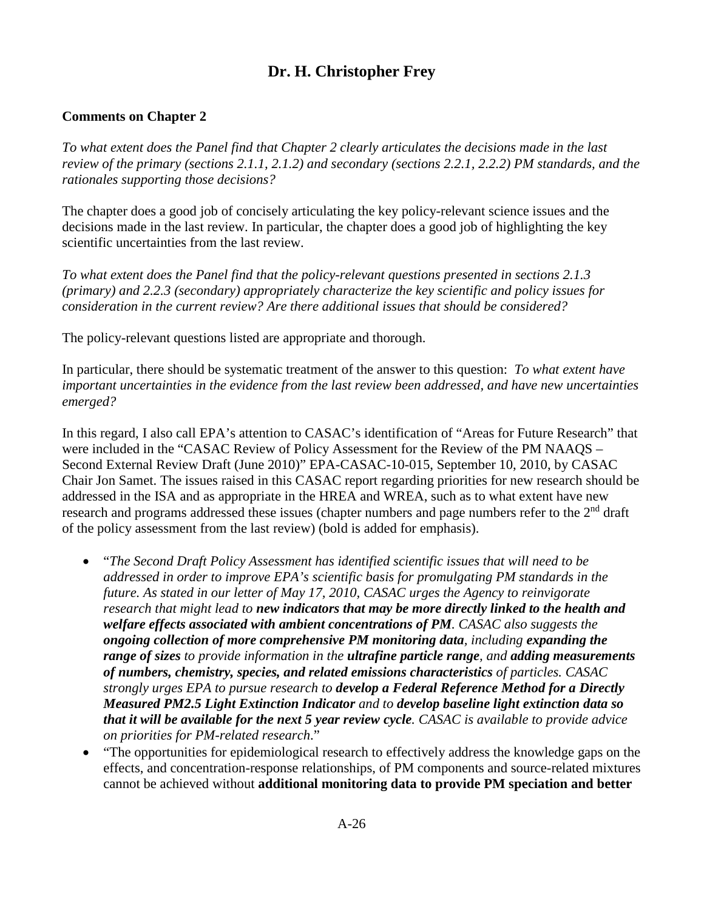## Dr. H. Christopher Frey

**Comments on Chapter 2**

*To what extent does the Panel find that Chapter 2 clearly articulates the decisions made in the last review of the primary (sections 2.1.1, 2.1.2) and secondary (sections 2.2.1, 2.2.2) PM standards, and the rationales supporting those decisions?*

The chapter does a good job of concisely articulating the key policy-relevant science issues and the decisions made in the last review. In particular, the chapter does a good job of highlighting the key scientific uncertainties from the last review.

*To what extent does the Panel find that the policy-relevant questions presented in sections 2.1.3 (primary) and 2.2.3 (secondary) appropriately characterize the key scientific and policy issues for consideration in the current review? Are there additional issues that should be considered?*

The policy-relevant questions listed are appropriate and thorough.

In particular, there should be systematic treatment of the answer to this question: *To what extent have important uncertainties in the evidence from the last review been addressed, and have new uncertainties emerged?*

In this regard, I also call EPA's attention to CASAC's identification of "Areas for Future Research" that were included in the "CASAC Review of Policy Assessment for the Review of the PM NAAQS – Second External Review Draft (June 2010)" EPA-CASAC-10-015, September 10, 2010, by CASAC Chair Jon Samet. The issues raised in this CASAC report regarding priorities for new research should be addressed in the ISA and as appropriate in the HREA and WREA, such as to what extent have new research and programs addressed these issues (chapter numbers and page numbers refer to the 2nd draft of the policy assessment from the last review) (bold is added for emphasis).

- "*The Second Draft Policy Assessment has identified scientific issues that will need to be addressed in order to improve EPA's scientific basis for promulgating PM standards in the future. As stated in our letter of May 17, 2010, CASAC urges the Agency to reinvigorate research that might lead to* ***new indicators that may be more directly linked to the health and welfare effects associated with ambient concentrations of PM****. CASAC also suggests the* ***ongoing collection of more comprehensive PM monitoring data****, including* ***expanding the range of sizes*** *to provide information in the* ***ultrafine particle range****, and* ***adding measurements of numbers, chemistry, species, and related emissions characteristics*** *of particles. CASAC strongly urges EPA to pursue research to* ***develop a Federal Reference Method for a Directly Measured PM2.5 Light Extinction Indicator*** *and to* ***develop baseline light extinction data so that it will be available for the next 5 year review cycle****. CASAC is available to provide advice on priorities for PM-related research.*"
- "The opportunities for epidemiological research to effectively address the knowledge gaps on the effects, and concentration-response relationships, of PM components and source-related mixtures cannot be achieved without **additional monitoring data to provide PM speciation and better**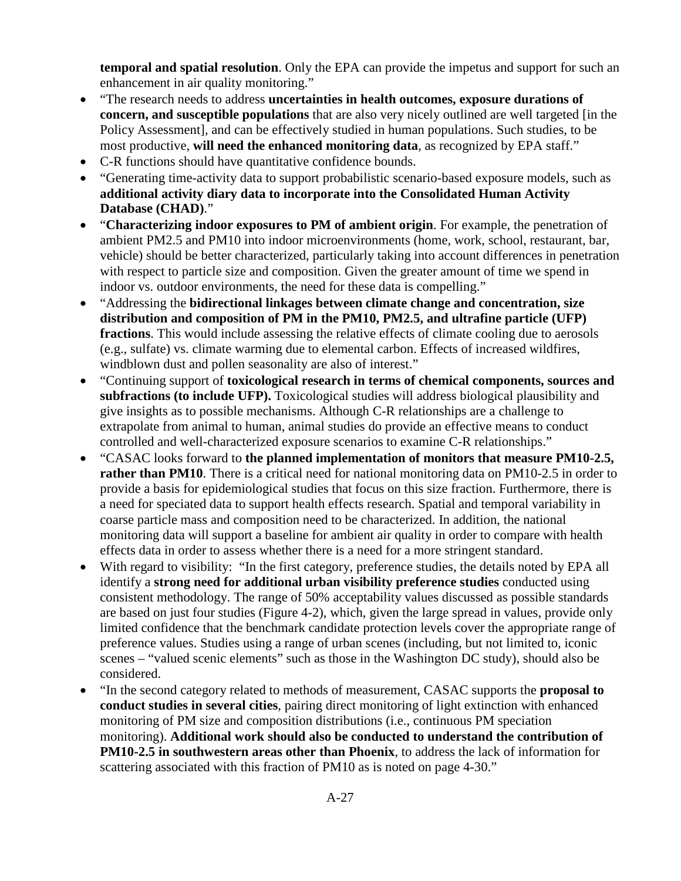**temporal and spatial resolution**. Only the EPA can provide the impetus and support for such an enhancement in air quality monitoring."

- "The research needs to address **uncertainties in health outcomes, exposure durations of concern, and susceptible populations** that are also very nicely outlined are well targeted [in the Policy Assessment], and can be effectively studied in human populations. Such studies, to be most productive, **will need the enhanced monitoring data**, as recognized by EPA staff."
- C-R functions should have quantitative confidence bounds.
- "Generating time-activity data to support probabilistic scenario-based exposure models, such as **additional activity diary data to incorporate into the Consolidated Human Activity Database (CHAD)**."
- "**Characterizing indoor exposures to PM of ambient origin**. For example, the penetration of ambient PM2.5 and PM10 into indoor microenvironments (home, work, school, restaurant, bar, vehicle) should be better characterized, particularly taking into account differences in penetration with respect to particle size and composition. Given the greater amount of time we spend in indoor vs. outdoor environments, the need for these data is compelling."
- "Addressing the **bidirectional linkages between climate change and concentration, size distribution and composition of PM in the PM10, PM2.5, and ultrafine particle (UFP) fractions**. This would include assessing the relative effects of climate cooling due to aerosols (e.g., sulfate) vs. climate warming due to elemental carbon. Effects of increased wildfires, windblown dust and pollen seasonality are also of interest."
- "Continuing support of **toxicological research in terms of chemical components, sources and subfractions (to include UFP).** Toxicological studies will address biological plausibility and give insights as to possible mechanisms. Although C-R relationships are a challenge to extrapolate from animal to human, animal studies do provide an effective means to conduct controlled and well-characterized exposure scenarios to examine C-R relationships."
- "CASAC looks forward to **the planned implementation of monitors that measure PM10-2.5, rather than PM10**. There is a critical need for national monitoring data on PM10-2.5 in order to provide a basis for epidemiological studies that focus on this size fraction. Furthermore, there is a need for speciated data to support health effects research. Spatial and temporal variability in coarse particle mass and composition need to be characterized. In addition, the national monitoring data will support a baseline for ambient air quality in order to compare with health effects data in order to assess whether there is a need for a more stringent standard.
- With regard to visibility: "In the first category, preference studies, the details noted by EPA all identify a **strong need for additional urban visibility preference studies** conducted using consistent methodology. The range of 50% acceptability values discussed as possible standards are based on just four studies (Figure 4-2), which, given the large spread in values, provide only limited confidence that the benchmark candidate protection levels cover the appropriate range of preference values. Studies using a range of urban scenes (including, but not limited to, iconic scenes – "valued scenic elements" such as those in the Washington DC study), should also be considered.
- "In the second category related to methods of measurement, CASAC supports the **proposal to conduct studies in several cities**, pairing direct monitoring of light extinction with enhanced monitoring of PM size and composition distributions (i.e., continuous PM speciation monitoring). **Additional work should also be conducted to understand the contribution of PM10-2.5 in southwestern areas other than Phoenix**, to address the lack of information for scattering associated with this fraction of PM10 as is noted on page 4-30."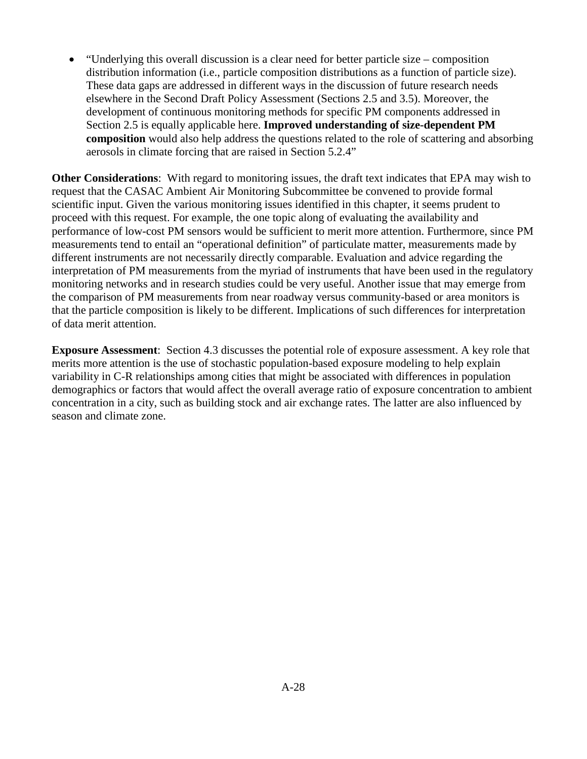- "Underlying this overall discussion is a clear need for better particle size – composition distribution information (i.e., particle composition distributions as a function of particle size). These data gaps are addressed in different ways in the discussion of future research needs elsewhere in the Second Draft Policy Assessment (Sections 2.5 and 3.5). Moreover, the development of continuous monitoring methods for specific PM components addressed in Section 2.5 is equally applicable here. **Improved understanding of size-dependent PM composition** would also help address the questions related to the role of scattering and absorbing aerosols in climate forcing that are raised in Section 5.2.4"

**Other Considerations**: With regard to monitoring issues, the draft text indicates that EPA may wish to request that the CASAC Ambient Air Monitoring Subcommittee be convened to provide formal scientific input. Given the various monitoring issues identified in this chapter, it seems prudent to proceed with this request. For example, the one topic along of evaluating the availability and performance of low-cost PM sensors would be sufficient to merit more attention. Furthermore, since PM measurements tend to entail an "operational definition" of particulate matter, measurements made by different instruments are not necessarily directly comparable. Evaluation and advice regarding the interpretation of PM measurements from the myriad of instruments that have been used in the regulatory monitoring networks and in research studies could be very useful. Another issue that may emerge from the comparison of PM measurements from near roadway versus community-based or area monitors is that the particle composition is likely to be different. Implications of such differences for interpretation of data merit attention.

**Exposure Assessment**: Section 4.3 discusses the potential role of exposure assessment. A key role that merits more attention is the use of stochastic population-based exposure modeling to help explain variability in C-R relationships among cities that might be associated with differences in population demographics or factors that would affect the overall average ratio of exposure concentration to ambient concentration in a city, such as building stock and air exchange rates. The latter are also influenced by season and climate zone.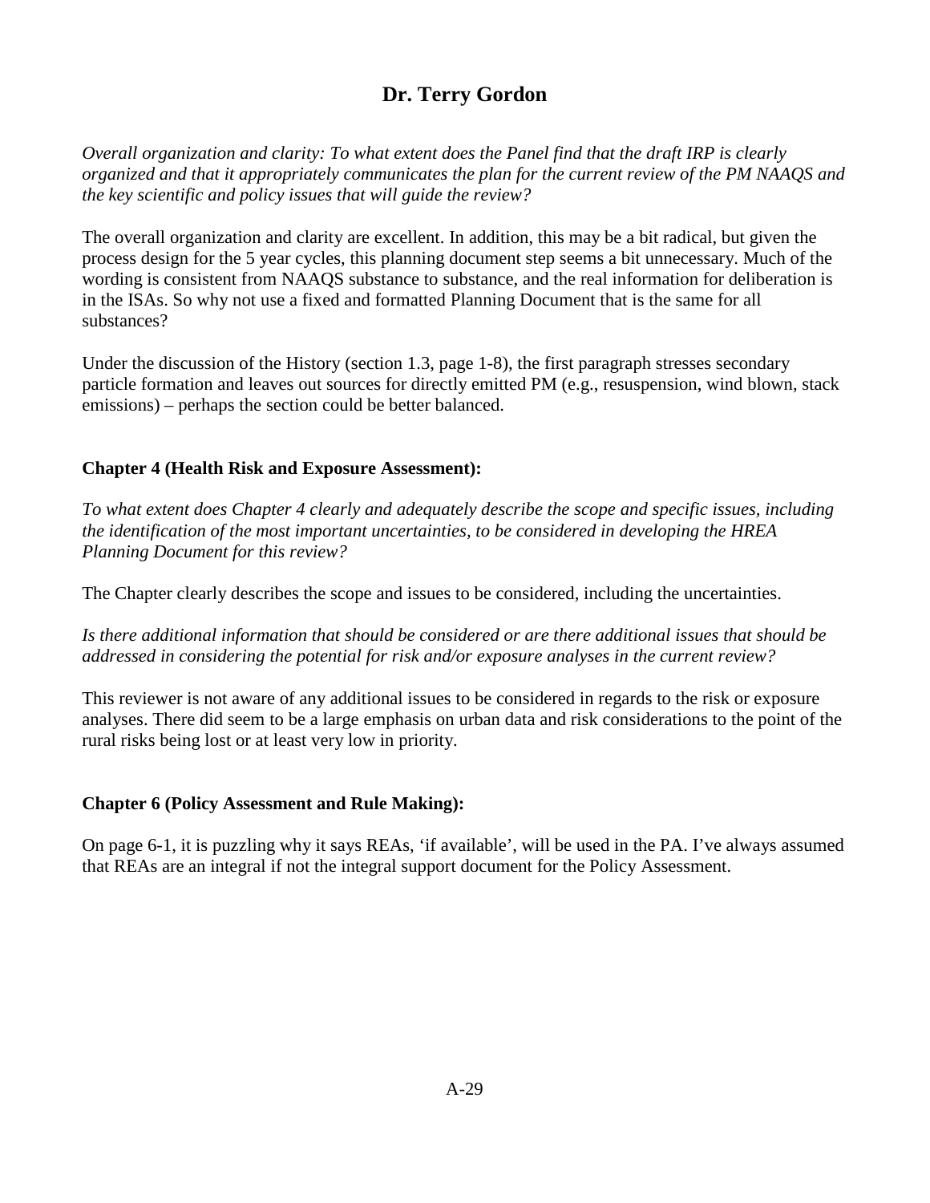## Dr. Terry Gordon

*Overall organization and clarity: To what extent does the Panel find that the draft IRP is clearly organized and that it appropriately communicates the plan for the current review of the PM NAAQS and the key scientific and policy issues that will guide the review?*

The overall organization and clarity are excellent. In addition, this may be a bit radical, but given the process design for the 5 year cycles, this planning document step seems a bit unnecessary. Much of the wording is consistent from NAAQS substance to substance, and the real information for deliberation is in the ISAs. So why not use a fixed and formatted Planning Document that is the same for all substances?

Under the discussion of the History (section 1.3, page 1-8), the first paragraph stresses secondary particle formation and leaves out sources for directly emitted PM (e.g., resuspension, wind blown, stack emissions) – perhaps the section could be better balanced.

**Chapter 4 (Health Risk and Exposure Assessment):**

*To what extent does Chapter 4 clearly and adequately describe the scope and specific issues, including the identification of the most important uncertainties, to be considered in developing the HREA Planning Document for this review?*

The Chapter clearly describes the scope and issues to be considered, including the uncertainties.

*Is there additional information that should be considered or are there additional issues that should be addressed in considering the potential for risk and/or exposure analyses in the current review?*

This reviewer is not aware of any additional issues to be considered in regards to the risk or exposure analyses. There did seem to be a large emphasis on urban data and risk considerations to the point of the rural risks being lost or at least very low in priority.

**Chapter 6 (Policy Assessment and Rule Making):**

On page 6-1, it is puzzling why it says REAs, 'if available', will be used in the PA. I've always assumed that REAs are an integral if not the integral support document for the Policy Assessment.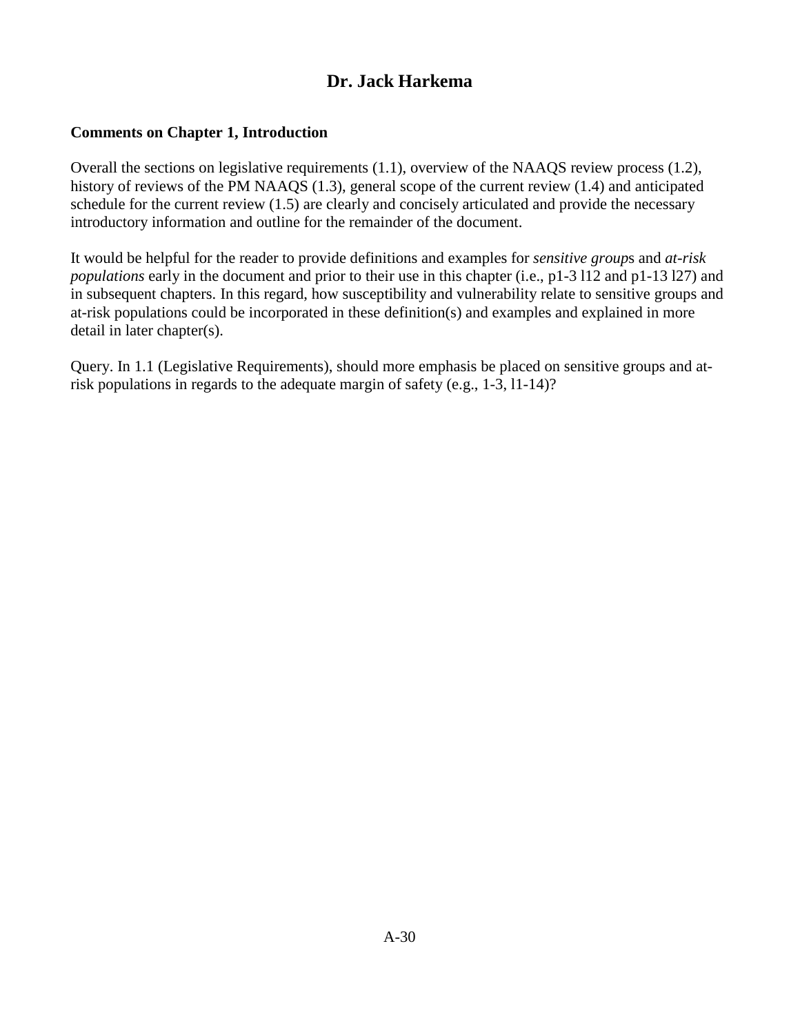# Dr. Jack Harkema

**Comments on Chapter 1, Introduction**

Overall the sections on legislative requirements (1.1), overview of the NAAQS review process (1.2), history of reviews of the PM NAAQS (1.3), general scope of the current review (1.4) and anticipated schedule for the current review (1.5) are clearly and concisely articulated and provide the necessary introductory information and outline for the remainder of the document.

It would be helpful for the reader to provide definitions and examples for *sensitive groups* and *at-risk populations* early in the document and prior to their use in this chapter (i.e., p1-3 l12 and p1-13 l27) and in subsequent chapters. In this regard, how susceptibility and vulnerability relate to sensitive groups and at-risk populations could be incorporated in these definition(s) and examples and explained in more detail in later chapter(s).

Query. In 1.1 (Legislative Requirements), should more emphasis be placed on sensitive groups and at-risk populations in regards to the adequate margin of safety (e.g., 1-3, l1-14)?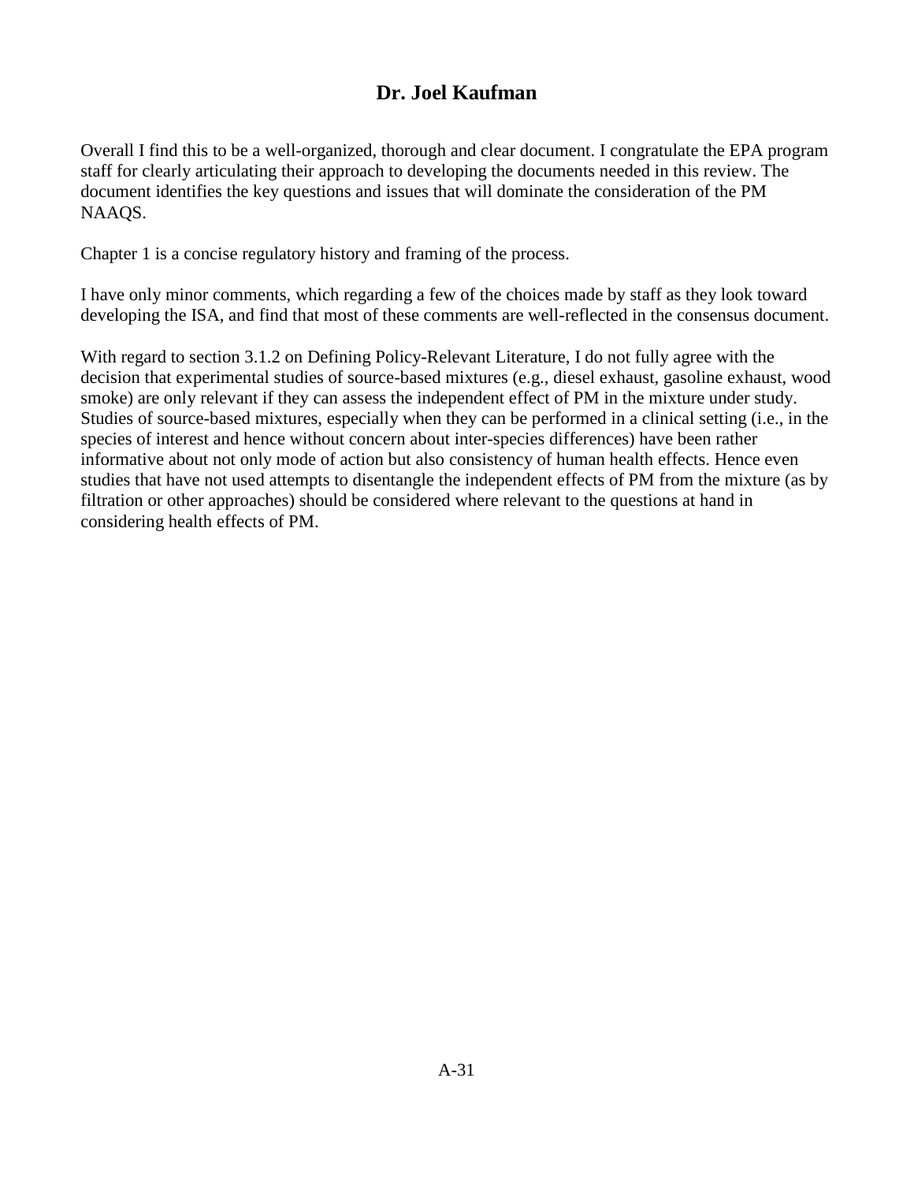## Dr. Joel Kaufman

Overall I find this to be a well-organized, thorough and clear document. I congratulate the EPA program staff for clearly articulating their approach to developing the documents needed in this review. The document identifies the key questions and issues that will dominate the consideration of the PM NAAQS.

Chapter 1 is a concise regulatory history and framing of the process.

I have only minor comments, which regarding a few of the choices made by staff as they look toward developing the ISA, and find that most of these comments are well-reflected in the consensus document.

With regard to section 3.1.2 on Defining Policy-Relevant Literature, I do not fully agree with the decision that experimental studies of source-based mixtures (e.g., diesel exhaust, gasoline exhaust, wood smoke) are only relevant if they can assess the independent effect of PM in the mixture under study. Studies of source-based mixtures, especially when they can be performed in a clinical setting (i.e., in the species of interest and hence without concern about inter-species differences) have been rather informative about not only mode of action but also consistency of human health effects. Hence even studies that have not used attempts to disentangle the independent effects of PM from the mixture (as by filtration or other approaches) should be considered where relevant to the questions at hand in considering health effects of PM.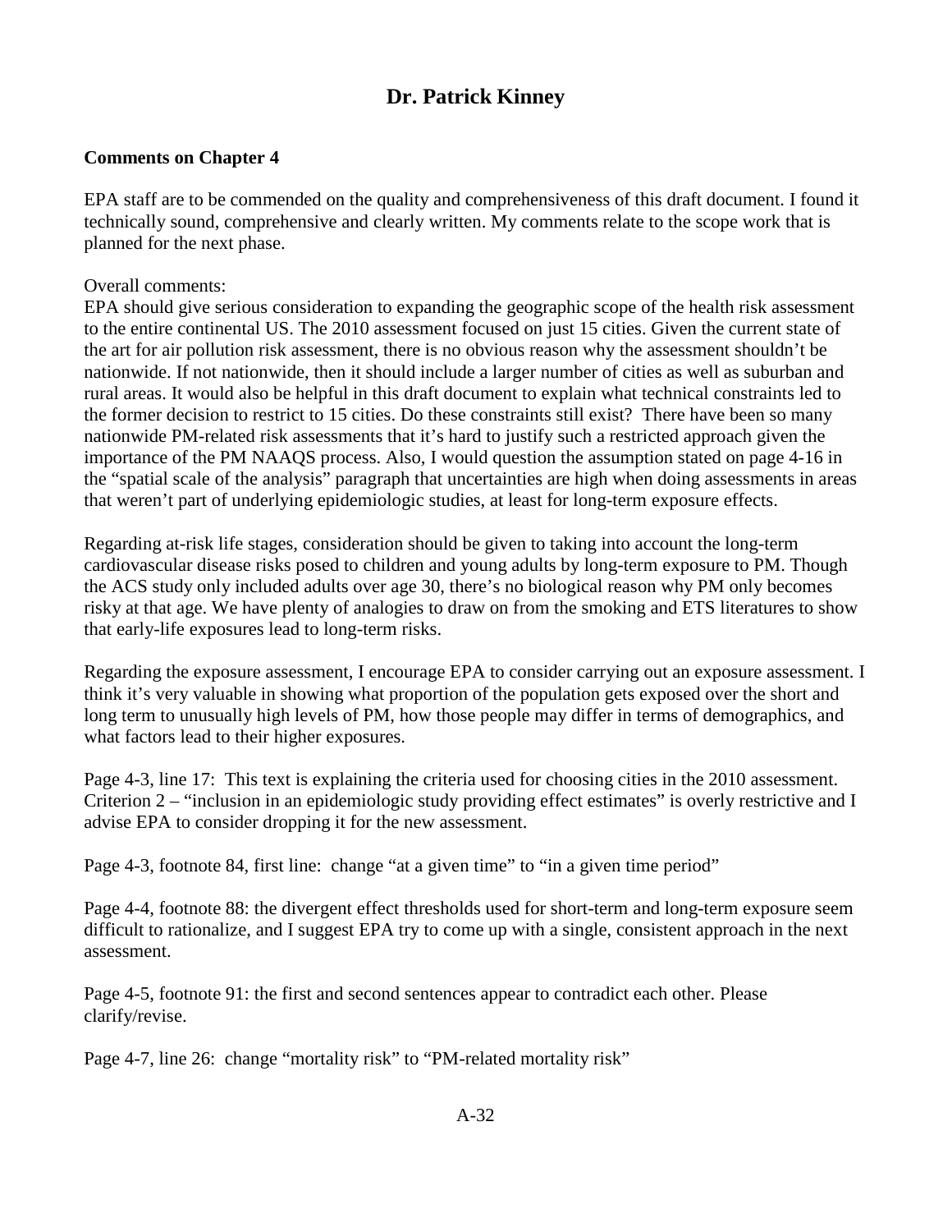# Dr. Patrick Kinney

**Comments on Chapter 4**

EPA staff are to be commended on the quality and comprehensiveness of this draft document. I found it technically sound, comprehensive and clearly written. My comments relate to the scope work that is planned for the next phase.

Overall comments:

EPA should give serious consideration to expanding the geographic scope of the health risk assessment to the entire continental US. The 2010 assessment focused on just 15 cities. Given the current state of the art for air pollution risk assessment, there is no obvious reason why the assessment shouldn't be nationwide. If not nationwide, then it should include a larger number of cities as well as suburban and rural areas. It would also be helpful in this draft document to explain what technical constraints led to the former decision to restrict to 15 cities. Do these constraints still exist? There have been so many nationwide PM-related risk assessments that it's hard to justify such a restricted approach given the importance of the PM NAAQS process. Also, I would question the assumption stated on page 4-16 in the "spatial scale of the analysis" paragraph that uncertainties are high when doing assessments in areas that weren't part of underlying epidemiologic studies, at least for long-term exposure effects.

Regarding at-risk life stages, consideration should be given to taking into account the long-term cardiovascular disease risks posed to children and young adults by long-term exposure to PM. Though the ACS study only included adults over age 30, there's no biological reason why PM only becomes risky at that age. We have plenty of analogies to draw on from the smoking and ETS literatures to show that early-life exposures lead to long-term risks.

Regarding the exposure assessment, I encourage EPA to consider carrying out an exposure assessment. I think it's very valuable in showing what proportion of the population gets exposed over the short and long term to unusually high levels of PM, how those people may differ in terms of demographics, and what factors lead to their higher exposures.

Page 4-3, line 17: This text is explaining the criteria used for choosing cities in the 2010 assessment. Criterion 2 – "inclusion in an epidemiologic study providing effect estimates" is overly restrictive and I advise EPA to consider dropping it for the new assessment.

Page 4-3, footnote 84, first line: change "at a given time" to "in a given time period"

Page 4-4, footnote 88: the divergent effect thresholds used for short-term and long-term exposure seem difficult to rationalize, and I suggest EPA try to come up with a single, consistent approach in the next assessment.

Page 4-5, footnote 91: the first and second sentences appear to contradict each other. Please clarify/revise.

Page 4-7, line 26: change "mortality risk" to "PM-related mortality risk"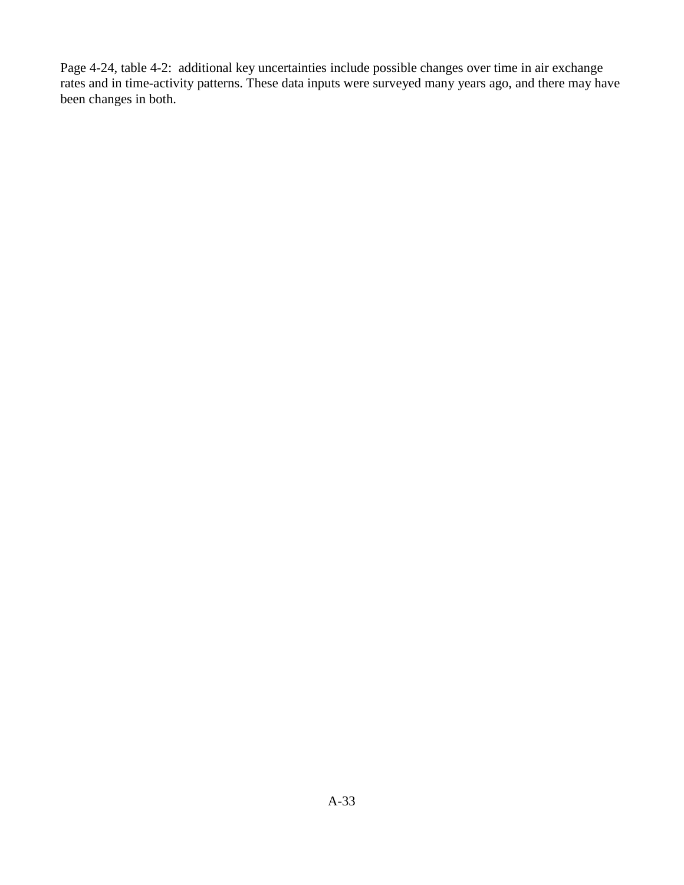Page 4-24, table 4-2: additional key uncertainties include possible changes over time in air exchange rates and in time-activity patterns. These data inputs were surveyed many years ago, and there may have been changes in both.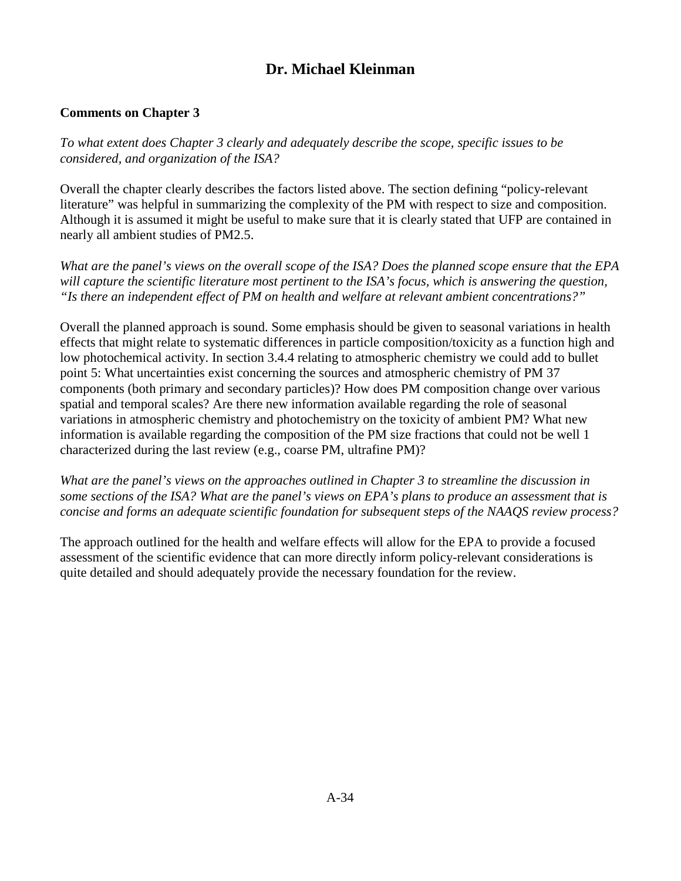# Dr. Michael Kleinman

**Comments on Chapter 3**

*To what extent does Chapter 3 clearly and adequately describe the scope, specific issues to be considered, and organization of the ISA?*

Overall the chapter clearly describes the factors listed above. The section defining “policy-relevant literature” was helpful in summarizing the complexity of the PM with respect to size and composition. Although it is assumed it might be useful to make sure that it is clearly stated that UFP are contained in nearly all ambient studies of PM2.5.

*What are the panel’s views on the overall scope of the ISA? Does the planned scope ensure that the EPA will capture the scientific literature most pertinent to the ISA’s focus, which is answering the question, “Is there an independent effect of PM on health and welfare at relevant ambient concentrations?”*

Overall the planned approach is sound. Some emphasis should be given to seasonal variations in health effects that might relate to systematic differences in particle composition/toxicity as a function high and low photochemical activity. In section 3.4.4 relating to atmospheric chemistry we could add to bullet point 5: What uncertainties exist concerning the sources and atmospheric chemistry of PM 37 components (both primary and secondary particles)? How does PM composition change over various spatial and temporal scales? Are there new information available regarding the role of seasonal variations in atmospheric chemistry and photochemistry on the toxicity of ambient PM? What new information is available regarding the composition of the PM size fractions that could not be well 1 characterized during the last review (e.g., coarse PM, ultrafine PM)?

*What are the panel’s views on the approaches outlined in Chapter 3 to streamline the discussion in some sections of the ISA? What are the panel’s views on EPA’s plans to produce an assessment that is concise and forms an adequate scientific foundation for subsequent steps of the NAAQS review process?*

The approach outlined for the health and welfare effects will allow for the EPA to provide a focused assessment of the scientific evidence that can more directly inform policy-relevant considerations is quite detailed and should adequately provide the necessary foundation for the review.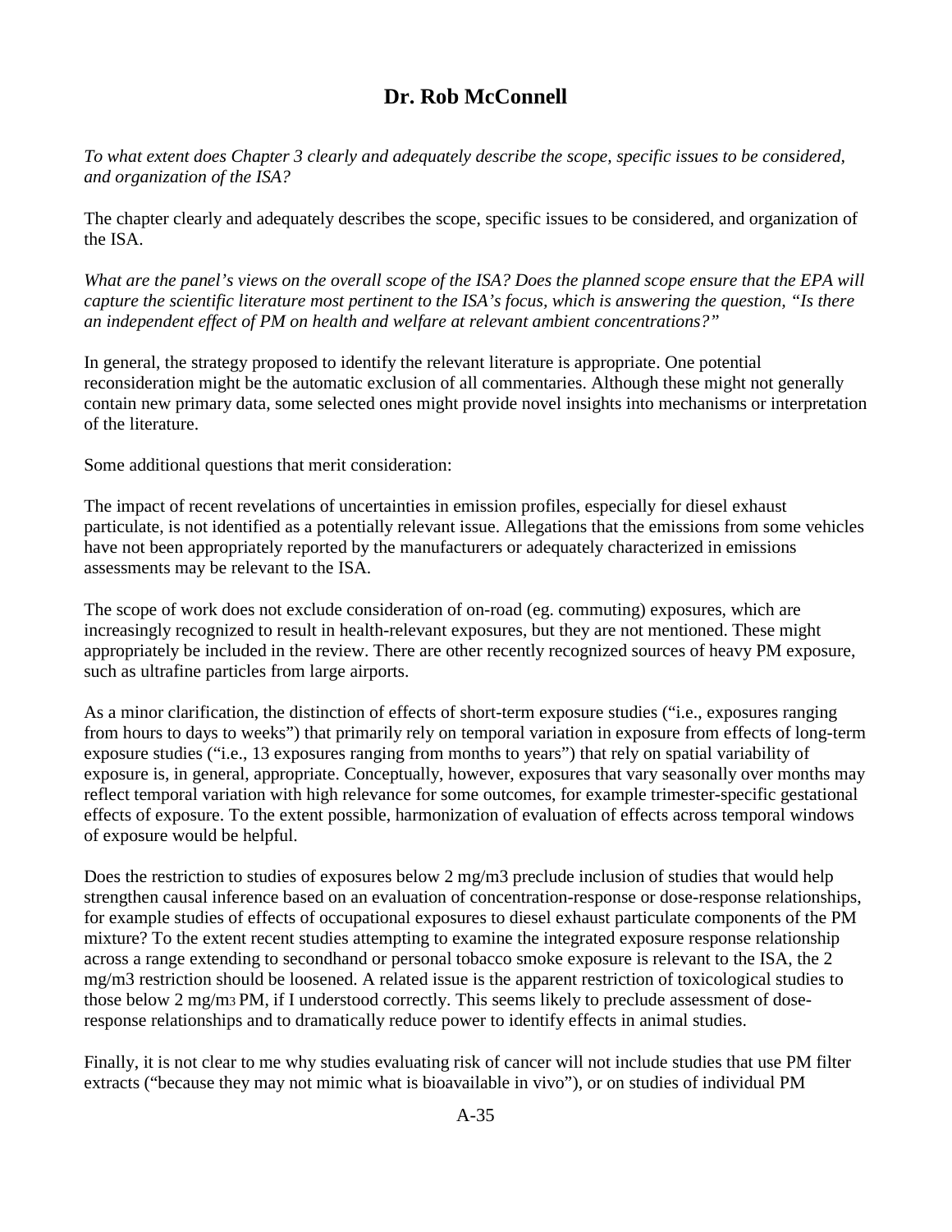# Dr. Rob McConnell

*To what extent does Chapter 3 clearly and adequately describe the scope, specific issues to be considered, and organization of the ISA?*

The chapter clearly and adequately describes the scope, specific issues to be considered, and organization of the ISA.

*What are the panel's views on the overall scope of the ISA? Does the planned scope ensure that the EPA will capture the scientific literature most pertinent to the ISA's focus, which is answering the question, "Is there an independent effect of PM on health and welfare at relevant ambient concentrations?"*

In general, the strategy proposed to identify the relevant literature is appropriate. One potential reconsideration might be the automatic exclusion of all commentaries. Although these might not generally contain new primary data, some selected ones might provide novel insights into mechanisms or interpretation of the literature.

Some additional questions that merit consideration:

The impact of recent revelations of uncertainties in emission profiles, especially for diesel exhaust particulate, is not identified as a potentially relevant issue. Allegations that the emissions from some vehicles have not been appropriately reported by the manufacturers or adequately characterized in emissions assessments may be relevant to the ISA.

The scope of work does not exclude consideration of on-road (eg. commuting) exposures, which are increasingly recognized to result in health-relevant exposures, but they are not mentioned. These might appropriately be included in the review. There are other recently recognized sources of heavy PM exposure, such as ultrafine particles from large airports.

As a minor clarification, the distinction of effects of short-term exposure studies ("i.e., exposures ranging from hours to days to weeks") that primarily rely on temporal variation in exposure from effects of long-term exposure studies ("i.e., 13 exposures ranging from months to years") that rely on spatial variability of exposure is, in general, appropriate. Conceptually, however, exposures that vary seasonally over months may reflect temporal variation with high relevance for some outcomes, for example trimester-specific gestational effects of exposure. To the extent possible, harmonization of evaluation of effects across temporal windows of exposure would be helpful.

Does the restriction to studies of exposures below 2 mg/m3 preclude inclusion of studies that would help strengthen causal inference based on an evaluation of concentration-response or dose-response relationships, for example studies of effects of occupational exposures to diesel exhaust particulate components of the PM mixture? To the extent recent studies attempting to examine the integrated exposure response relationship across a range extending to secondhand or personal tobacco smoke exposure is relevant to the ISA, the 2 mg/m3 restriction should be loosened. A related issue is the apparent restriction of toxicological studies to those below 2 mg/$m^3$ PM, if I understood correctly. This seems likely to preclude assessment of dose-response relationships and to dramatically reduce power to identify effects in animal studies.

Finally, it is not clear to me why studies evaluating risk of cancer will not include studies that use PM filter extracts ("because they may not mimic what is bioavailable in vivo"), or on studies of individual PM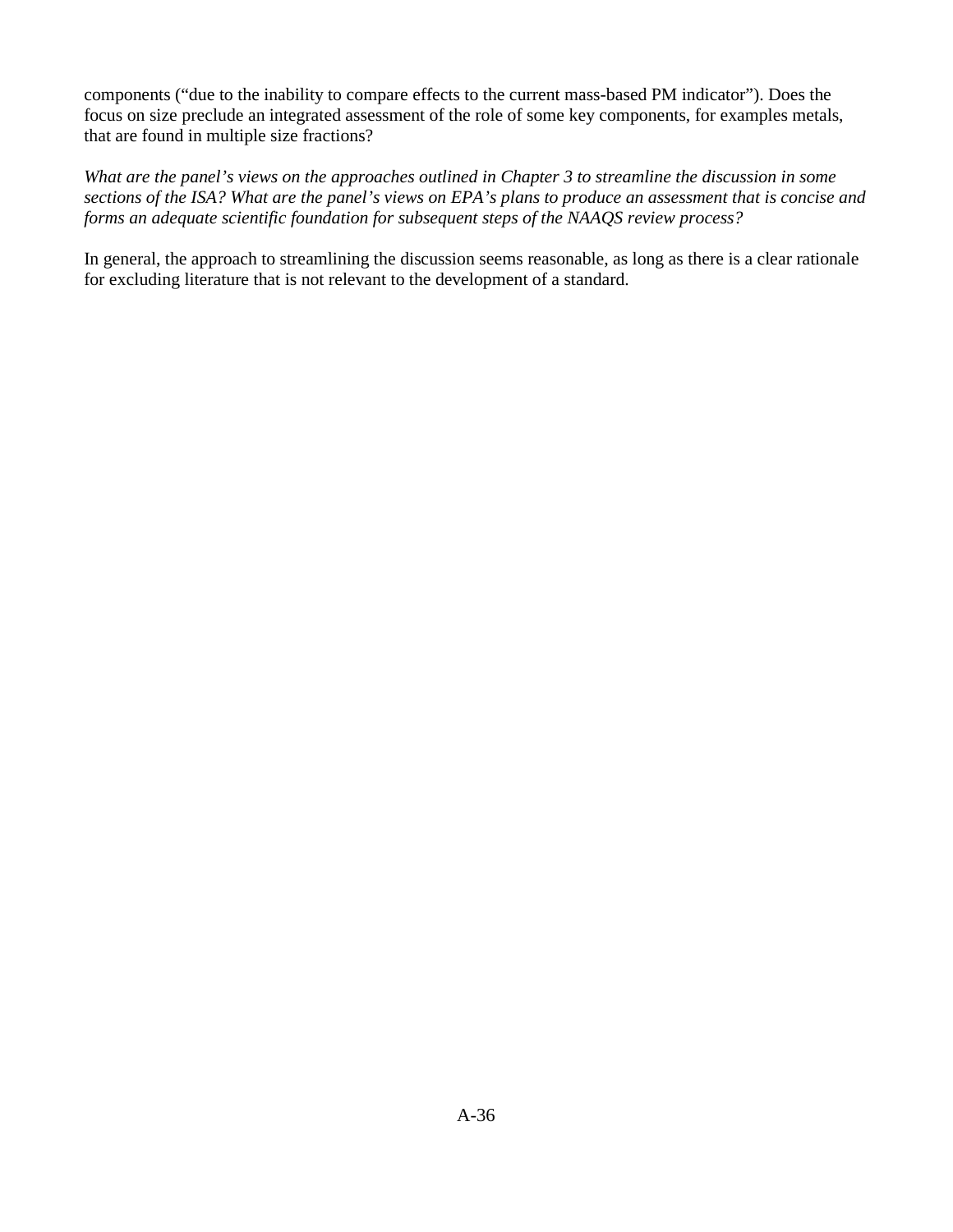components (“due to the inability to compare effects to the current mass-based PM indicator”). Does the focus on size preclude an integrated assessment of the role of some key components, for examples metals, that are found in multiple size fractions?

*What are the panel’s views on the approaches outlined in Chapter 3 to streamline the discussion in some sections of the ISA? What are the panel’s views on EPA’s plans to produce an assessment that is concise and forms an adequate scientific foundation for subsequent steps of the NAAQS review process?*

In general, the approach to streamlining the discussion seems reasonable, as long as there is a clear rationale for excluding literature that is not relevant to the development of a standard.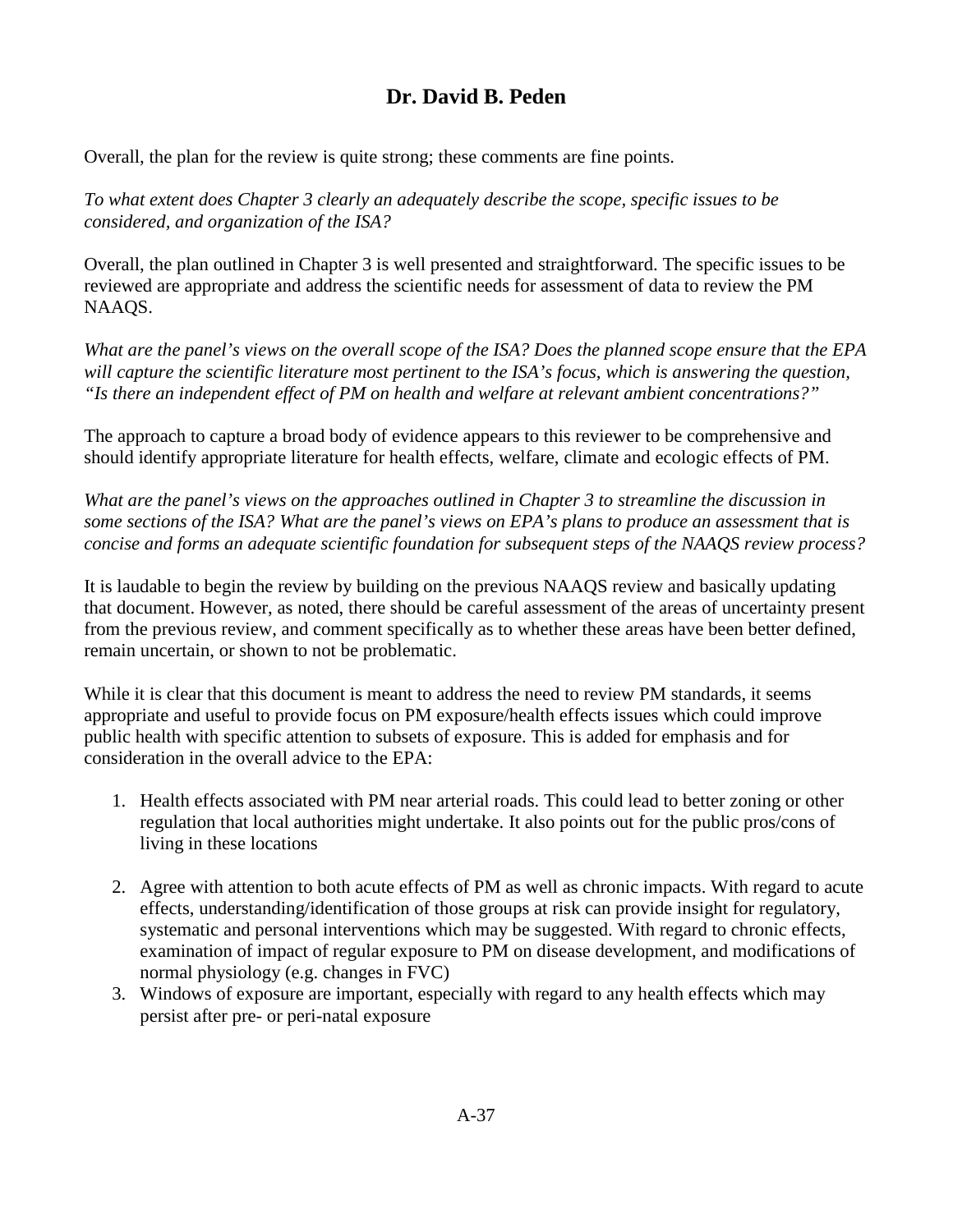## Dr. David B. Peden

Overall, the plan for the review is quite strong; these comments are fine points.

*To what extent does Chapter 3 clearly an adequately describe the scope, specific issues to be considered, and organization of the ISA?*

Overall, the plan outlined in Chapter 3 is well presented and straightforward. The specific issues to be reviewed are appropriate and address the scientific needs for assessment of data to review the PM NAAQS.

*What are the panel's views on the overall scope of the ISA? Does the planned scope ensure that the EPA will capture the scientific literature most pertinent to the ISA's focus, which is answering the question, "Is there an independent effect of PM on health and welfare at relevant ambient concentrations?"*

The approach to capture a broad body of evidence appears to this reviewer to be comprehensive and should identify appropriate literature for health effects, welfare, climate and ecologic effects of PM.

*What are the panel's views on the approaches outlined in Chapter 3 to streamline the discussion in some sections of the ISA? What are the panel's views on EPA's plans to produce an assessment that is concise and forms an adequate scientific foundation for subsequent steps of the NAAQS review process?*

It is laudable to begin the review by building on the previous NAAQS review and basically updating that document. However, as noted, there should be careful assessment of the areas of uncertainty present from the previous review, and comment specifically as to whether these areas have been better defined, remain uncertain, or shown to not be problematic.

While it is clear that this document is meant to address the need to review PM standards, it seems appropriate and useful to provide focus on PM exposure/health effects issues which could improve public health with specific attention to subsets of exposure. This is added for emphasis and for consideration in the overall advice to the EPA:

1. Health effects associated with PM near arterial roads. This could lead to better zoning or other regulation that local authorities might undertake. It also points out for the public pros/cons of living in these locations

2. Agree with attention to both acute effects of PM as well as chronic impacts. With regard to acute effects, understanding/identification of those groups at risk can provide insight for regulatory, systematic and personal interventions which may be suggested. With regard to chronic effects, examination of impact of regular exposure to PM on disease development, and modifications of normal physiology (e.g. changes in FVC)
3. Windows of exposure are important, especially with regard to any health effects which may persist after pre- or peri-natal exposure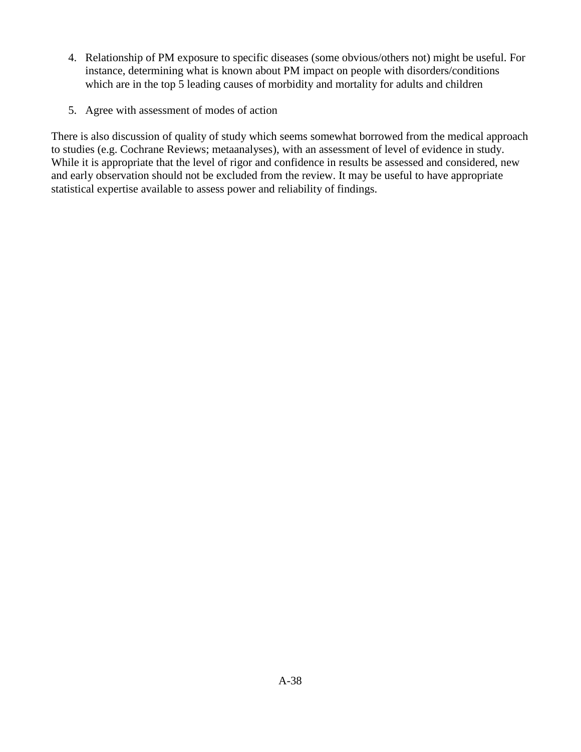4. Relationship of PM exposure to specific diseases (some obvious/others not) might be useful. For instance, determining what is known about PM impact on people with disorders/conditions which are in the top 5 leading causes of morbidity and mortality for adults and children

5. Agree with assessment of modes of action

There is also discussion of quality of study which seems somewhat borrowed from the medical approach to studies (e.g. Cochrane Reviews; metaanalyses), with an assessment of level of evidence in study. While it is appropriate that the level of rigor and confidence in results be assessed and considered, new and early observation should not be excluded from the review. It may be useful to have appropriate statistical expertise available to assess power and reliability of findings.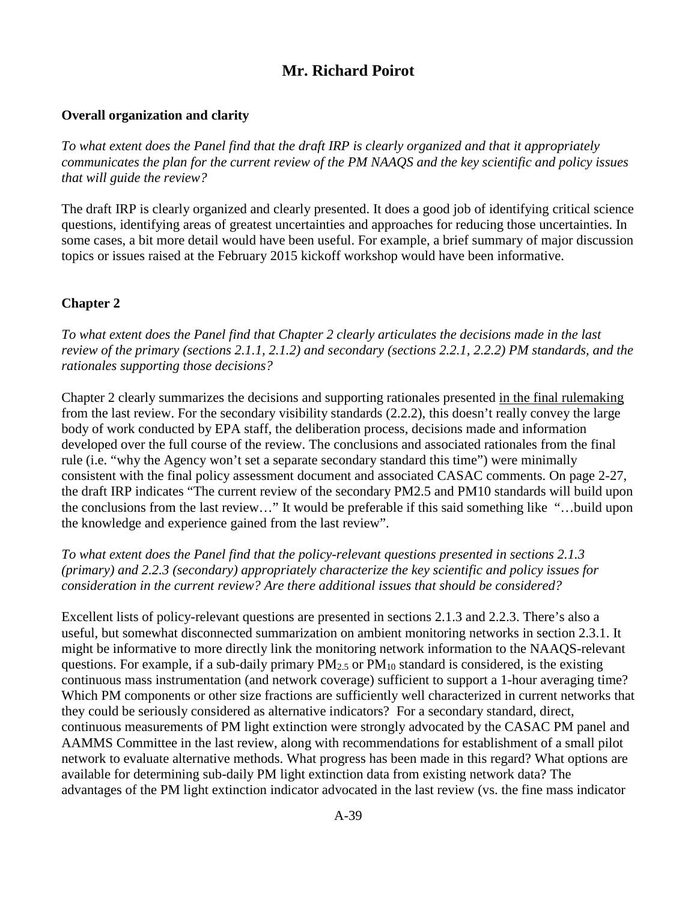# Mr. Richard Poirot

**Overall organization and clarity**

*To what extent does the Panel find that the draft IRP is clearly organized and that it appropriately communicates the plan for the current review of the PM NAAQS and the key scientific and policy issues that will guide the review?*

The draft IRP is clearly organized and clearly presented. It does a good job of identifying critical science questions, identifying areas of greatest uncertainties and approaches for reducing those uncertainties. In some cases, a bit more detail would have been useful. For example, a brief summary of major discussion topics or issues raised at the February 2015 kickoff workshop would have been informative.

**Chapter 2**

*To what extent does the Panel find that Chapter 2 clearly articulates the decisions made in the last review of the primary (sections 2.1.1, 2.1.2) and secondary (sections 2.2.1, 2.2.2) PM standards, and the rationales supporting those decisions?*

Chapter 2 clearly summarizes the decisions and supporting rationales presented in the final rulemaking from the last review. For the secondary visibility standards (2.2.2), this doesn't really convey the large body of work conducted by EPA staff, the deliberation process, decisions made and information developed over the full course of the review. The conclusions and associated rationales from the final rule (i.e. "why the Agency won't set a separate secondary standard this time") were minimally consistent with the final policy assessment document and associated CASAC comments. On page 2-27, the draft IRP indicates "The current review of the secondary PM2.5 and PM10 standards will build upon the conclusions from the last review…" It would be preferable if this said something like "…build upon the knowledge and experience gained from the last review".

*To what extent does the Panel find that the policy-relevant questions presented in sections 2.1.3 (primary) and 2.2.3 (secondary) appropriately characterize the key scientific and policy issues for consideration in the current review? Are there additional issues that should be considered?*

Excellent lists of policy-relevant questions are presented in sections 2.1.3 and 2.2.3. There's also a useful, but somewhat disconnected summarization on ambient monitoring networks in section 2.3.1. It might be informative to more directly link the monitoring network information to the NAAQS-relevant questions. For example, if a sub-daily primary $PM_{2.5}$ or $PM_{10}$ standard is considered, is the existing continuous mass instrumentation (and network coverage) sufficient to support a 1-hour averaging time? Which PM components or other size fractions are sufficiently well characterized in current networks that they could be seriously considered as alternative indicators? For a secondary standard, direct, continuous measurements of PM light extinction were strongly advocated by the CASAC PM panel and AAMMS Committee in the last review, along with recommendations for establishment of a small pilot network to evaluate alternative methods. What progress has been made in this regard? What options are available for determining sub-daily PM light extinction data from existing network data? The advantages of the PM light extinction indicator advocated in the last review (vs. the fine mass indicator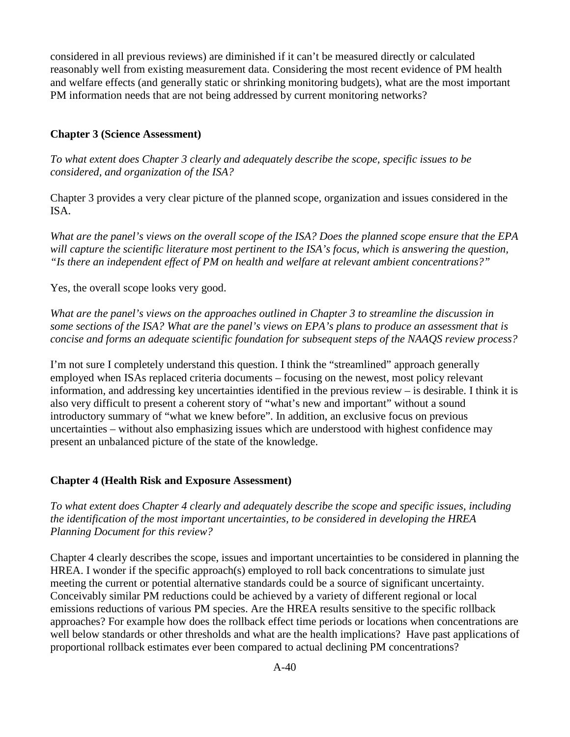considered in all previous reviews) are diminished if it can't be measured directly or calculated reasonably well from existing measurement data. Considering the most recent evidence of PM health and welfare effects (and generally static or shrinking monitoring budgets), what are the most important PM information needs that are not being addressed by current monitoring networks?

**Chapter 3 (Science Assessment)**

*To what extent does Chapter 3 clearly and adequately describe the scope, specific issues to be considered, and organization of the ISA?*

Chapter 3 provides a very clear picture of the planned scope, organization and issues considered in the ISA.

*What are the panel's views on the overall scope of the ISA? Does the planned scope ensure that the EPA will capture the scientific literature most pertinent to the ISA's focus, which is answering the question, "Is there an independent effect of PM on health and welfare at relevant ambient concentrations?"*

Yes, the overall scope looks very good.

*What are the panel's views on the approaches outlined in Chapter 3 to streamline the discussion in some sections of the ISA? What are the panel's views on EPA's plans to produce an assessment that is concise and forms an adequate scientific foundation for subsequent steps of the NAAQS review process?*

I'm not sure I completely understand this question. I think the "streamlined" approach generally employed when ISAs replaced criteria documents – focusing on the newest, most policy relevant information, and addressing key uncertainties identified in the previous review – is desirable. I think it is also very difficult to present a coherent story of "what's new and important" without a sound introductory summary of "what we knew before". In addition, an exclusive focus on previous uncertainties – without also emphasizing issues which are understood with highest confidence may present an unbalanced picture of the state of the knowledge.

**Chapter 4 (Health Risk and Exposure Assessment)**

*To what extent does Chapter 4 clearly and adequately describe the scope and specific issues, including the identification of the most important uncertainties, to be considered in developing the HREA Planning Document for this review?*

Chapter 4 clearly describes the scope, issues and important uncertainties to be considered in planning the HREA. I wonder if the specific approach(s) employed to roll back concentrations to simulate just meeting the current or potential alternative standards could be a source of significant uncertainty. Conceivably similar PM reductions could be achieved by a variety of different regional or local emissions reductions of various PM species. Are the HREA results sensitive to the specific rollback approaches? For example how does the rollback effect time periods or locations when concentrations are well below standards or other thresholds and what are the health implications? Have past applications of proportional rollback estimates ever been compared to actual declining PM concentrations?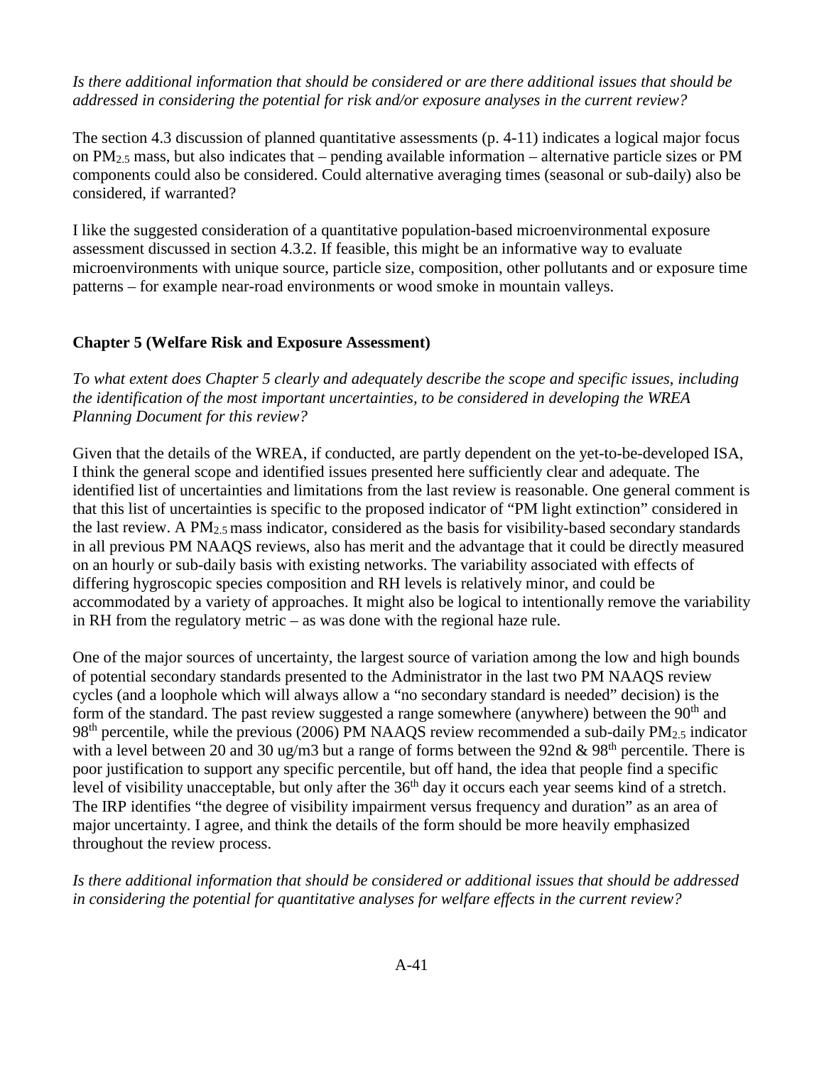*Is there additional information that should be considered or are there additional issues that should be addressed in considering the potential for risk and/or exposure analyses in the current review?*

The section 4.3 discussion of planned quantitative assessments (p. 4-11) indicates a logical major focus on $PM_{2.5}$ mass, but also indicates that – pending available information – alternative particle sizes or PM components could also be considered. Could alternative averaging times (seasonal or sub-daily) also be considered, if warranted?

I like the suggested consideration of a quantitative population-based microenvironmental exposure assessment discussed in section 4.3.2. If feasible, this might be an informative way to evaluate microenvironments with unique source, particle size, composition, other pollutants and or exposure time patterns – for example near-road environments or wood smoke in mountain valleys.

**Chapter 5 (Welfare Risk and Exposure Assessment)**

*To what extent does Chapter 5 clearly and adequately describe the scope and specific issues, including the identification of the most important uncertainties, to be considered in developing the WREA Planning Document for this review?*

Given that the details of the WREA, if conducted, are partly dependent on the yet-to-be-developed ISA, I think the general scope and identified issues presented here sufficiently clear and adequate. The identified list of uncertainties and limitations from the last review is reasonable. One general comment is that this list of uncertainties is specific to the proposed indicator of "PM light extinction" considered in the last review. A $PM_{2.5}$ mass indicator, considered as the basis for visibility-based secondary standards in all previous PM NAAQS reviews, also has merit and the advantage that it could be directly measured on an hourly or sub-daily basis with existing networks. The variability associated with effects of differing hygroscopic species composition and RH levels is relatively minor, and could be accommodated by a variety of approaches. It might also be logical to intentionally remove the variability in RH from the regulatory metric – as was done with the regional haze rule.

One of the major sources of uncertainty, the largest source of variation among the low and high bounds of potential secondary standards presented to the Administrator in the last two PM NAAQS review cycles (and a loophole which will always allow a "no secondary standard is needed" decision) is the form of the standard. The past review suggested a range somewhere (anywhere) between the 90th and 98th percentile, while the previous (2006) PM NAAQS review recommended a sub-daily $PM_{2.5}$ indicator with a level between 20 and 30 ug/m3 but a range of forms between the 92nd & 98th percentile. There is poor justification to support any specific percentile, but off hand, the idea that people find a specific level of visibility unacceptable, but only after the 36th day it occurs each year seems kind of a stretch. The IRP identifies "the degree of visibility impairment versus frequency and duration" as an area of major uncertainty. I agree, and think the details of the form should be more heavily emphasized throughout the review process.

*Is there additional information that should be considered or additional issues that should be addressed in considering the potential for quantitative analyses for welfare effects in the current review?*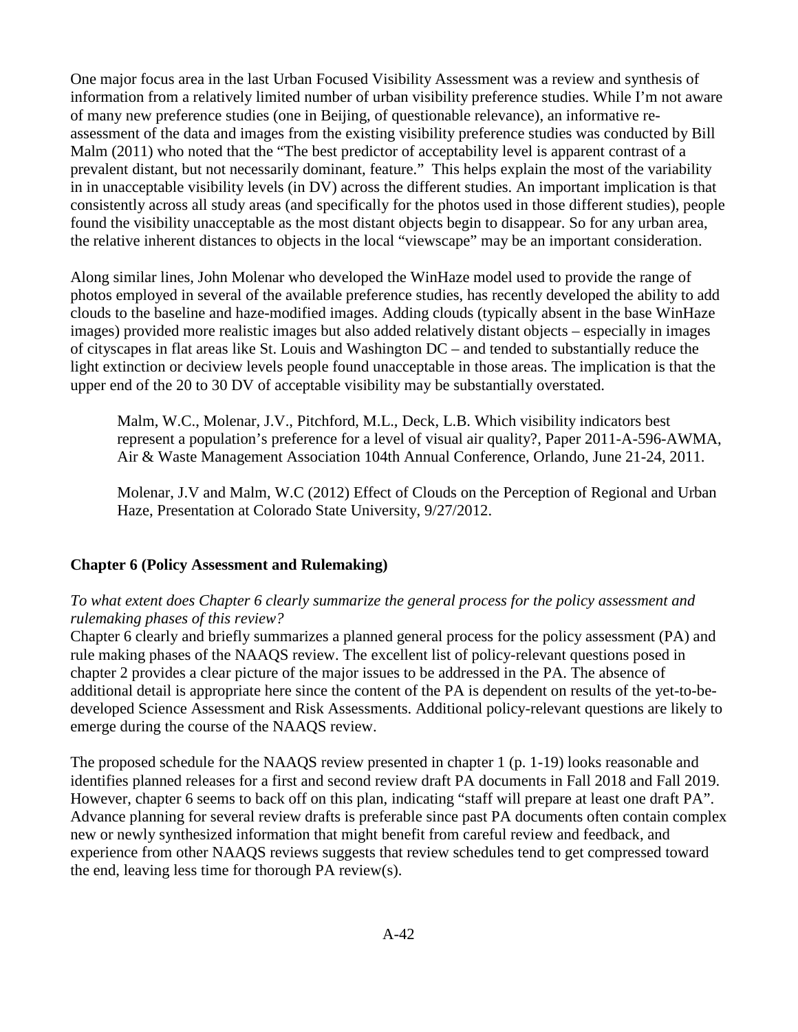One major focus area in the last Urban Focused Visibility Assessment was a review and synthesis of information from a relatively limited number of urban visibility preference studies. While I'm not aware of many new preference studies (one in Beijing, of questionable relevance), an informative re-assessment of the data and images from the existing visibility preference studies was conducted by Bill Malm (2011) who noted that the "The best predictor of acceptability level is apparent contrast of a prevalent distant, but not necessarily dominant, feature." This helps explain the most of the variability in in unacceptable visibility levels (in DV) across the different studies. An important implication is that consistently across all study areas (and specifically for the photos used in those different studies), people found the visibility unacceptable as the most distant objects begin to disappear. So for any urban area, the relative inherent distances to objects in the local "viewscape" may be an important consideration.

Along similar lines, John Molenar who developed the WinHaze model used to provide the range of photos employed in several of the available preference studies, has recently developed the ability to add clouds to the baseline and haze-modified images. Adding clouds (typically absent in the base WinHaze images) provided more realistic images but also added relatively distant objects – especially in images of cityscapes in flat areas like St. Louis and Washington DC – and tended to substantially reduce the light extinction or deciview levels people found unacceptable in those areas. The implication is that the upper end of the 20 to 30 DV of acceptable visibility may be substantially overstated.

> Malm, W.C., Molenar, J.V., Pitchford, M.L., Deck, L.B. Which visibility indicators best represent a population's preference for a level of visual air quality?, Paper 2011-A-596-AWMA, Air & Waste Management Association 104th Annual Conference, Orlando, June 21-24, 2011.
>
> Molenar, J.V and Malm, W.C (2012) Effect of Clouds on the Perception of Regional and Urban Haze, Presentation at Colorado State University, 9/27/2012.

**Chapter 6 (Policy Assessment and Rulemaking)**

*To what extent does Chapter 6 clearly summarize the general process for the policy assessment and rulemaking phases of this review?*

Chapter 6 clearly and briefly summarizes a planned general process for the policy assessment (PA) and rule making phases of the NAAQS review. The excellent list of policy-relevant questions posed in chapter 2 provides a clear picture of the major issues to be addressed in the PA. The absence of additional detail is appropriate here since the content of the PA is dependent on results of the yet-to-be-developed Science Assessment and Risk Assessments. Additional policy-relevant questions are likely to emerge during the course of the NAAQS review.

The proposed schedule for the NAAQS review presented in chapter 1 (p. 1-19) looks reasonable and identifies planned releases for a first and second review draft PA documents in Fall 2018 and Fall 2019. However, chapter 6 seems to back off on this plan, indicating "staff will prepare at least one draft PA". Advance planning for several review drafts is preferable since past PA documents often contain complex new or newly synthesized information that might benefit from careful review and feedback, and experience from other NAAQS reviews suggests that review schedules tend to get compressed toward the end, leaving less time for thorough PA review(s).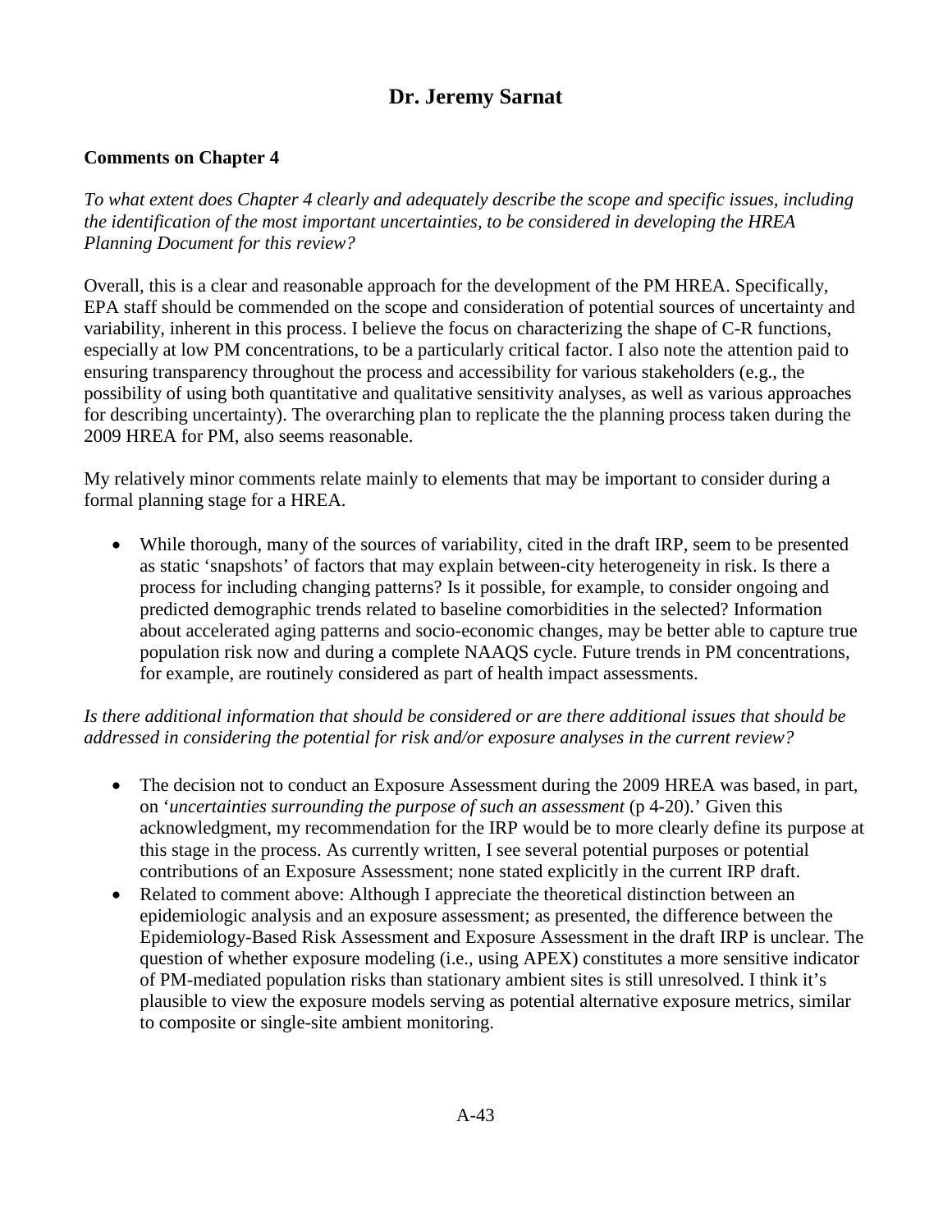## Dr. Jeremy Sarnat

**Comments on Chapter 4**

*To what extent does Chapter 4 clearly and adequately describe the scope and specific issues, including the identification of the most important uncertainties, to be considered in developing the HREA Planning Document for this review?*

Overall, this is a clear and reasonable approach for the development of the PM HREA. Specifically, EPA staff should be commended on the scope and consideration of potential sources of uncertainty and variability, inherent in this process. I believe the focus on characterizing the shape of C-R functions, especially at low PM concentrations, to be a particularly critical factor. I also note the attention paid to ensuring transparency throughout the process and accessibility for various stakeholders (e.g., the possibility of using both quantitative and qualitative sensitivity analyses, as well as various approaches for describing uncertainty). The overarching plan to replicate the the planning process taken during the 2009 HREA for PM, also seems reasonable.

My relatively minor comments relate mainly to elements that may be important to consider during a formal planning stage for a HREA.

- While thorough, many of the sources of variability, cited in the draft IRP, seem to be presented as static 'snapshots' of factors that may explain between-city heterogeneity in risk. Is there a process for including changing patterns? Is it possible, for example, to consider ongoing and predicted demographic trends related to baseline comorbidities in the selected? Information about accelerated aging patterns and socio-economic changes, may be better able to capture true population risk now and during a complete NAAQS cycle. Future trends in PM concentrations, for example, are routinely considered as part of health impact assessments.

*Is there additional information that should be considered or are there additional issues that should be addressed in considering the potential for risk and/or exposure analyses in the current review?*

- The decision not to conduct an Exposure Assessment during the 2009 HREA was based, in part, on '*uncertainties surrounding the purpose of such an assessment* (p 4-20).' Given this acknowledgment, my recommendation for the IRP would be to more clearly define its purpose at this stage in the process. As currently written, I see several potential purposes or potential contributions of an Exposure Assessment; none stated explicitly in the current IRP draft.
- Related to comment above: Although I appreciate the theoretical distinction between an epidemiologic analysis and an exposure assessment; as presented, the difference between the Epidemiology-Based Risk Assessment and Exposure Assessment in the draft IRP is unclear. The question of whether exposure modeling (i.e., using APEX) constitutes a more sensitive indicator of PM-mediated population risks than stationary ambient sites is still unresolved. I think it's plausible to view the exposure models serving as potential alternative exposure metrics, similar to composite or single-site ambient monitoring.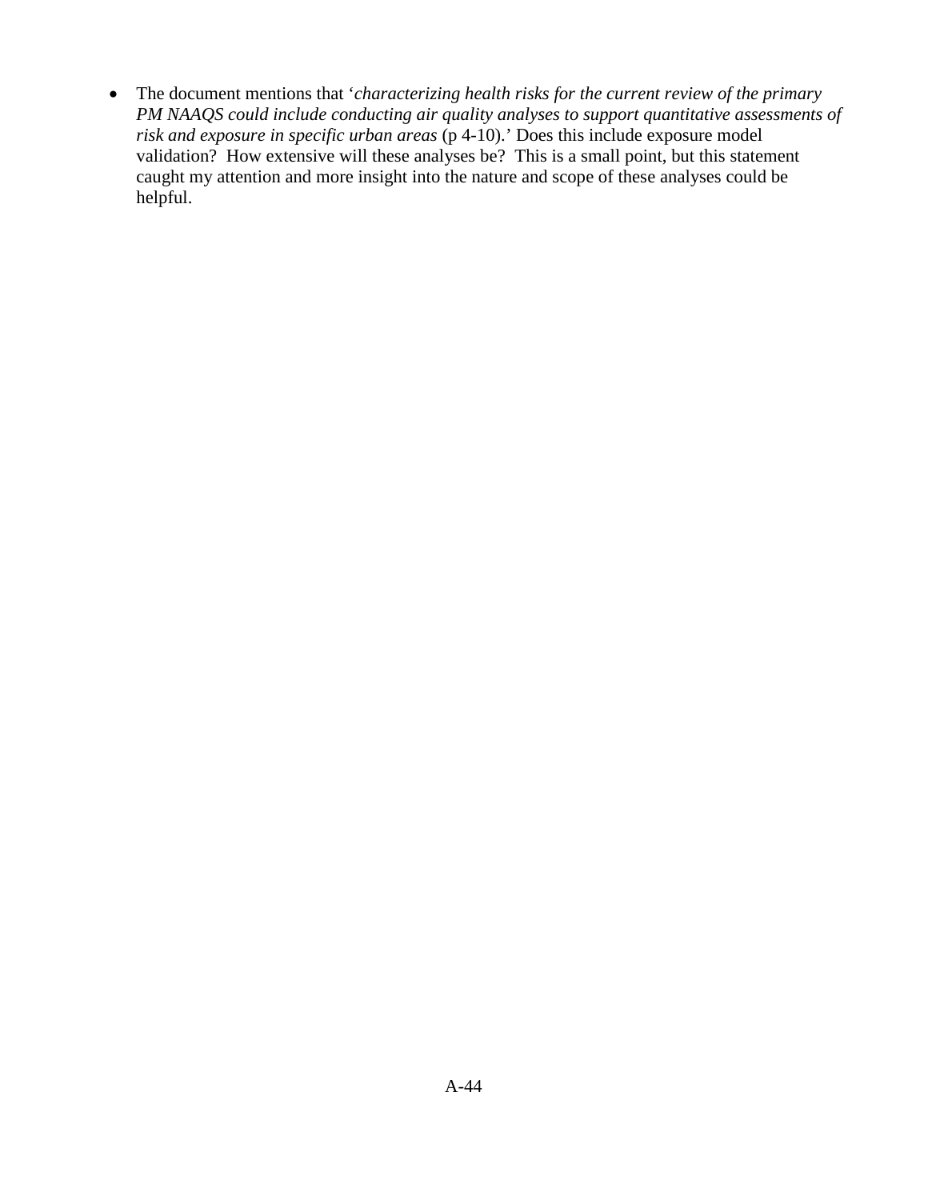- The document mentions that '*characterizing health risks for the current review of the primary PM NAAQS could include conducting air quality analyses to support quantitative assessments of risk and exposure in specific urban areas* (p 4-10).' Does this include exposure model validation? How extensive will these analyses be? This is a small point, but this statement caught my attention and more insight into the nature and scope of these analyses could be helpful.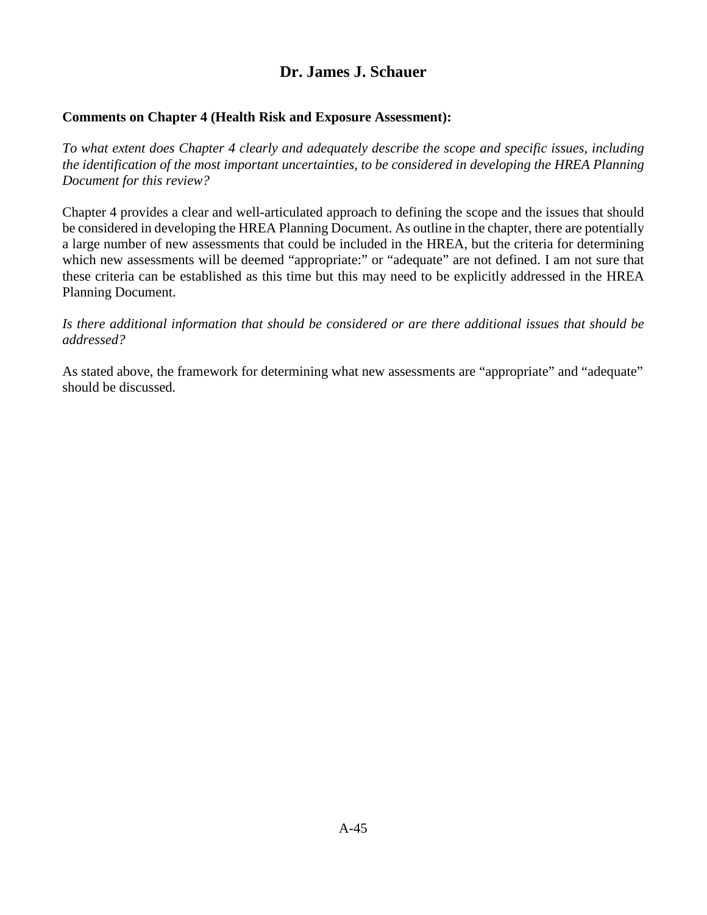## Dr. James J. Schauer

**Comments on Chapter 4 (Health Risk and Exposure Assessment):**

*To what extent does Chapter 4 clearly and adequately describe the scope and specific issues, including the identification of the most important uncertainties, to be considered in developing the HREA Planning Document for this review?*

Chapter 4 provides a clear and well-articulated approach to defining the scope and the issues that should be considered in developing the HREA Planning Document. As outline in the chapter, there are potentially a large number of new assessments that could be included in the HREA, but the criteria for determining which new assessments will be deemed "appropriate:" or "adequate" are not defined. I am not sure that these criteria can be established as this time but this may need to be explicitly addressed in the HREA Planning Document.

*Is there additional information that should be considered or are there additional issues that should be addressed?*

As stated above, the framework for determining what new assessments are "appropriate" and "adequate" should be discussed.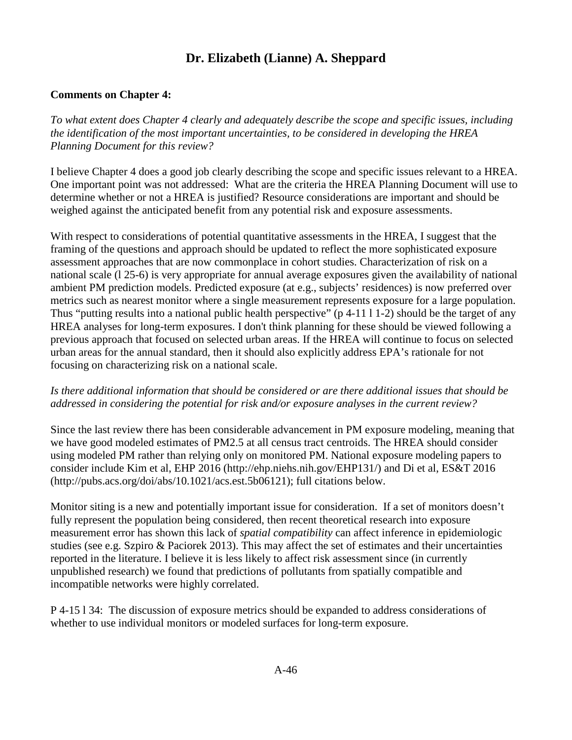# Dr. Elizabeth (Lianne) A. Sheppard

**Comments on Chapter 4:**

*To what extent does Chapter 4 clearly and adequately describe the scope and specific issues, including the identification of the most important uncertainties, to be considered in developing the HREA Planning Document for this review?*

I believe Chapter 4 does a good job clearly describing the scope and specific issues relevant to a HREA. One important point was not addressed: What are the criteria the HREA Planning Document will use to determine whether or not a HREA is justified? Resource considerations are important and should be weighed against the anticipated benefit from any potential risk and exposure assessments.

With respect to considerations of potential quantitative assessments in the HREA, I suggest that the framing of the questions and approach should be updated to reflect the more sophisticated exposure assessment approaches that are now commonplace in cohort studies. Characterization of risk on a national scale (l 25-6) is very appropriate for annual average exposures given the availability of national ambient PM prediction models. Predicted exposure (at e.g., subjects' residences) is now preferred over metrics such as nearest monitor where a single measurement represents exposure for a large population. Thus "putting results into a national public health perspective" (p 4-11 l 1-2) should be the target of any HREA analyses for long-term exposures. I don't think planning for these should be viewed following a previous approach that focused on selected urban areas. If the HREA will continue to focus on selected urban areas for the annual standard, then it should also explicitly address EPA's rationale for not focusing on characterizing risk on a national scale.

*Is there additional information that should be considered or are there additional issues that should be addressed in considering the potential for risk and/or exposure analyses in the current review?*

Since the last review there has been considerable advancement in PM exposure modeling, meaning that we have good modeled estimates of $PM_{2.5}$ at all census tract centroids. The HREA should consider using modeled PM rather than relying only on monitored PM. National exposure modeling papers to consider include Kim et al, EHP 2016 (http://ehp.niehs.nih.gov/EHP131/) and Di et al, ES&T 2016 (http://pubs.acs.org/doi/abs/10.1021/acs.est.5b06121); full citations below.

Monitor siting is a new and potentially important issue for consideration. If a set of monitors doesn't fully represent the population being considered, then recent theoretical research into exposure measurement error has shown this lack of *spatial compatibility* can affect inference in epidemiologic studies (see e.g. Szpiro & Paciorek 2013). This may affect the set of estimates and their uncertainties reported in the literature. I believe it is less likely to affect risk assessment since (in currently unpublished research) we found that predictions of pollutants from spatially compatible and incompatible networks were highly correlated.

P 4-15 l 34: The discussion of exposure metrics should be expanded to address considerations of whether to use individual monitors or modeled surfaces for long-term exposure.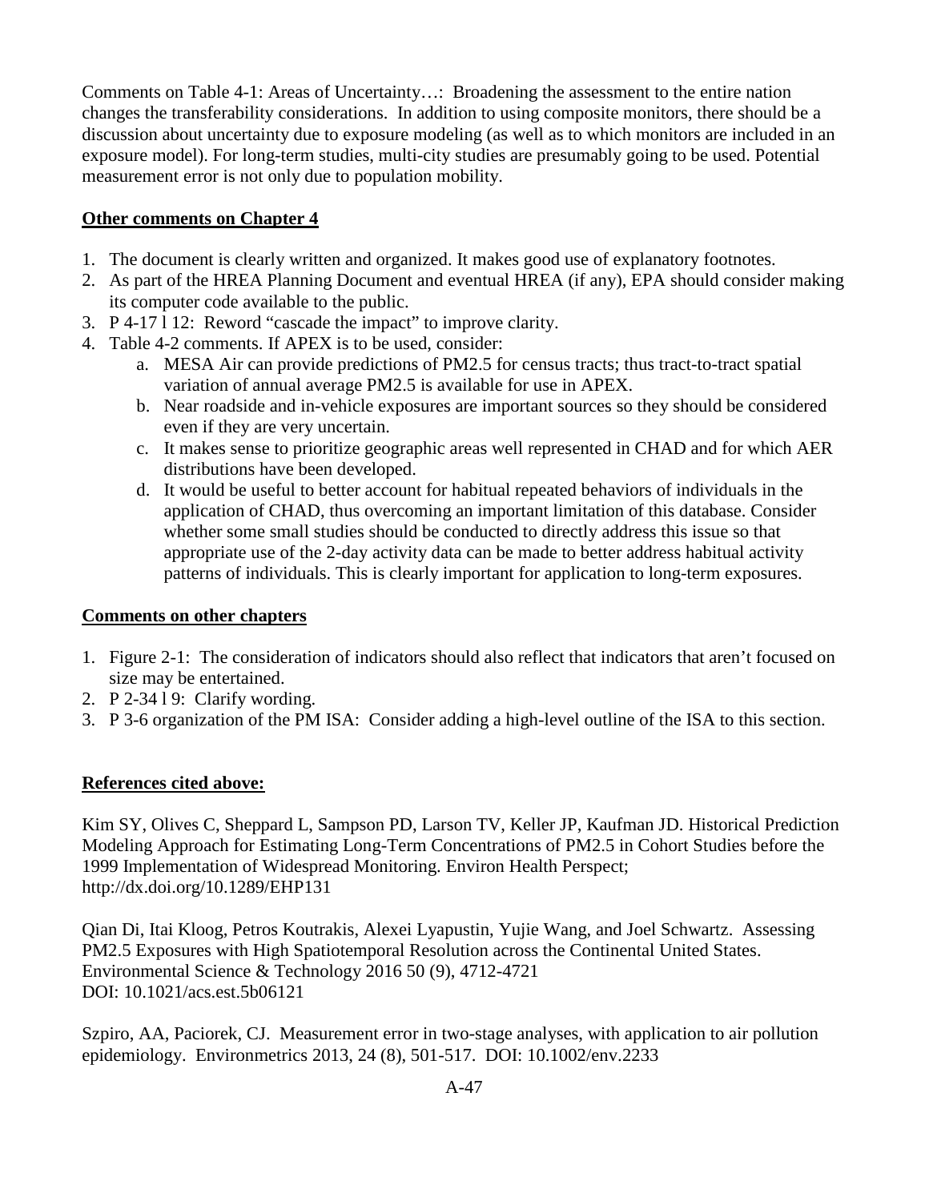Comments on Table 4-1: Areas of Uncertainty…: Broadening the assessment to the entire nation changes the transferability considerations. In addition to using composite monitors, there should be a discussion about uncertainty due to exposure modeling (as well as to which monitors are included in an exposure model). For long-term studies, multi-city studies are presumably going to be used. Potential measurement error is not only due to population mobility.

**Other comments on Chapter 4**

1. The document is clearly written and organized. It makes good use of explanatory footnotes.
2. As part of the HREA Planning Document and eventual HREA (if any), EPA should consider making its computer code available to the public.
3. P 4-17 l 12: Reword "cascade the impact" to improve clarity.
4. Table 4-2 comments. If APEX is to be used, consider:
   a. MESA Air can provide predictions of PM2.5 for census tracts; thus tract-to-tract spatial variation of annual average PM2.5 is available for use in APEX.
   b. Near roadside and in-vehicle exposures are important sources so they should be considered even if they are very uncertain.
   c. It makes sense to prioritize geographic areas well represented in CHAD and for which AER distributions have been developed.
   d. It would be useful to better account for habitual repeated behaviors of individuals in the application of CHAD, thus overcoming an important limitation of this database. Consider whether some small studies should be conducted to directly address this issue so that appropriate use of the 2-day activity data can be made to better address habitual activity patterns of individuals. This is clearly important for application to long-term exposures.

**Comments on other chapters**

1. Figure 2-1: The consideration of indicators should also reflect that indicators that aren't focused on size may be entertained.
2. P 2-34 l 9: Clarify wording.
3. P 3-6 organization of the PM ISA: Consider adding a high-level outline of the ISA to this section.

**References cited above:**

Kim SY, Olives C, Sheppard L, Sampson PD, Larson TV, Keller JP, Kaufman JD. Historical Prediction Modeling Approach for Estimating Long-Term Concentrations of PM2.5 in Cohort Studies before the 1999 Implementation of Widespread Monitoring. Environ Health Perspect; http://dx.doi.org/10.1289/EHP131

Qian Di, Itai Kloog, Petros Koutrakis, Alexei Lyapustin, Yujie Wang, and Joel Schwartz. Assessing PM2.5 Exposures with High Spatiotemporal Resolution across the Continental United States. Environmental Science & Technology 2016 50 (9), 4712-4721
DOI: 10.1021/acs.est.5b06121

Szpiro, AA, Paciorek, CJ. Measurement error in two-stage analyses, with application to air pollution epidemiology. Environmetrics 2013, 24 (8), 501-517. DOI: 10.1002/env.2233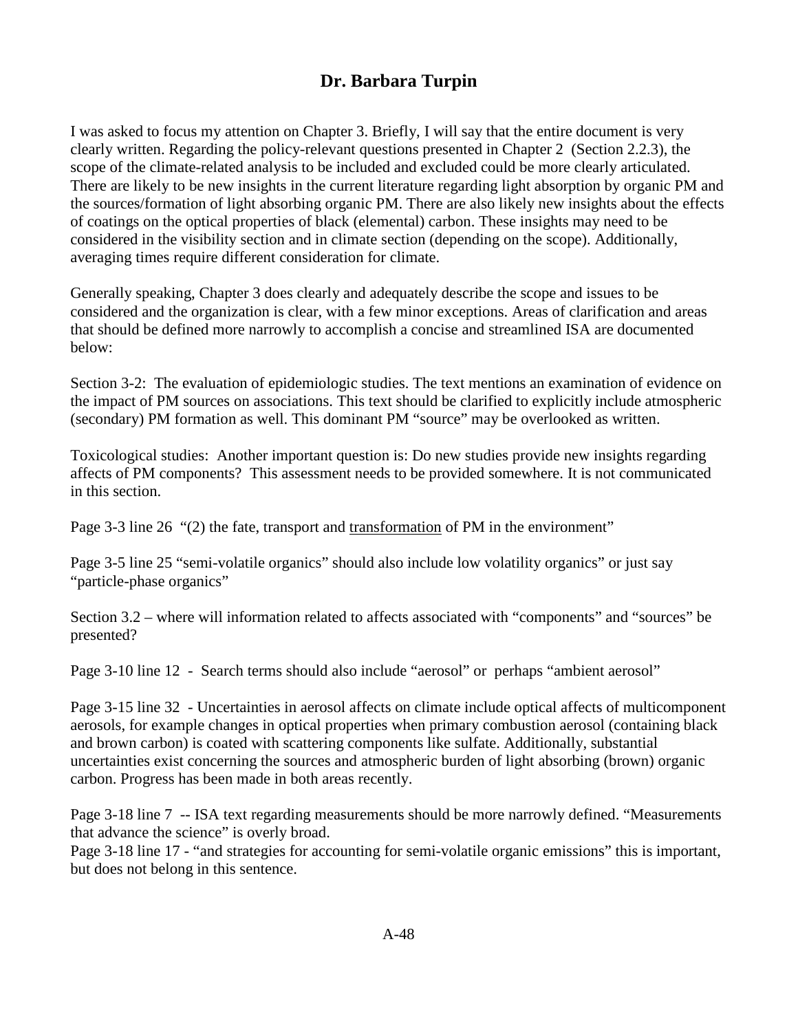## Dr. Barbara Turpin

I was asked to focus my attention on Chapter 3. Briefly, I will say that the entire document is very clearly written. Regarding the policy-relevant questions presented in Chapter 2 (Section 2.2.3), the scope of the climate-related analysis to be included and excluded could be more clearly articulated. There are likely to be new insights in the current literature regarding light absorption by organic PM and the sources/formation of light absorbing organic PM. There are also likely new insights about the effects of coatings on the optical properties of black (elemental) carbon. These insights may need to be considered in the visibility section and in climate section (depending on the scope). Additionally, averaging times require different consideration for climate.

Generally speaking, Chapter 3 does clearly and adequately describe the scope and issues to be considered and the organization is clear, with a few minor exceptions. Areas of clarification and areas that should be defined more narrowly to accomplish a concise and streamlined ISA are documented below:

Section 3-2: The evaluation of epidemiologic studies. The text mentions an examination of evidence on the impact of PM sources on associations. This text should be clarified to explicitly include atmospheric (secondary) PM formation as well. This dominant PM "source" may be overlooked as written.

Toxicological studies: Another important question is: Do new studies provide new insights regarding affects of PM components? This assessment needs to be provided somewhere. It is not communicated in this section.

Page 3-3 line 26 "(2) the fate, transport and <u>transformation</u> of PM in the environment"

Page 3-5 line 25 "semi-volatile organics" should also include low volatility organics" or just say "particle-phase organics"

Section 3.2 – where will information related to affects associated with "components" and "sources" be presented?

Page 3-10 line 12 - Search terms should also include "aerosol" or perhaps "ambient aerosol"

Page 3-15 line 32 - Uncertainties in aerosol affects on climate include optical affects of multicomponent aerosols, for example changes in optical properties when primary combustion aerosol (containing black and brown carbon) is coated with scattering components like sulfate. Additionally, substantial uncertainties exist concerning the sources and atmospheric burden of light absorbing (brown) organic carbon. Progress has been made in both areas recently.

Page 3-18 line 7 -- ISA text regarding measurements should be more narrowly defined. "Measurements that advance the science" is overly broad.
Page 3-18 line 17 - "and strategies for accounting for semi-volatile organic emissions" this is important, but does not belong in this sentence.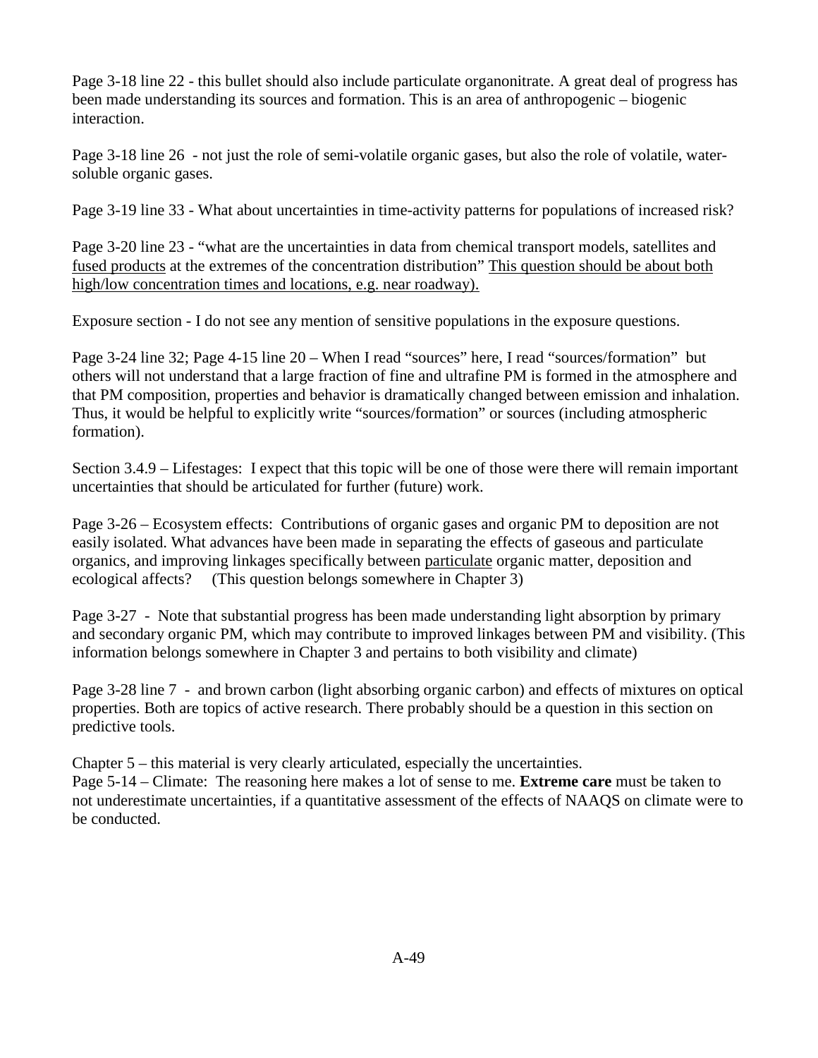Page 3-18 line 22 - this bullet should also include particulate organonitrate. A great deal of progress has been made understanding its sources and formation. This is an area of anthropogenic – biogenic interaction.

Page 3-18 line 26 - not just the role of semi-volatile organic gases, but also the role of volatile, water-soluble organic gases.

Page 3-19 line 33 - What about uncertainties in time-activity patterns for populations of increased risk?

Page 3-20 line 23 - "what are the uncertainties in data from chemical transport models, satellites and <u>fused products</u> at the extremes of the concentration distribution" <u>This question should be about both high/low concentration times and locations, e.g. near roadway).</u>

Exposure section - I do not see any mention of sensitive populations in the exposure questions.

Page 3-24 line 32; Page 4-15 line 20 – When I read "sources" here, I read "sources/formation" but others will not understand that a large fraction of fine and ultrafine PM is formed in the atmosphere and that PM composition, properties and behavior is dramatically changed between emission and inhalation. Thus, it would be helpful to explicitly write "sources/formation" or sources (including atmospheric formation).

Section 3.4.9 – Lifestages: I expect that this topic will be one of those were there will remain important uncertainties that should be articulated for further (future) work.

Page 3-26 – Ecosystem effects: Contributions of organic gases and organic PM to deposition are not easily isolated. What advances have been made in separating the effects of gaseous and particulate organics, and improving linkages specifically between <u>particulate</u> organic matter, deposition and ecological affects? (This question belongs somewhere in Chapter 3)

Page 3-27 - Note that substantial progress has been made understanding light absorption by primary and secondary organic PM, which may contribute to improved linkages between PM and visibility. (This information belongs somewhere in Chapter 3 and pertains to both visibility and climate)

Page 3-28 line 7 - and brown carbon (light absorbing organic carbon) and effects of mixtures on optical properties. Both are topics of active research. There probably should be a question in this section on predictive tools.

Chapter 5 – this material is very clearly articulated, especially the uncertainties.
Page 5-14 – Climate: The reasoning here makes a lot of sense to me. **Extreme care** must be taken to not underestimate uncertainties, if a quantitative assessment of the effects of NAAQS on climate were to be conducted.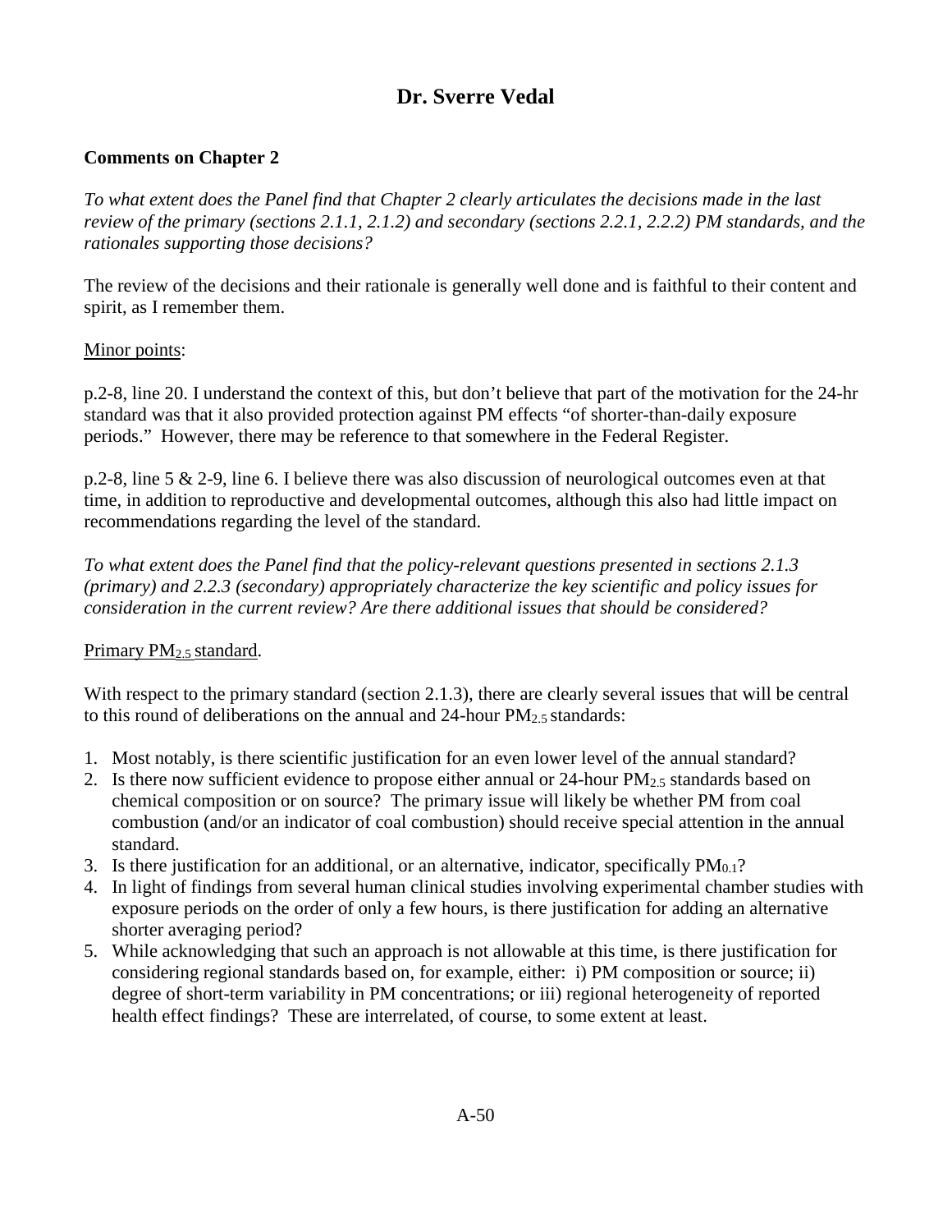# Dr. Sverre Vedal

**Comments on Chapter 2**

*To what extent does the Panel find that Chapter 2 clearly articulates the decisions made in the last review of the primary (sections 2.1.1, 2.1.2) and secondary (sections 2.2.1, 2.2.2) PM standards, and the rationales supporting those decisions?*

The review of the decisions and their rationale is generally well done and is faithful to their content and spirit, as I remember them.

Minor points:

p.2-8, line 20. I understand the context of this, but don't believe that part of the motivation for the 24-hr standard was that it also provided protection against PM effects "of shorter-than-daily exposure periods." However, there may be reference to that somewhere in the Federal Register.

p.2-8, line 5 & 2-9, line 6. I believe there was also discussion of neurological outcomes even at that time, in addition to reproductive and developmental outcomes, although this also had little impact on recommendations regarding the level of the standard.

*To what extent does the Panel find that the policy-relevant questions presented in sections 2.1.3 (primary) and 2.2.3 (secondary) appropriately characterize the key scientific and policy issues for consideration in the current review? Are there additional issues that should be considered?*

Primary $PM_{2.5}$ standard.

With respect to the primary standard (section 2.1.3), there are clearly several issues that will be central to this round of deliberations on the annual and 24-hour $PM_{2.5}$ standards:

1. Most notably, is there scientific justification for an even lower level of the annual standard?
2. Is there now sufficient evidence to propose either annual or 24-hour $PM_{2.5}$ standards based on chemical composition or on source? The primary issue will likely be whether PM from coal combustion (and/or an indicator of coal combustion) should receive special attention in the annual standard.
3. Is there justification for an additional, or an alternative, indicator, specifically $PM_{0.1}$?
4. In light of findings from several human clinical studies involving experimental chamber studies with exposure periods on the order of only a few hours, is there justification for adding an alternative shorter averaging period?
5. While acknowledging that such an approach is not allowable at this time, is there justification for considering regional standards based on, for example, either: i) PM composition or source; ii) degree of short-term variability in PM concentrations; or iii) regional heterogeneity of reported health effect findings? These are interrelated, of course, to some extent at least.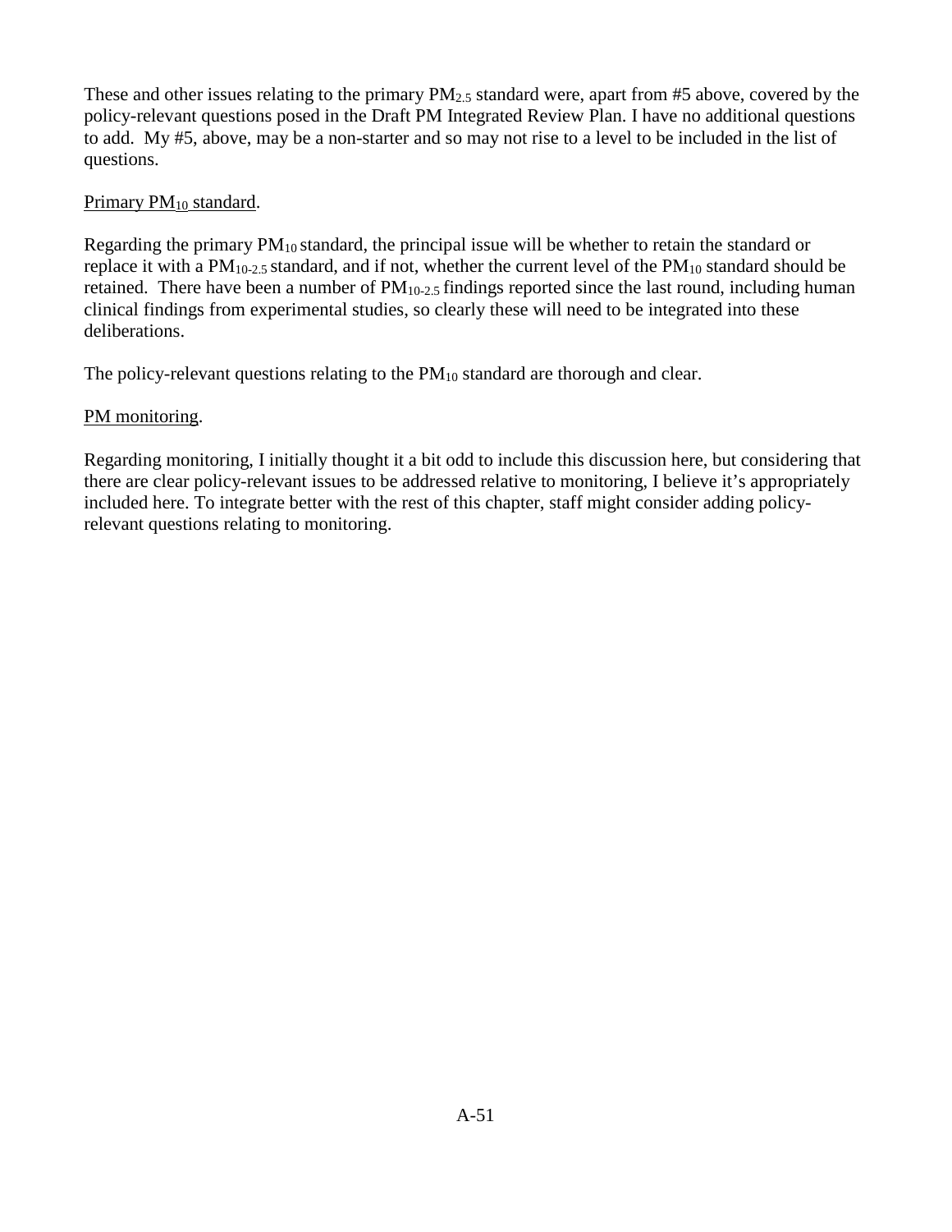These and other issues relating to the primary $PM_{2.5}$ standard were, apart from #5 above, covered by the policy-relevant questions posed in the Draft PM Integrated Review Plan. I have no additional questions to add. My #5, above, may be a non-starter and so may not rise to a level to be included in the list of questions.

<u>Primary $PM_{10}$ standard</u>.

Regarding the primary $PM_{10}$ standard, the principal issue will be whether to retain the standard or replace it with a $PM_{10-2.5}$ standard, and if not, whether the current level of the $PM_{10}$ standard should be retained. There have been a number of $PM_{10-2.5}$ findings reported since the last round, including human clinical findings from experimental studies, so clearly these will need to be integrated into these deliberations.

The policy-relevant questions relating to the $PM_{10}$ standard are thorough and clear.

<u>PM monitoring</u>.

Regarding monitoring, I initially thought it a bit odd to include this discussion here, but considering that there are clear policy-relevant issues to be addressed relative to monitoring, I believe it's appropriately included here. To integrate better with the rest of this chapter, staff might consider adding policy-relevant questions relating to monitoring.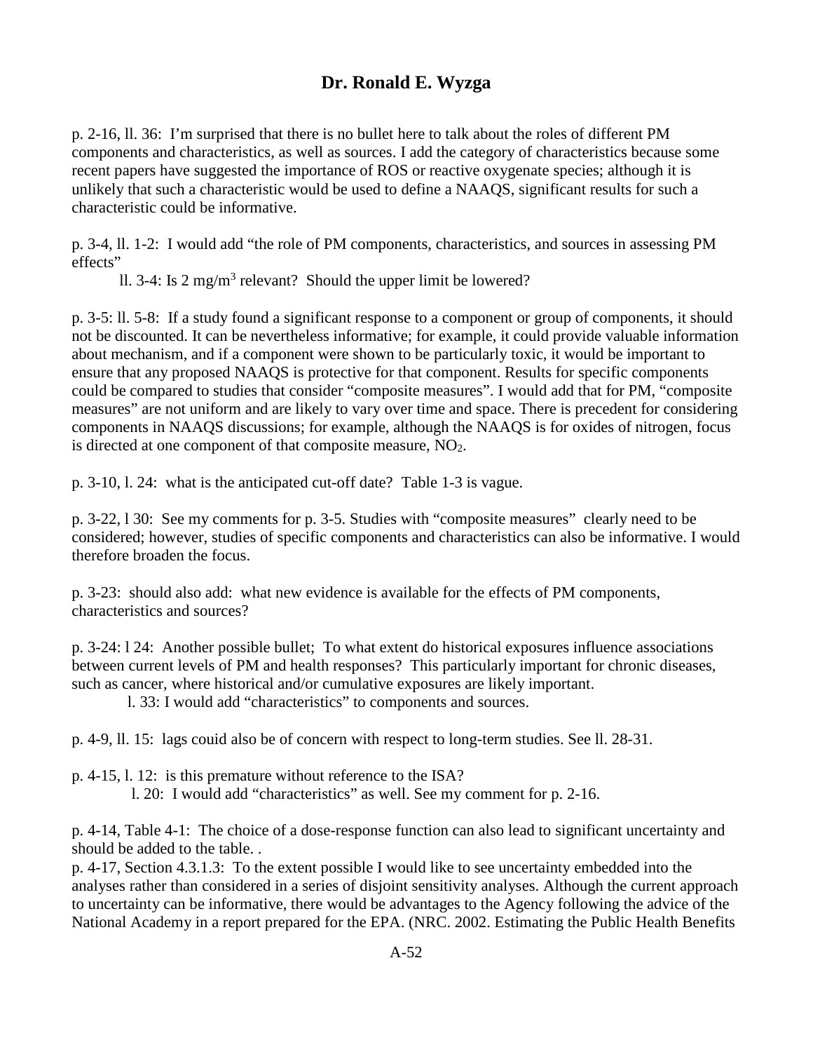## Dr. Ronald E. Wyzga

p. 2-16, ll. 36: I'm surprised that there is no bullet here to talk about the roles of different PM components and characteristics, as well as sources. I add the category of characteristics because some recent papers have suggested the importance of ROS or reactive oxygenate species; although it is unlikely that such a characteristic would be used to define a NAAQS, significant results for such a characteristic could be informative.

p. 3-4, ll. 1-2: I would add "the role of PM components, characteristics, and sources in assessing PM effects"

ll. 3-4: Is 2 $mg/m^3$ relevant? Should the upper limit be lowered?

p. 3-5: ll. 5-8: If a study found a significant response to a component or group of components, it should not be discounted. It can be nevertheless informative; for example, it could provide valuable information about mechanism, and if a component were shown to be particularly toxic, it would be important to ensure that any proposed NAAQS is protective for that component. Results for specific components could be compared to studies that consider "composite measures". I would add that for PM, "composite measures" are not uniform and are likely to vary over time and space. There is precedent for considering components in NAAQS discussions; for example, although the NAAQS is for oxides of nitrogen, focus is directed at one component of that composite measure, $NO_2$.

p. 3-10, l. 24: what is the anticipated cut-off date? Table 1-3 is vague.

p. 3-22, l 30: See my comments for p. 3-5. Studies with "composite measures" clearly need to be considered; however, studies of specific components and characteristics can also be informative. I would therefore broaden the focus.

p. 3-23: should also add: what new evidence is available for the effects of PM components, characteristics and sources?

p. 3-24: l 24: Another possible bullet; To what extent do historical exposures influence associations between current levels of PM and health responses? This particularly important for chronic diseases, such as cancer, where historical and/or cumulative exposures are likely important.

l. 33: I would add "characteristics" to components and sources.

p. 4-9, ll. 15: lags couid also be of concern with respect to long-term studies. See ll. 28-31.

p. 4-15, l. 12: is this premature without reference to the ISA?

l. 20: I would add "characteristics" as well. See my comment for p. 2-16.

p. 4-14, Table 4-1: The choice of a dose-response function can also lead to significant uncertainty and should be added to the table. .

p. 4-17, Section 4.3.1.3: To the extent possible I would like to see uncertainty embedded into the analyses rather than considered in a series of disjoint sensitivity analyses. Although the current approach to uncertainty can be informative, there would be advantages to the Agency following the advice of the National Academy in a report prepared for the EPA. (NRC. 2002. Estimating the Public Health Benefits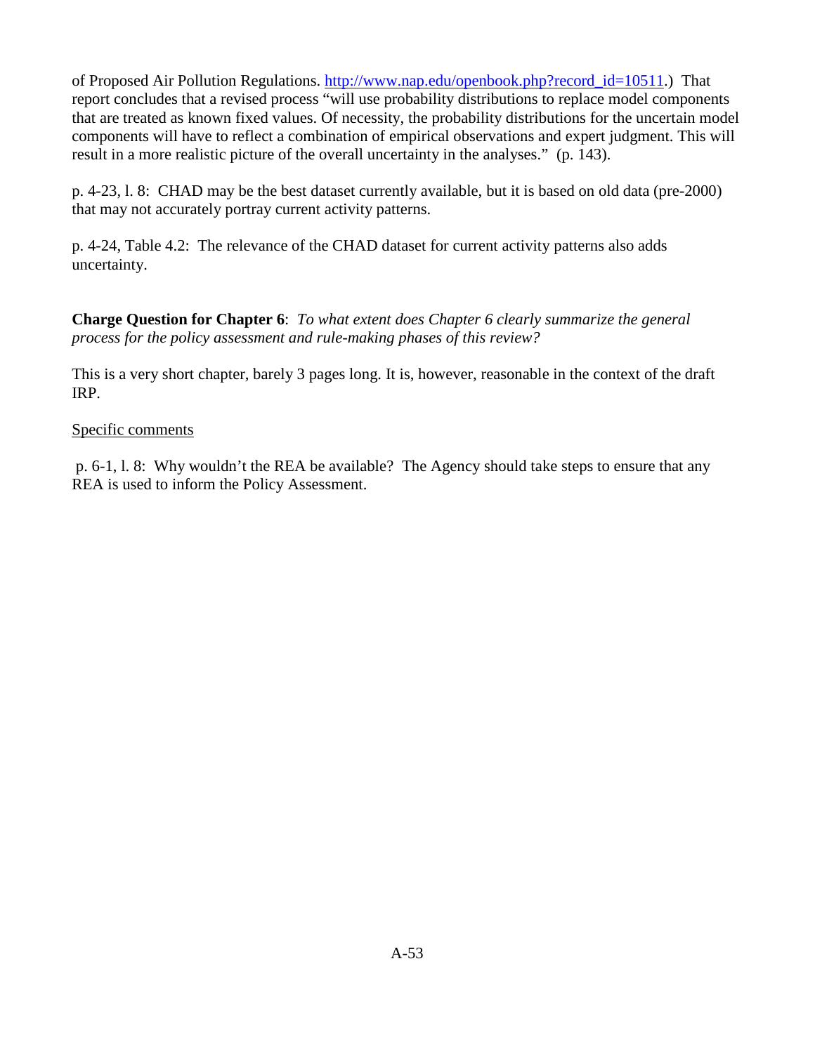of Proposed Air Pollution Regulations. http://www.nap.edu/openbook.php?record_id=10511.) That report concludes that a revised process "will use probability distributions to replace model components that are treated as known fixed values. Of necessity, the probability distributions for the uncertain model components will have to reflect a combination of empirical observations and expert judgment. This will result in a more realistic picture of the overall uncertainty in the analyses." (p. 143).

p. 4-23, l. 8: CHAD may be the best dataset currently available, but it is based on old data (pre-2000) that may not accurately portray current activity patterns.

p. 4-24, Table 4.2: The relevance of the CHAD dataset for current activity patterns also adds uncertainty.

**Charge Question for Chapter 6**: *To what extent does Chapter 6 clearly summarize the general process for the policy assessment and rule-making phases of this review?*

This is a very short chapter, barely 3 pages long. It is, however, reasonable in the context of the draft IRP.

<u>Specific comments</u>

p. 6-1, l. 8: Why wouldn't the REA be available? The Agency should take steps to ensure that any REA is used to inform the Policy Assessment.